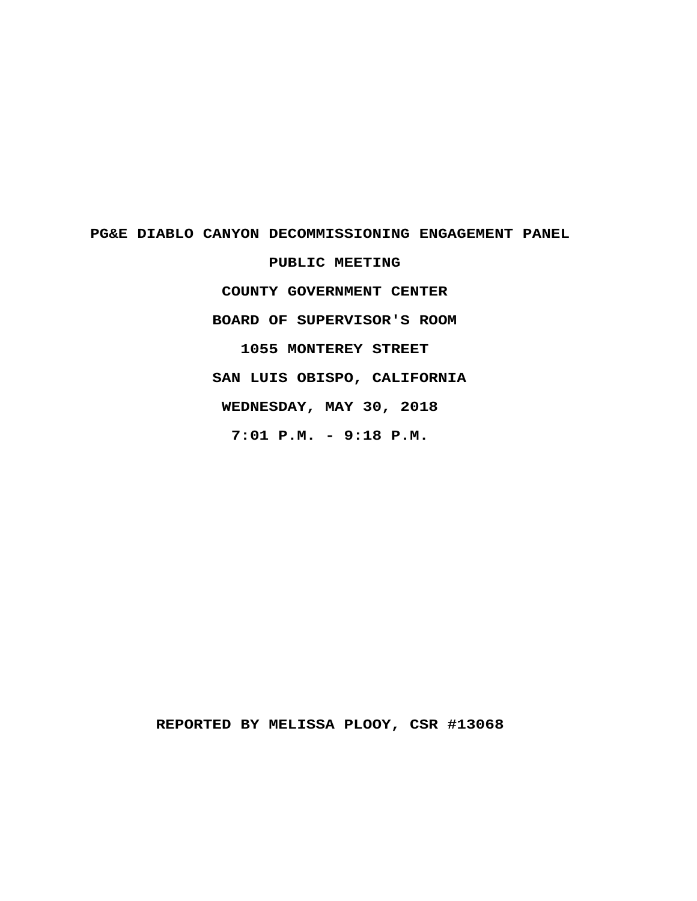**PG&E DIABLO CANYON DECOMMISSIONING ENGAGEMENT PANEL**

**PUBLIC MEETING**

**COUNTY GOVERNMENT CENTER**

**BOARD OF SUPERVISOR'S ROOM**

**1055 MONTEREY STREET**

**SAN LUIS OBISPO, CALIFORNIA**

**WEDNESDAY, MAY 30, 2018**

**7:01 P.M. - 9:18 P.M.**

**REPORTED BY MELISSA PLOOY, CSR #13068**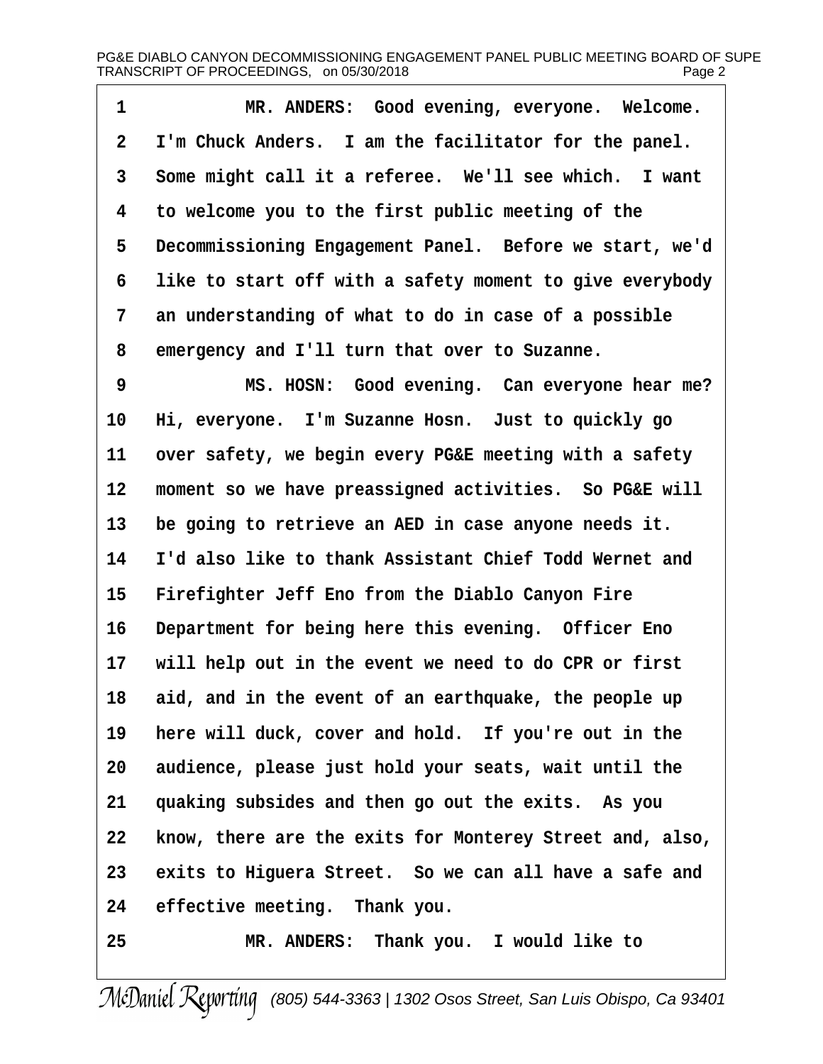1 MR. ANDERS: Good evening, everyone. Welcome.
2 I'm Chuck Anders. I am the facilitator for the panel.
3 Some might call it a referee. We'll see which. I want
4 to welcome you to the first public meeting of the
5 Decommissioning Engagement Panel. Before we start, we'd
6 like to start off with a safety moment to give everybody
7 an understanding of what to do in case of a possible
8 emergency and I'll turn that over to Suzanne.
9 MS. HOSN: Good evening. Can everyone hear me?
10 Hi, everyone. I'm Suzanne Hosn. Just to quickly go
11 over safety, we begin every PG&E meeting with a safety
12 moment so we have preassigned activities. So PG&E will
13 be going to retrieve an AED in case anyone needs it.
14 I'd also like to thank Assistant Chief Todd Wernet and
15 Firefighter Jeff Eno from the Diablo Canyon Fire
16 Department for being here this evening. Officer Eno
17 will help out in the event we need to do CPR or first
18 aid, and in the event of an earthquake, the people up
19 here will duck, cover and hold. If you're out in the
20 audience, please just hold your seats, wait until the
21 quaking subsides and then go out the exits. As you
22 know, there are the exits for Monterey Street and, also,
23 exits to Higuera Street. So we can all have a safe and
24 effective meeting. Thank you.
25 MR. ANDERS: Thank you. I would like to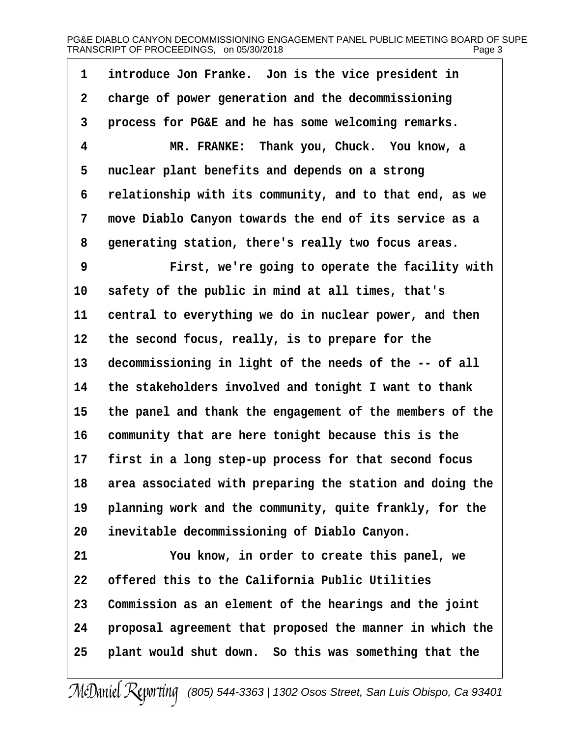1 introduce Jon Franke. Jon is the vice president in
2 charge of power generation and the decommissioning
3 process for PG&E and he has some welcoming remarks.
4 MR. FRANKE: Thank you, Chuck. You know, a
5 nuclear plant benefits and depends on a strong
6 relationship with its community, and to that end, as we
7 move Diablo Canyon towards the end of its service as a
8 generating station, there's really two focus areas.
9 First, we're going to operate the facility with
10 safety of the public in mind at all times, that's
11 central to everything we do in nuclear power, and then
12 the second focus, really, is to prepare for the
13 decommissioning in light of the needs of the -- of all
14 the stakeholders involved and tonight I want to thank
15 the panel and thank the engagement of the members of the
16 community that are here tonight because this is the
17 first in a long step-up process for that second focus
18 area associated with preparing the station and doing the
19 planning work and the community, quite frankly, for the
20 inevitable decommissioning of Diablo Canyon.
21 You know, in order to create this panel, we
22 offered this to the California Public Utilities
23 Commission as an element of the hearings and the joint
24 proposal agreement that proposed the manner in which the
25 plant would shut down. So this was something that the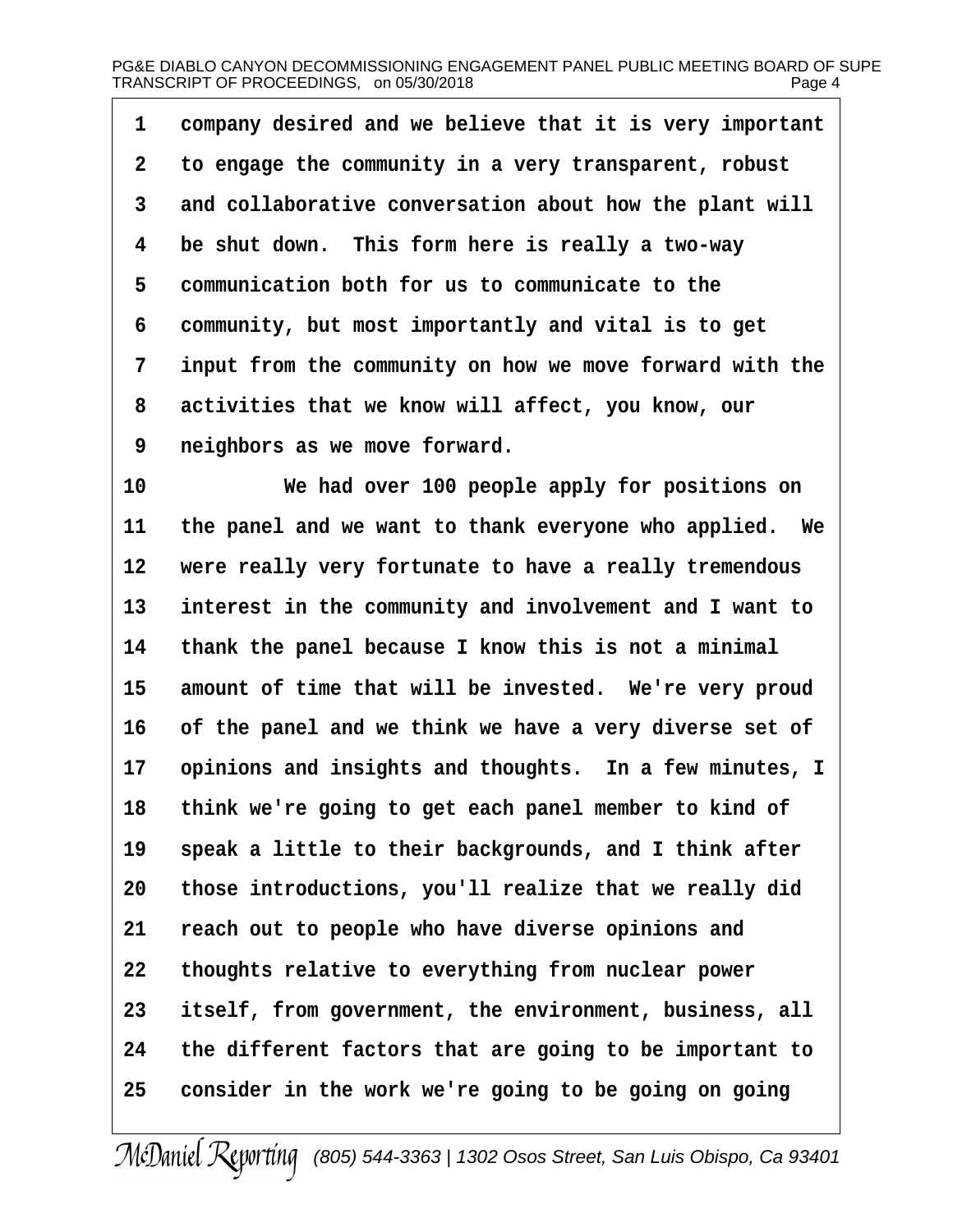company desired and we believe that it is very important to engage the community in a very transparent, robust and collaborative conversation about how the plant will be shut down. This form here is really a two-way communication both for us to communicate to the community, but most importantly and vital is to get input from the community on how we move forward with the activities that we know will affect, you know, our neighbors as we move forward.

We had over 100 people apply for positions on the panel and we want to thank everyone who applied. We were really very fortunate to have a really tremendous interest in the community and involvement and I want to thank the panel because I know this is not a minimal amount of time that will be invested. We're very proud of the panel and we think we have a very diverse set of opinions and insights and thoughts. In a few minutes, I think we're going to get each panel member to kind of speak a little to their backgrounds, and I think after those introductions, you'll realize that we really did reach out to people who have diverse opinions and thoughts relative to everything from nuclear power itself, from government, the environment, business, all the different factors that are going to be important to consider in the work we're going to be going on going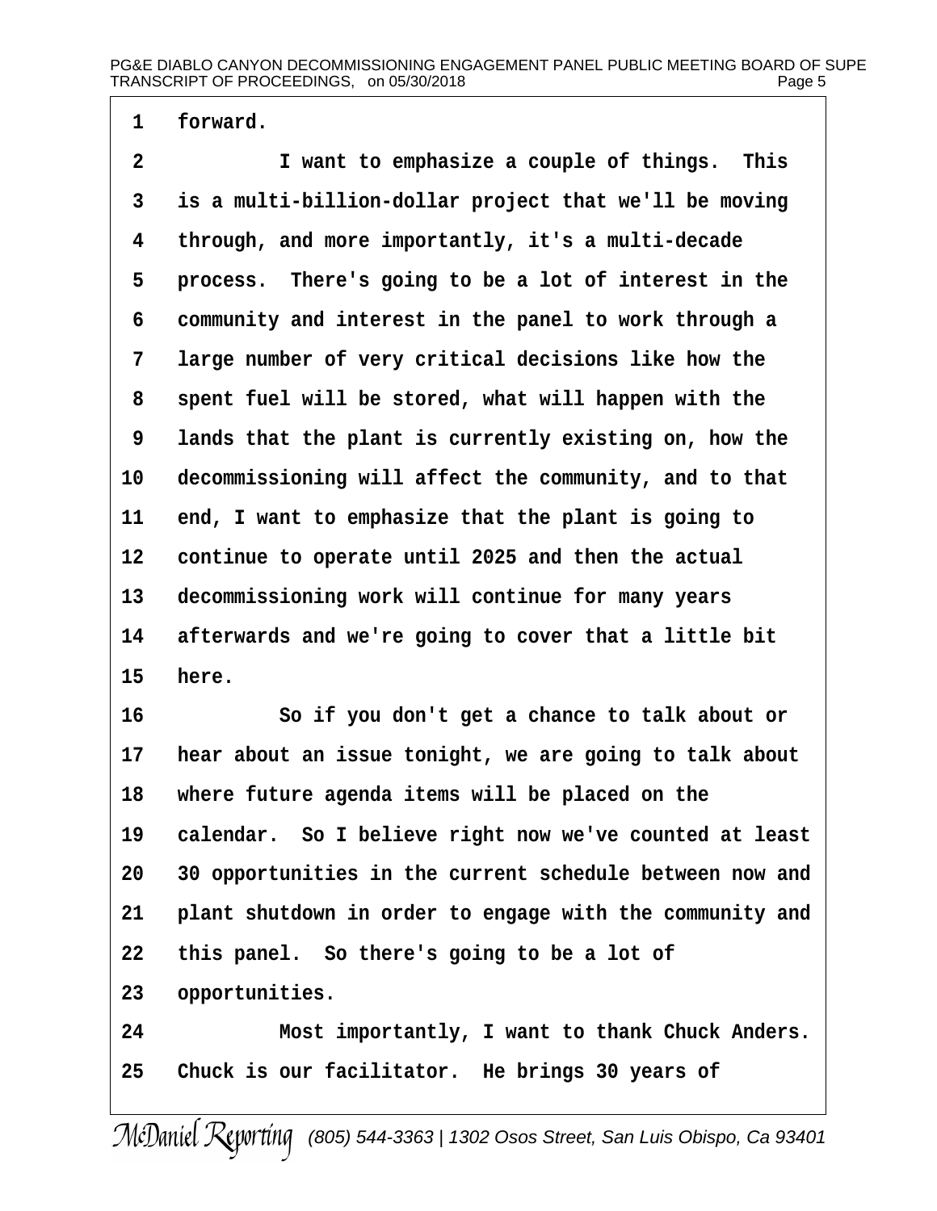forward.

I want to emphasize a couple of things. This is a multi-billion-dollar project that we'll be moving through, and more importantly, it's a multi-decade process. There's going to be a lot of interest in the community and interest in the panel to work through a large number of very critical decisions like how the spent fuel will be stored, what will happen with the lands that the plant is currently existing on, how the decommissioning will affect the community, and to that end, I want to emphasize that the plant is going to continue to operate until 2025 and then the actual decommissioning work will continue for many years afterwards and we're going to cover that a little bit here.

So if you don't get a chance to talk about or hear about an issue tonight, we are going to talk about where future agenda items will be placed on the calendar. So I believe right now we've counted at least 30 opportunities in the current schedule between now and plant shutdown in order to engage with the community and this panel. So there's going to be a lot of opportunities.

Most importantly, I want to thank Chuck Anders. Chuck is our facilitator. He brings 30 years of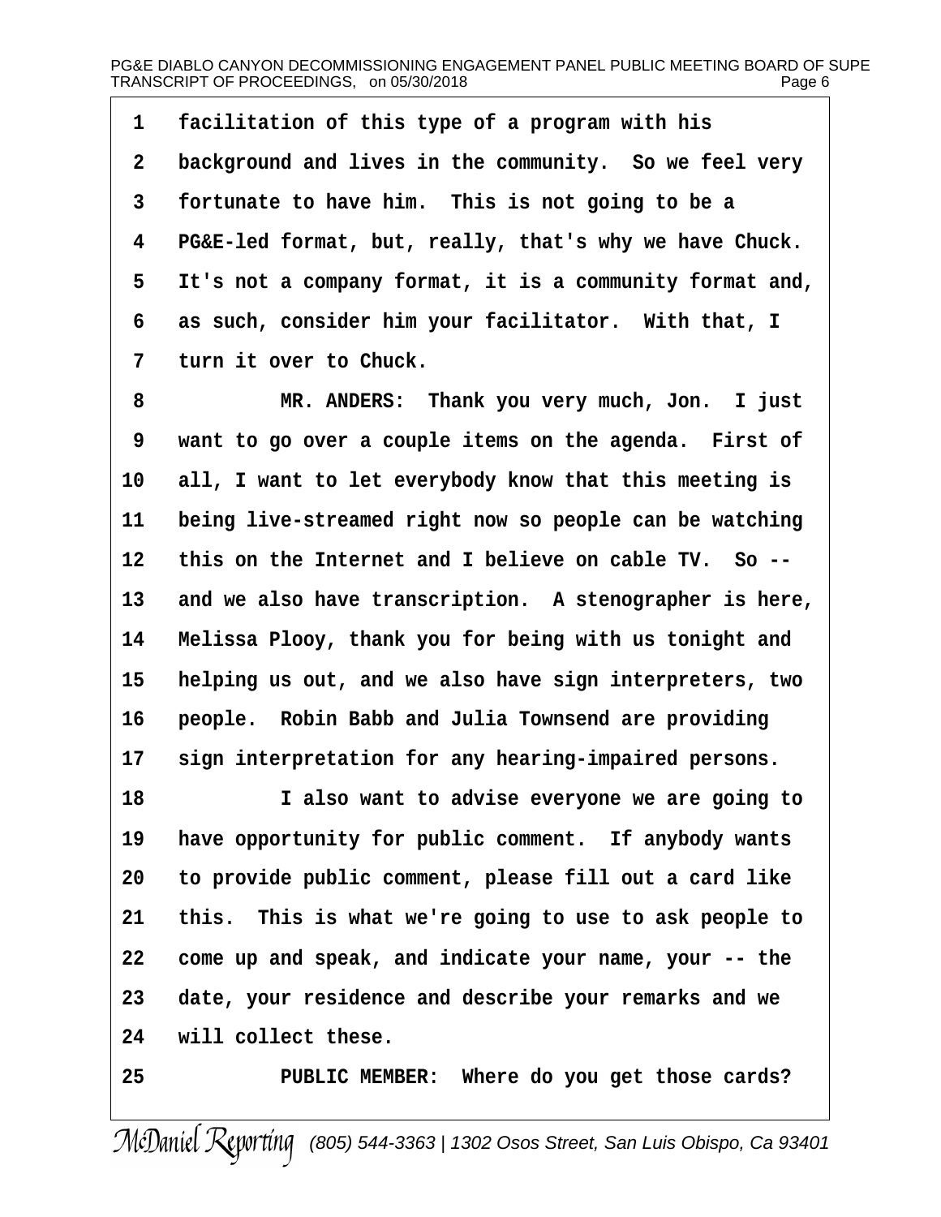1 facilitation of this type of a program with his
2 background and lives in the community. So we feel very
3 fortunate to have him. This is not going to be a
4 PG&E-led format, but, really, that's why we have Chuck.
5 It's not a company format, it is a community format and,
6 as such, consider him your facilitator. With that, I
7 turn it over to Chuck.

8 MR. ANDERS: Thank you very much, Jon. I just
9 want to go over a couple items on the agenda. First of
10 all, I want to let everybody know that this meeting is
11 being live-streamed right now so people can be watching
12 this on the Internet and I believe on cable TV. So --
13 and we also have transcription. A stenographer is here,
14 Melissa Plooy, thank you for being with us tonight and
15 helping us out, and we also have sign interpreters, two
16 people. Robin Babb and Julia Townsend are providing
17 sign interpretation for any hearing-impaired persons.

18 I also want to advise everyone we are going to
19 have opportunity for public comment. If anybody wants
20 to provide public comment, please fill out a card like
21 this. This is what we're going to use to ask people to
22 come up and speak, and indicate your name, your -- the
23 date, your residence and describe your remarks and we
24 will collect these.

25 PUBLIC MEMBER: Where do you get those cards?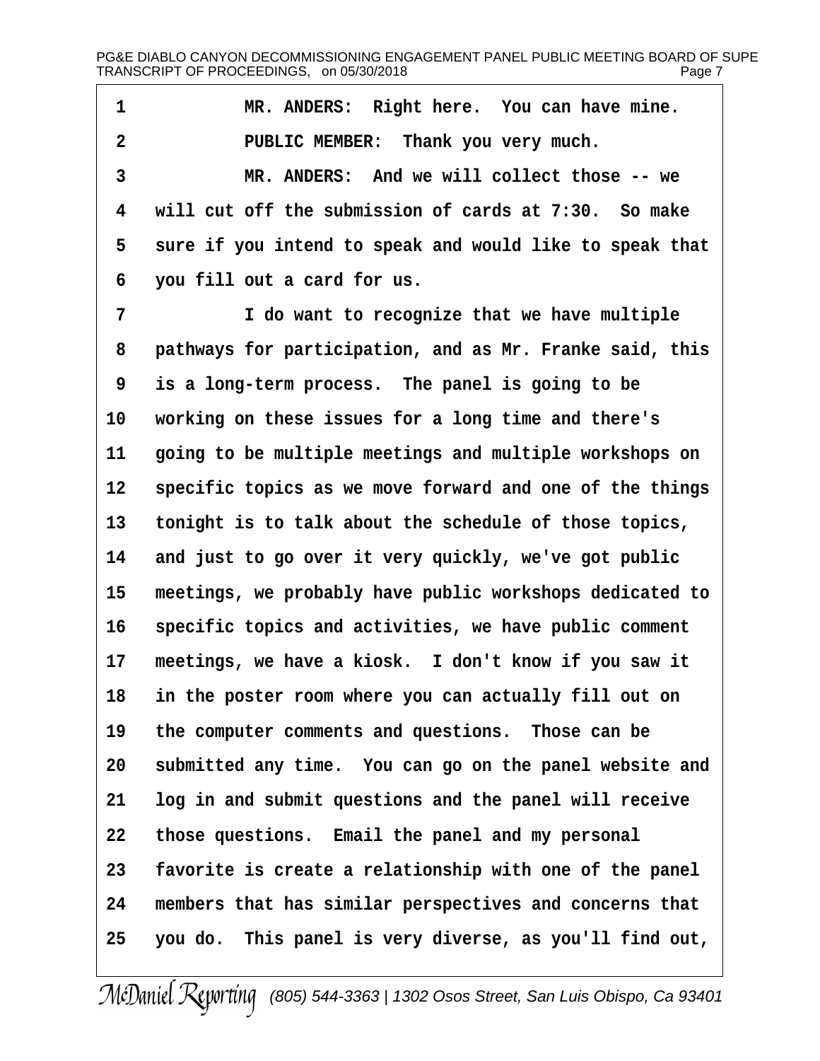1 MR. ANDERS: Right here. You can have mine.

2 PUBLIC MEMBER: Thank you very much.

3 MR. ANDERS: And we will collect those -- we

4 will cut off the submission of cards at 7:30. So make

5 sure if you intend to speak and would like to speak that

6 you fill out a card for us.

7 I do want to recognize that we have multiple

8 pathways for participation, and as Mr. Franke said, this

9 is a long-term process. The panel is going to be

10 working on these issues for a long time and there's

11 going to be multiple meetings and multiple workshops on

12 specific topics as we move forward and one of the things

13 tonight is to talk about the schedule of those topics,

14 and just to go over it very quickly, we've got public

15 meetings, we probably have public workshops dedicated to

16 specific topics and activities, we have public comment

17 meetings, we have a kiosk. I don't know if you saw it

18 in the poster room where you can actually fill out on

19 the computer comments and questions. Those can be

20 submitted any time. You can go on the panel website and

21 log in and submit questions and the panel will receive

22 those questions. Email the panel and my personal

23 favorite is create a relationship with one of the panel

24 members that has similar perspectives and concerns that

25 you do. This panel is very diverse, as you'll find out,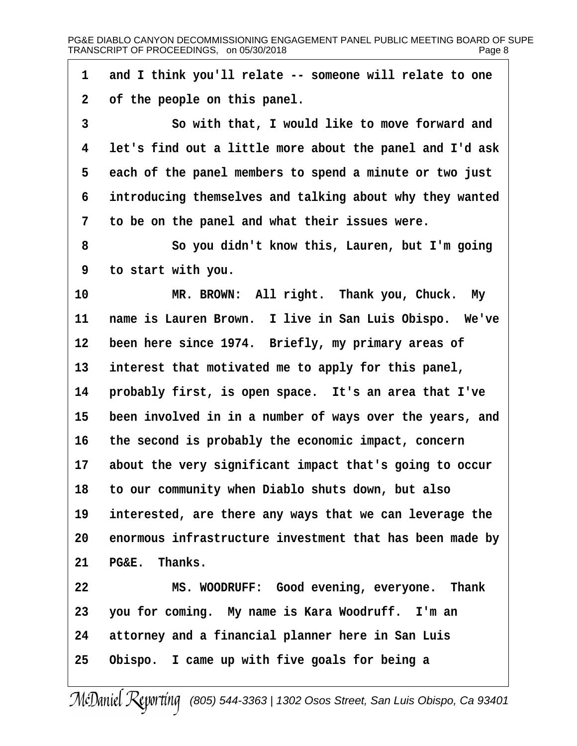and I think you'll relate -- someone will relate to one of the people on this panel.

So with that, I would like to move forward and let's find out a little more about the panel and I'd ask each of the panel members to spend a minute or two just introducing themselves and talking about why they wanted to be on the panel and what their issues were.

So you didn't know this, Lauren, but I'm going to start with you.

MR. BROWN: All right. Thank you, Chuck. My name is Lauren Brown. I live in San Luis Obispo. We've been here since 1974. Briefly, my primary areas of interest that motivated me to apply for this panel, probably first, is open space. It's an area that I've been involved in in a number of ways over the years, and the second is probably the economic impact, concern about the very significant impact that's going to occur to our community when Diablo shuts down, but also interested, are there any ways that we can leverage the enormous infrastructure investment that has been made by PG&E. Thanks.

MS. WOODRUFF: Good evening, everyone. Thank you for coming. My name is Kara Woodruff. I'm an attorney and a financial planner here in San Luis Obispo. I came up with five goals for being a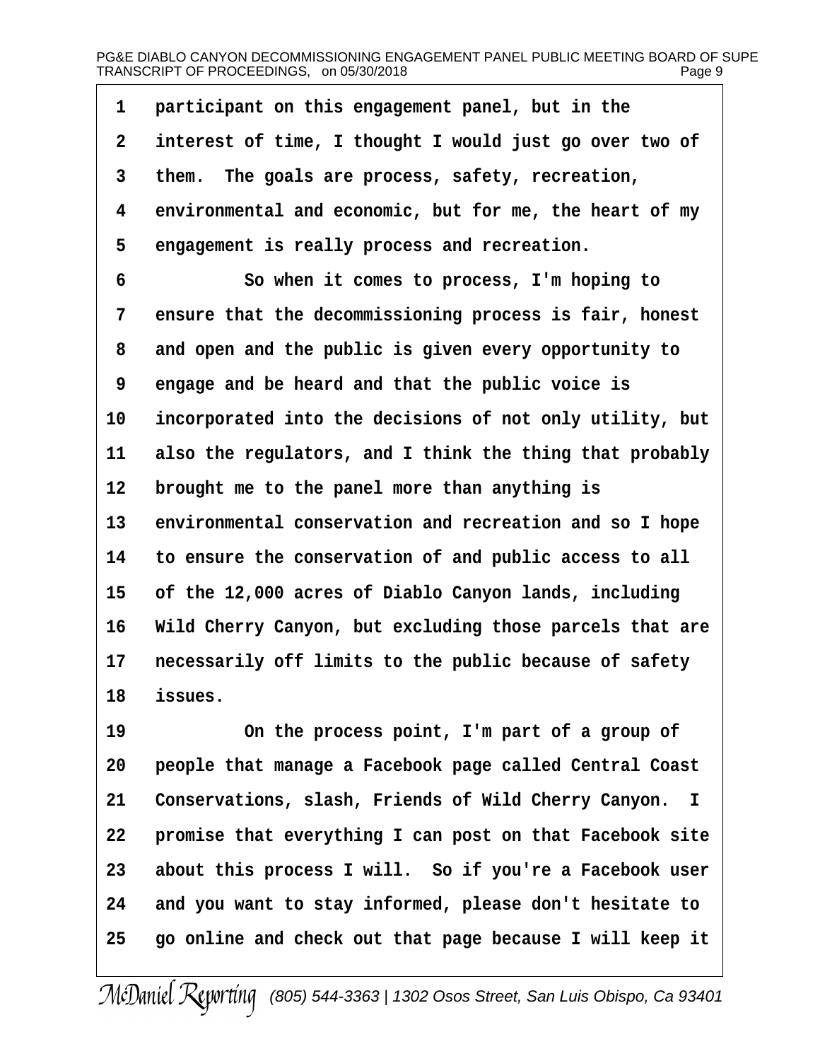participant on this engagement panel, but in the interest of time, I thought I would just go over two of them. The goals are process, safety, recreation, environmental and economic, but for me, the heart of my engagement is really process and recreation.

So when it comes to process, I'm hoping to ensure that the decommissioning process is fair, honest and open and the public is given every opportunity to engage and be heard and that the public voice is incorporated into the decisions of not only utility, but also the regulators, and I think the thing that probably brought me to the panel more than anything is environmental conservation and recreation and so I hope to ensure the conservation of and public access to all of the 12,000 acres of Diablo Canyon lands, including Wild Cherry Canyon, but excluding those parcels that are necessarily off limits to the public because of safety issues.

On the process point, I'm part of a group of people that manage a Facebook page called Central Coast Conservations, slash, Friends of Wild Cherry Canyon. I promise that everything I can post on that Facebook site about this process I will. So if you're a Facebook user and you want to stay informed, please don't hesitate to go online and check out that page because I will keep it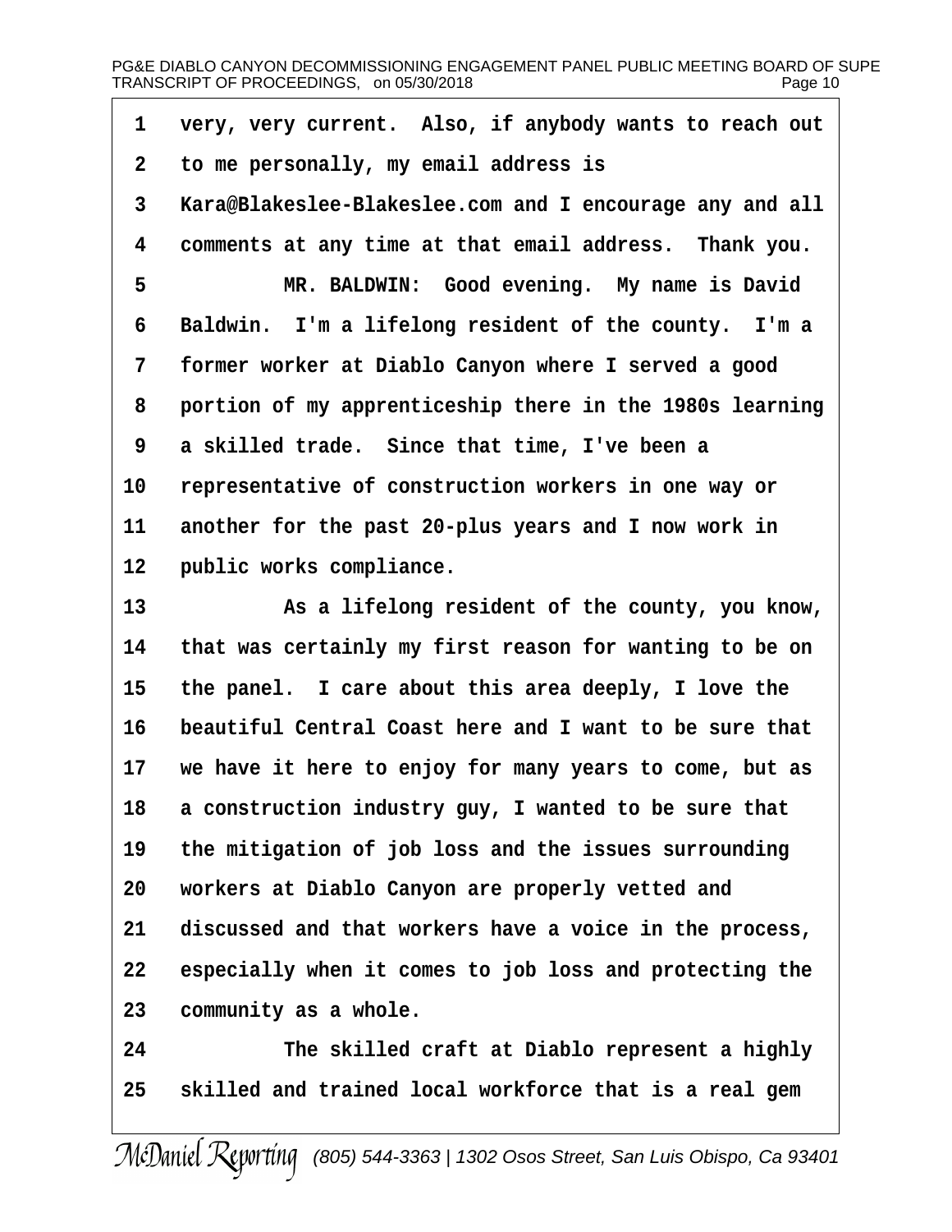very, very current. Also, if anybody wants to reach out to me personally, my email address is Kara@Blakeslee-Blakeslee.com and I encourage any and all comments at any time at that email address. Thank you.

MR. BALDWIN: Good evening. My name is David Baldwin. I'm a lifelong resident of the county. I'm a former worker at Diablo Canyon where I served a good portion of my apprenticeship there in the 1980s learning a skilled trade. Since that time, I've been a representative of construction workers in one way or another for the past 20-plus years and I now work in public works compliance.

As a lifelong resident of the county, you know, that was certainly my first reason for wanting to be on the panel. I care about this area deeply, I love the beautiful Central Coast here and I want to be sure that we have it here to enjoy for many years to come, but as a construction industry guy, I wanted to be sure that the mitigation of job loss and the issues surrounding workers at Diablo Canyon are properly vetted and discussed and that workers have a voice in the process, especially when it comes to job loss and protecting the community as a whole.

The skilled craft at Diablo represent a highly skilled and trained local workforce that is a real gem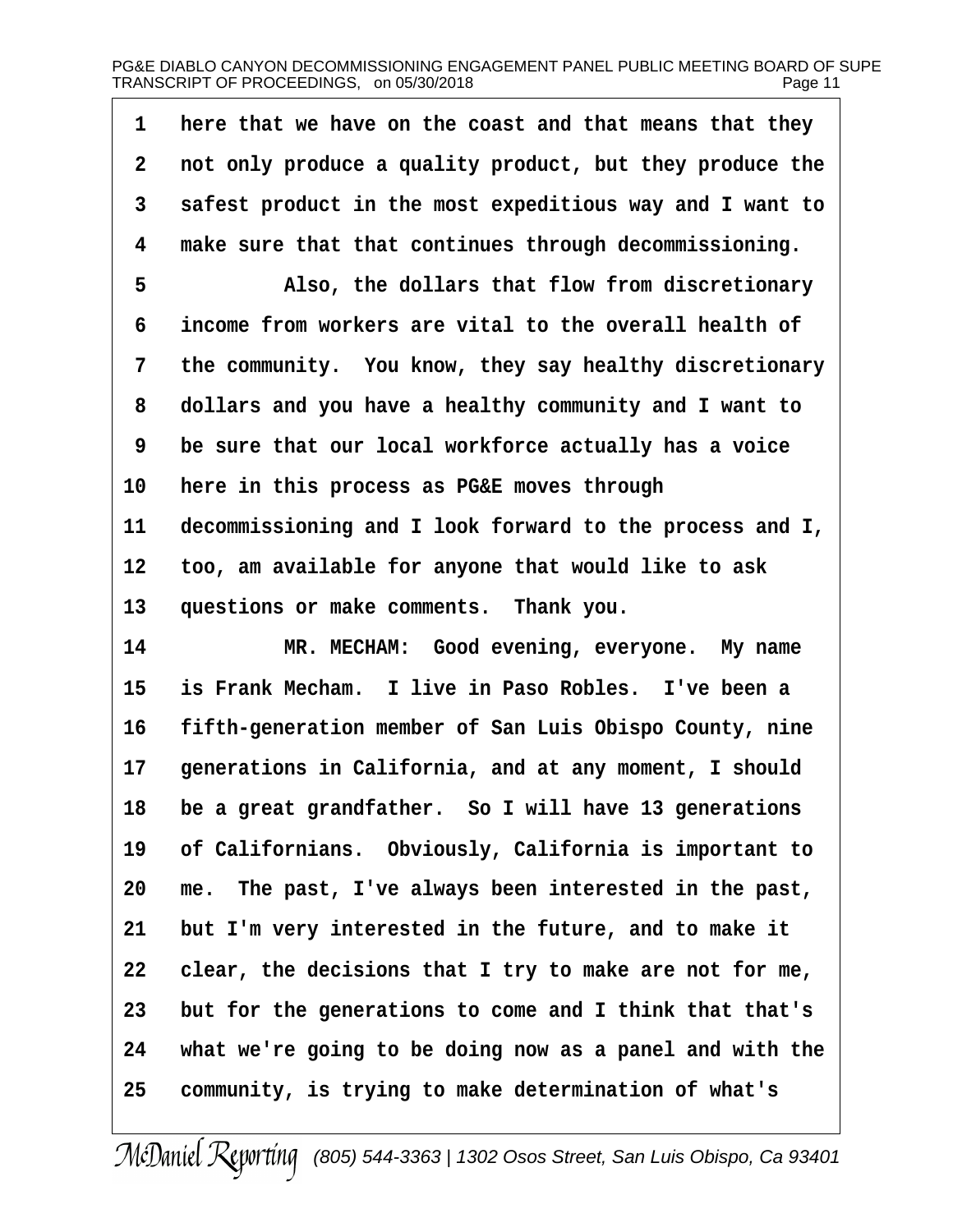here that we have on the coast and that means that they not only produce a quality product, but they produce the safest product in the most expeditious way and I want to make sure that that continues through decommissioning.

Also, the dollars that flow from discretionary income from workers are vital to the overall health of the community. You know, they say healthy discretionary dollars and you have a healthy community and I want to be sure that our local workforce actually has a voice here in this process as PG&E moves through decommissioning and I look forward to the process and I, too, am available for anyone that would like to ask questions or make comments. Thank you.

MR. MECHAM: Good evening, everyone. My name is Frank Mecham. I live in Paso Robles. I've been a fifth-generation member of San Luis Obispo County, nine generations in California, and at any moment, I should be a great grandfather. So I will have 13 generations of Californians. Obviously, California is important to me. The past, I've always been interested in the past, but I'm very interested in the future, and to make it clear, the decisions that I try to make are not for me, but for the generations to come and I think that that's what we're going to be doing now as a panel and with the community, is trying to make determination of what's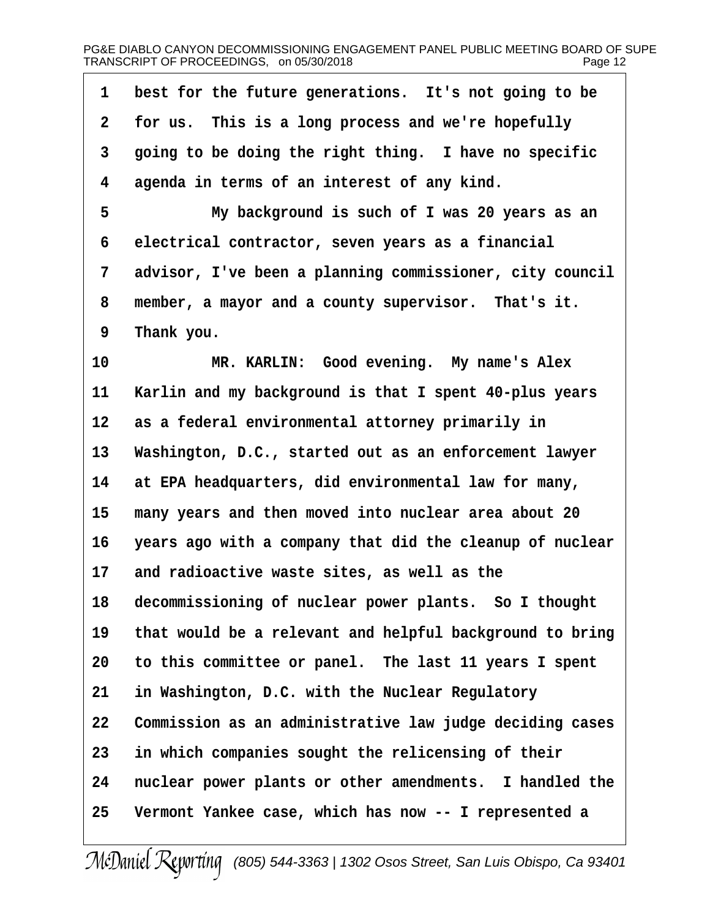1 best for the future generations. It's not going to be
2 for us. This is a long process and we're hopefully
3 going to be doing the right thing. I have no specific
4 agenda in terms of an interest of any kind.
5 My background is such of I was 20 years as an
6 electrical contractor, seven years as a financial
7 advisor, I've been a planning commissioner, city council
8 member, a mayor and a county supervisor. That's it.
9 Thank you.
10 MR. KARLIN: Good evening. My name's Alex
11 Karlin and my background is that I spent 40-plus years
12 as a federal environmental attorney primarily in
13 Washington, D.C., started out as an enforcement lawyer
14 at EPA headquarters, did environmental law for many,
15 many years and then moved into nuclear area about 20
16 years ago with a company that did the cleanup of nuclear
17 and radioactive waste sites, as well as the
18 decommissioning of nuclear power plants. So I thought
19 that would be a relevant and helpful background to bring
20 to this committee or panel. The last 11 years I spent
21 in Washington, D.C. with the Nuclear Regulatory
22 Commission as an administrative law judge deciding cases
23 in which companies sought the relicensing of their
24 nuclear power plants or other amendments. I handled the
25 Vermont Yankee case, which has now -- I represented a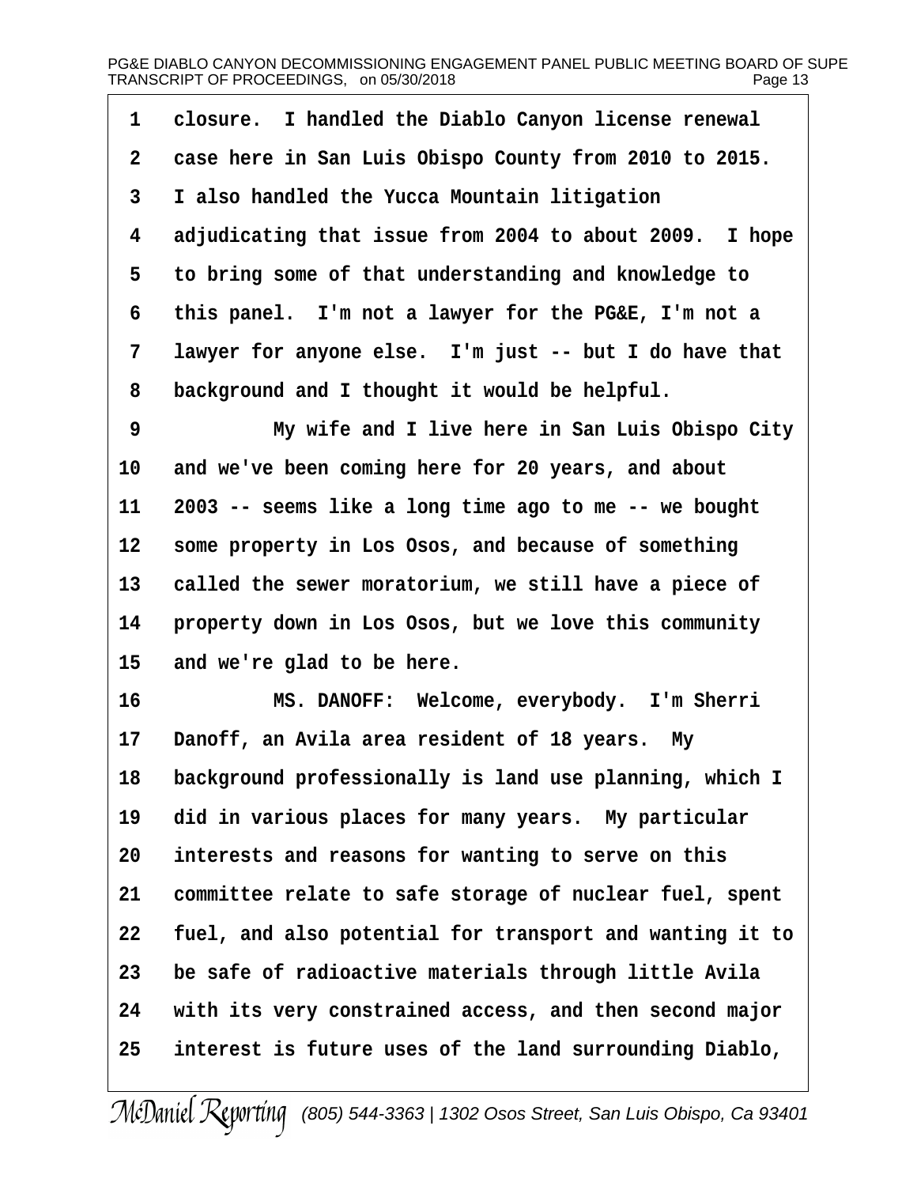closure. I handled the Diablo Canyon license renewal case here in San Luis Obispo County from 2010 to 2015. I also handled the Yucca Mountain litigation adjudicating that issue from 2004 to about 2009. I hope to bring some of that understanding and knowledge to this panel. I'm not a lawyer for the PG&E, I'm not a lawyer for anyone else. I'm just -- but I do have that background and I thought it would be helpful.

My wife and I live here in San Luis Obispo City and we've been coming here for 20 years, and about 2003 -- seems like a long time ago to me -- we bought some property in Los Osos, and because of something called the sewer moratorium, we still have a piece of property down in Los Osos, but we love this community and we're glad to be here.

MS. DANOFF: Welcome, everybody. I'm Sherri Danoff, an Avila area resident of 18 years. My background professionally is land use planning, which I did in various places for many years. My particular interests and reasons for wanting to serve on this committee relate to safe storage of nuclear fuel, spent fuel, and also potential for transport and wanting it to be safe of radioactive materials through little Avila with its very constrained access, and then second major interest is future uses of the land surrounding Diablo,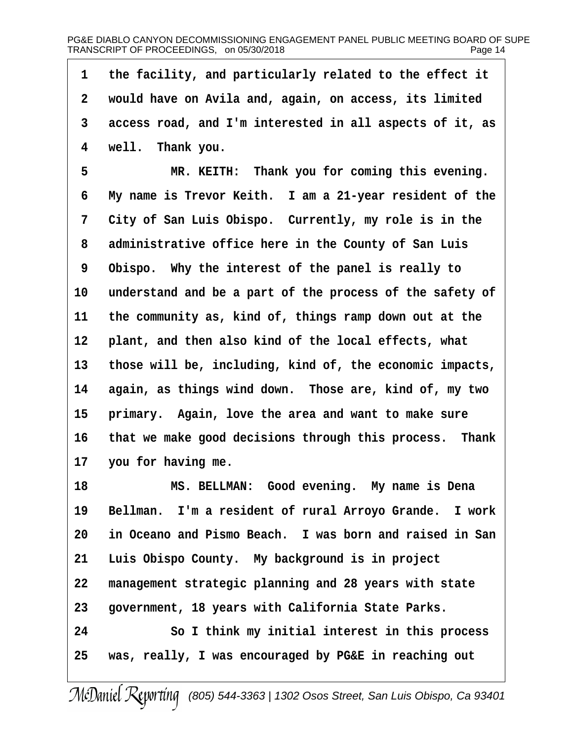the facility, and particularly related to the effect it would have on Avila and, again, on access, its limited access road, and I'm interested in all aspects of it, as well. Thank you.

MR. KEITH: Thank you for coming this evening. My name is Trevor Keith. I am a 21-year resident of the City of San Luis Obispo. Currently, my role is in the administrative office here in the County of San Luis Obispo. Why the interest of the panel is really to understand and be a part of the process of the safety of the community as, kind of, things ramp down out at the plant, and then also kind of the local effects, what those will be, including, kind of, the economic impacts, again, as things wind down. Those are, kind of, my two primary. Again, love the area and want to make sure that we make good decisions through this process. Thank you for having me.

MS. BELLMAN: Good evening. My name is Dena Bellman. I'm a resident of rural Arroyo Grande. I work in Oceano and Pismo Beach. I was born and raised in San Luis Obispo County. My background is in project management strategic planning and 28 years with state government, 18 years with California State Parks.

So I think my initial interest in this process was, really, I was encouraged by PG&E in reaching out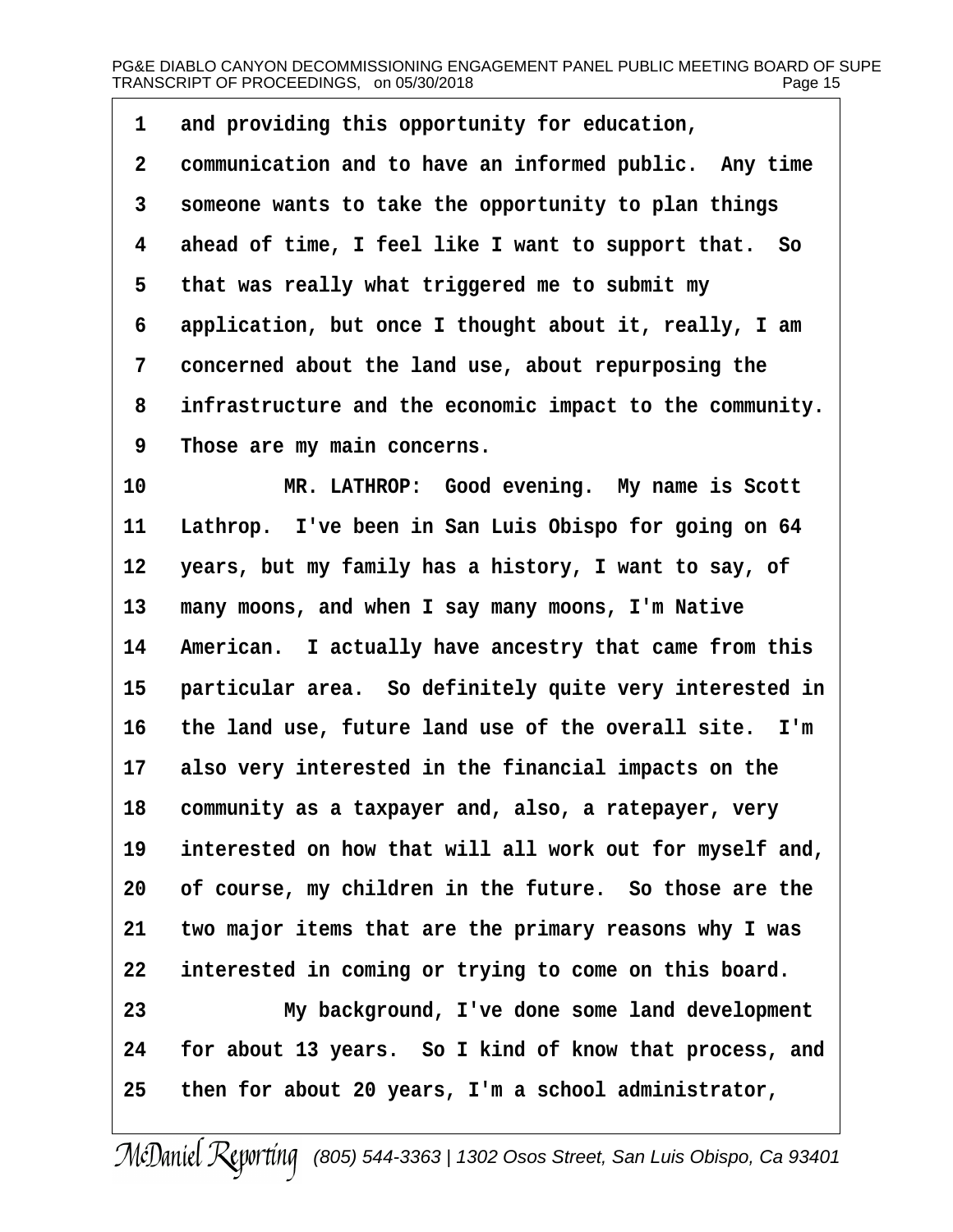and providing this opportunity for education, communication and to have an informed public. Any time someone wants to take the opportunity to plan things ahead of time, I feel like I want to support that. So that was really what triggered me to submit my application, but once I thought about it, really, I am concerned about the land use, about repurposing the infrastructure and the economic impact to the community. Those are my main concerns.

MR. LATHROP: Good evening. My name is Scott Lathrop. I've been in San Luis Obispo for going on 64 years, but my family has a history, I want to say, of many moons, and when I say many moons, I'm Native American. I actually have ancestry that came from this particular area. So definitely quite very interested in the land use, future land use of the overall site. I'm also very interested in the financial impacts on the community as a taxpayer and, also, a ratepayer, very interested on how that will all work out for myself and, of course, my children in the future. So those are the two major items that are the primary reasons why I was interested in coming or trying to come on this board.

My background, I've done some land development for about 13 years. So I kind of know that process, and then for about 20 years, I'm a school administrator,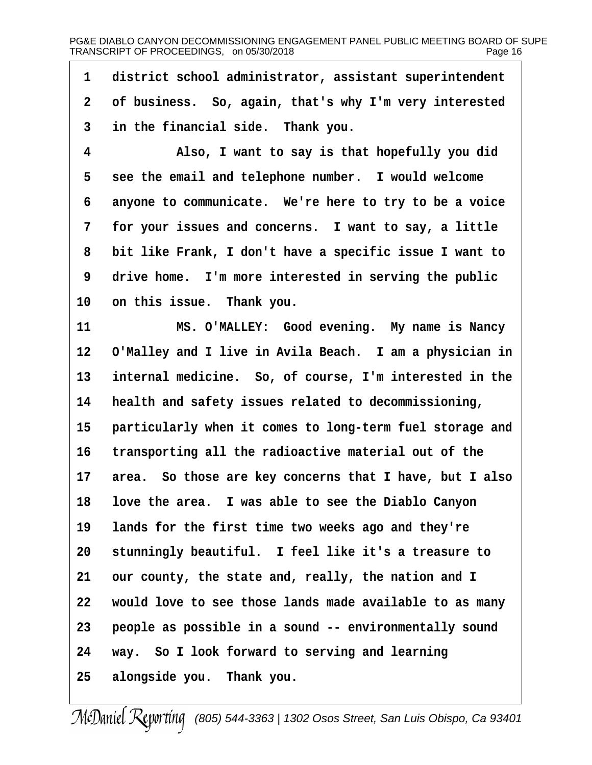1 district school administrator, assistant superintendent
2 of business. So, again, that's why I'm very interested
3 in the financial side. Thank you.
4 Also, I want to say is that hopefully you did
5 see the email and telephone number. I would welcome
6 anyone to communicate. We're here to try to be a voice
7 for your issues and concerns. I want to say, a little
8 bit like Frank, I don't have a specific issue I want to
9 drive home. I'm more interested in serving the public
10 on this issue. Thank you.
11 MS. O'MALLEY: Good evening. My name is Nancy
12 O'Malley and I live in Avila Beach. I am a physician in
13 internal medicine. So, of course, I'm interested in the
14 health and safety issues related to decommissioning,
15 particularly when it comes to long-term fuel storage and
16 transporting all the radioactive material out of the
17 area. So those are key concerns that I have, but I also
18 love the area. I was able to see the Diablo Canyon
19 lands for the first time two weeks ago and they're
20 stunningly beautiful. I feel like it's a treasure to
21 our county, the state and, really, the nation and I
22 would love to see those lands made available to as many
23 people as possible in a sound -- environmentally sound
24 way. So I look forward to serving and learning
25 alongside you. Thank you.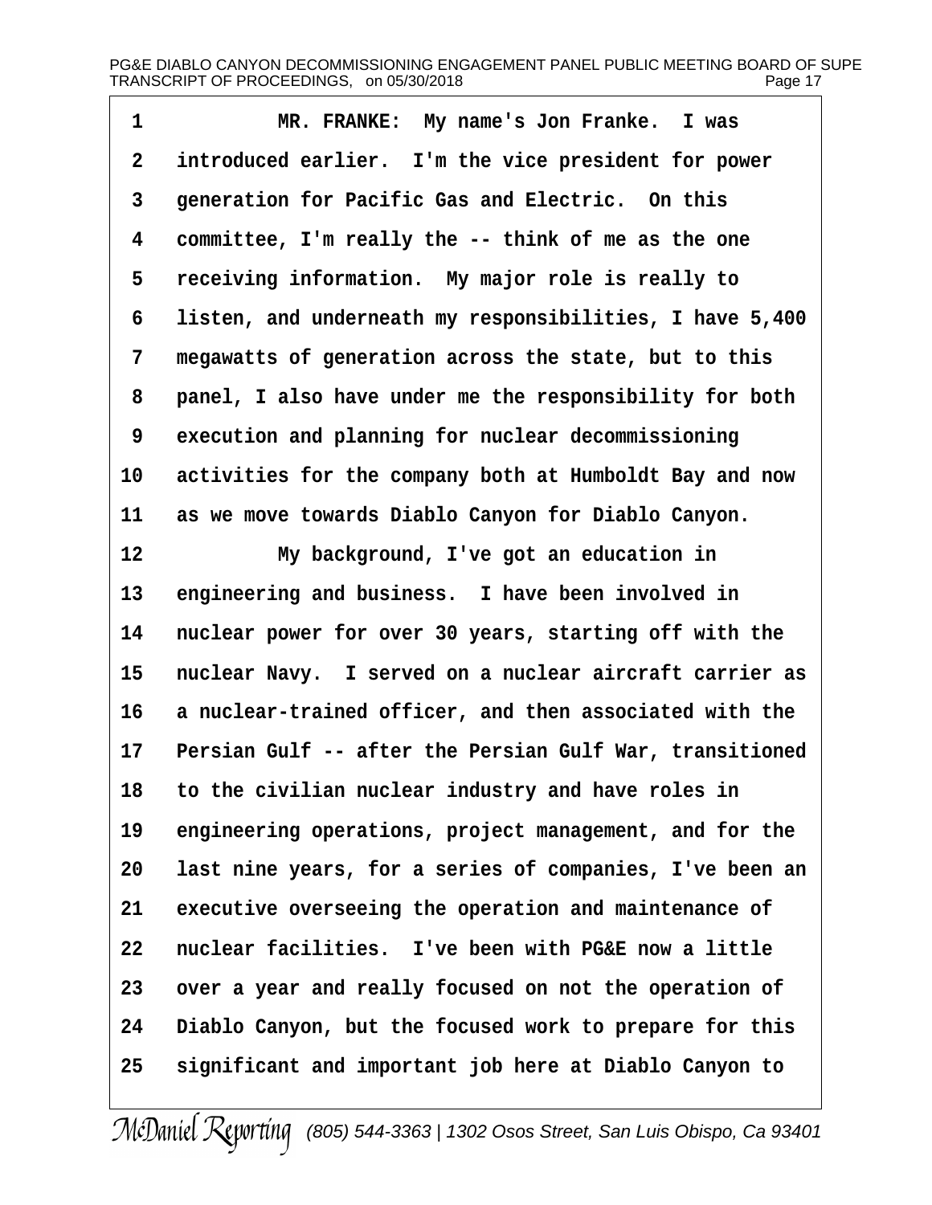MR. FRANKE: My name's Jon Franke. I was introduced earlier. I'm the vice president for power generation for Pacific Gas and Electric. On this committee, I'm really the -- think of me as the one receiving information. My major role is really to listen, and underneath my responsibilities, I have 5,400 megawatts of generation across the state, but to this panel, I also have under me the responsibility for both execution and planning for nuclear decommissioning activities for the company both at Humboldt Bay and now as we move towards Diablo Canyon for Diablo Canyon.

My background, I've got an education in engineering and business. I have been involved in nuclear power for over 30 years, starting off with the nuclear Navy. I served on a nuclear aircraft carrier as a nuclear-trained officer, and then associated with the Persian Gulf -- after the Persian Gulf War, transitioned to the civilian nuclear industry and have roles in engineering operations, project management, and for the last nine years, for a series of companies, I've been an executive overseeing the operation and maintenance of nuclear facilities. I've been with PG&E now a little over a year and really focused on not the operation of Diablo Canyon, but the focused work to prepare for this significant and important job here at Diablo Canyon to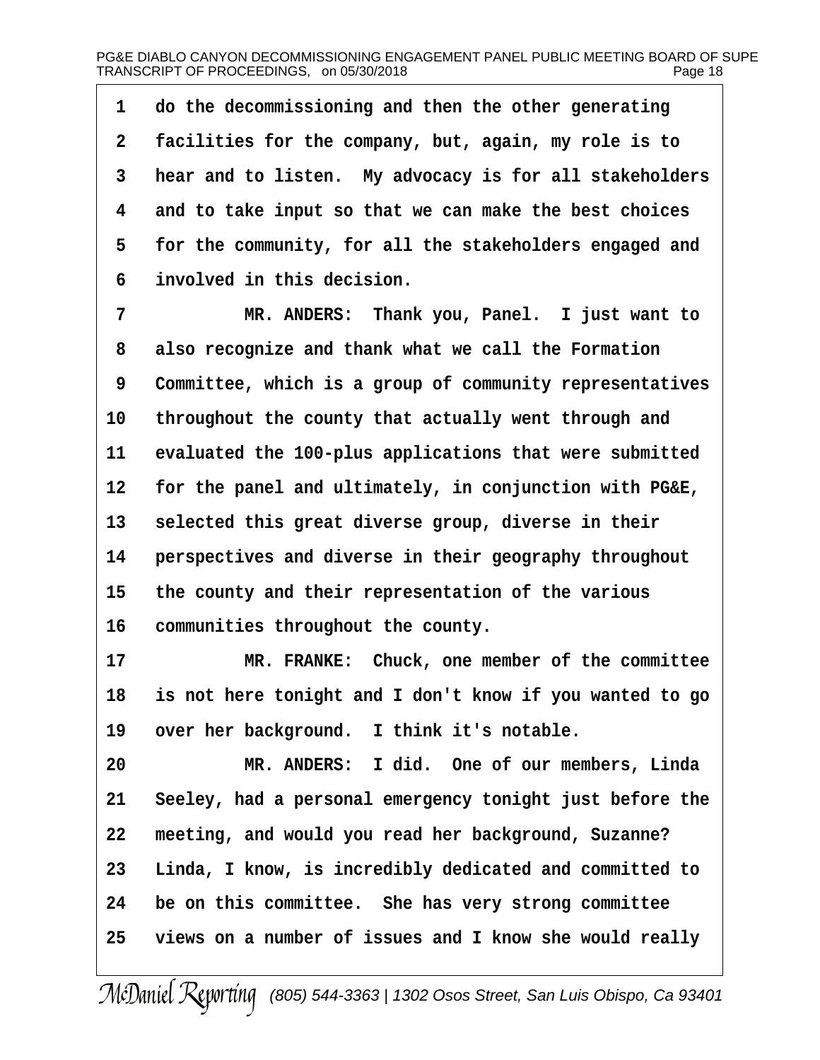do the decommissioning and then the other generating facilities for the company, but, again, my role is to hear and to listen. My advocacy is for all stakeholders and to take input so that we can make the best choices for the community, for all the stakeholders engaged and involved in this decision.

MR. ANDERS: Thank you, Panel. I just want to also recognize and thank what we call the Formation Committee, which is a group of community representatives throughout the county that actually went through and evaluated the 100-plus applications that were submitted for the panel and ultimately, in conjunction with PG&E, selected this great diverse group, diverse in their perspectives and diverse in their geography throughout the county and their representation of the various communities throughout the county.

MR. FRANKE: Chuck, one member of the committee is not here tonight and I don't know if you wanted to go over her background. I think it's notable.

MR. ANDERS: I did. One of our members, Linda Seeley, had a personal emergency tonight just before the meeting, and would you read her background, Suzanne? Linda, I know, is incredibly dedicated and committed to be on this committee. She has very strong committee views on a number of issues and I know she would really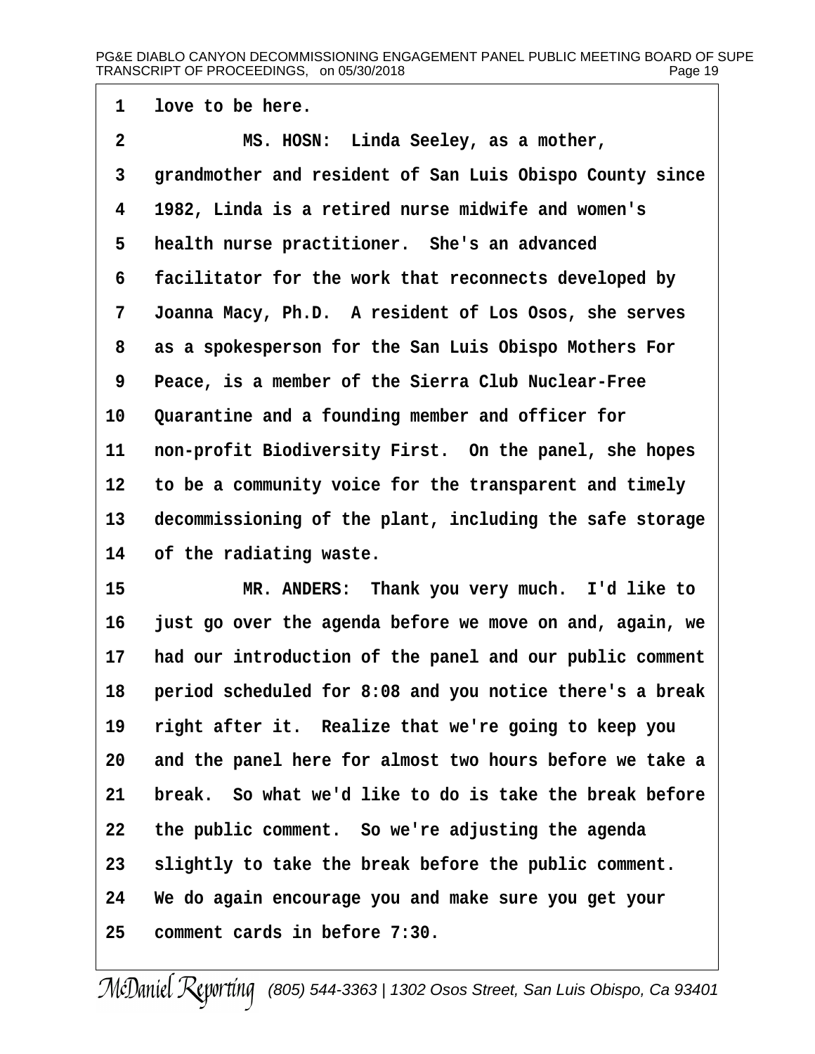love to be here.

MS. HOSN: Linda Seeley, as a mother, grandmother and resident of San Luis Obispo County since 1982, Linda is a retired nurse midwife and women's health nurse practitioner. She's an advanced facilitator for the work that reconnects developed by Joanna Macy, Ph.D. A resident of Los Osos, she serves as a spokesperson for the San Luis Obispo Mothers For Peace, is a member of the Sierra Club Nuclear-Free Quarantine and a founding member and officer for non-profit Biodiversity First. On the panel, she hopes to be a community voice for the transparent and timely decommissioning of the plant, including the safe storage of the radiating waste.

MR. ANDERS: Thank you very much. I'd like to just go over the agenda before we move on and, again, we had our introduction of the panel and our public comment period scheduled for 8:08 and you notice there's a break right after it. Realize that we're going to keep you and the panel here for almost two hours before we take a break. So what we'd like to do is take the break before the public comment. So we're adjusting the agenda slightly to take the break before the public comment. We do again encourage you and make sure you get your comment cards in before 7:30.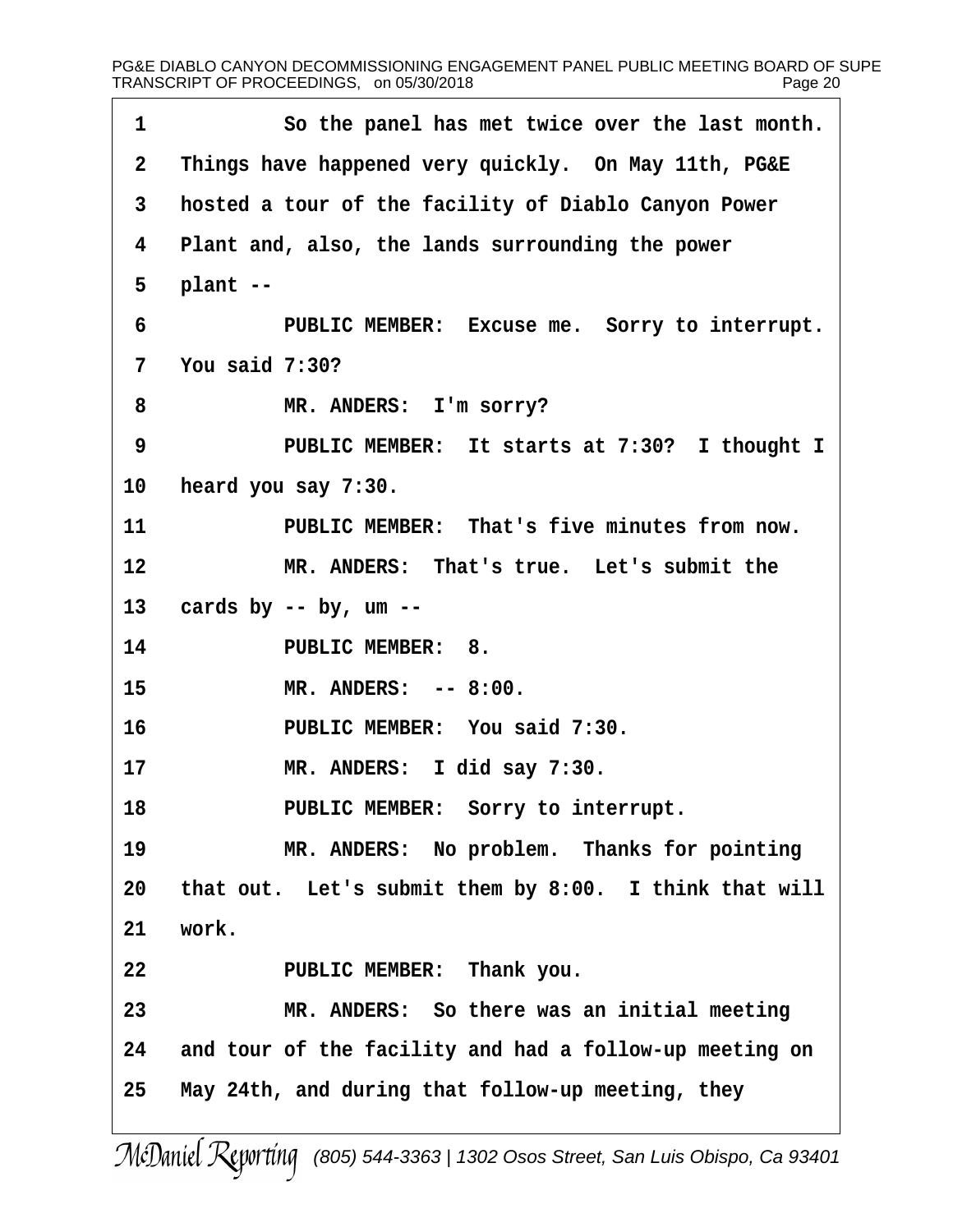1 So the panel has met twice over the last month.
2 Things have happened very quickly. On May 11th, PG&E
3 hosted a tour of the facility of Diablo Canyon Power
4 Plant and, also, the lands surrounding the power
5 plant --
6 PUBLIC MEMBER: Excuse me. Sorry to interrupt.
7 You said 7:30?
8 MR. ANDERS: I'm sorry?
9 PUBLIC MEMBER: It starts at 7:30? I thought I
10 heard you say 7:30.
11 PUBLIC MEMBER: That's five minutes from now.
12 MR. ANDERS: That's true. Let's submit the
13 cards by -- by, um --
14 PUBLIC MEMBER: 8.
15 MR. ANDERS: -- 8:00.
16 PUBLIC MEMBER: You said 7:30.
17 MR. ANDERS: I did say 7:30.
18 PUBLIC MEMBER: Sorry to interrupt.
19 MR. ANDERS: No problem. Thanks for pointing
20 that out. Let's submit them by 8:00. I think that will
21 work.
22 PUBLIC MEMBER: Thank you.
23 MR. ANDERS: So there was an initial meeting
24 and tour of the facility and had a follow-up meeting on
25 May 24th, and during that follow-up meeting, they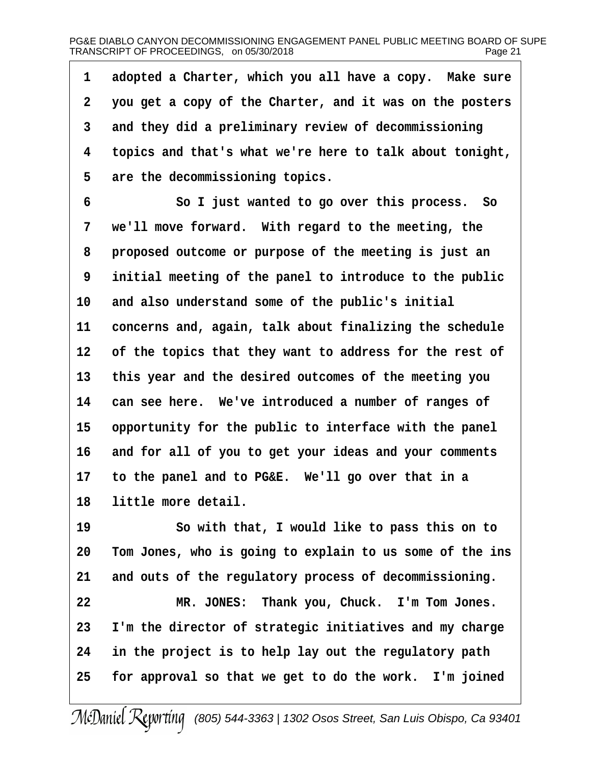1 adopted a Charter, which you all have a copy. Make sure
2 you get a copy of the Charter, and it was on the posters
3 and they did a preliminary review of decommissioning
4 topics and that's what we're here to talk about tonight,
5 are the decommissioning topics.

6 So I just wanted to go over this process. So
7 we'll move forward. With regard to the meeting, the
8 proposed outcome or purpose of the meeting is just an
9 initial meeting of the panel to introduce to the public
10 and also understand some of the public's initial
11 concerns and, again, talk about finalizing the schedule
12 of the topics that they want to address for the rest of
13 this year and the desired outcomes of the meeting you
14 can see here. We've introduced a number of ranges of
15 opportunity for the public to interface with the panel
16 and for all of you to get your ideas and your comments
17 to the panel and to PG&E. We'll go over that in a
18 little more detail.

19 So with that, I would like to pass this on to
20 Tom Jones, who is going to explain to us some of the ins
21 and outs of the regulatory process of decommissioning.

22 MR. JONES: Thank you, Chuck. I'm Tom Jones.
23 I'm the director of strategic initiatives and my charge
24 in the project is to help lay out the regulatory path
25 for approval so that we get to do the work. I'm joined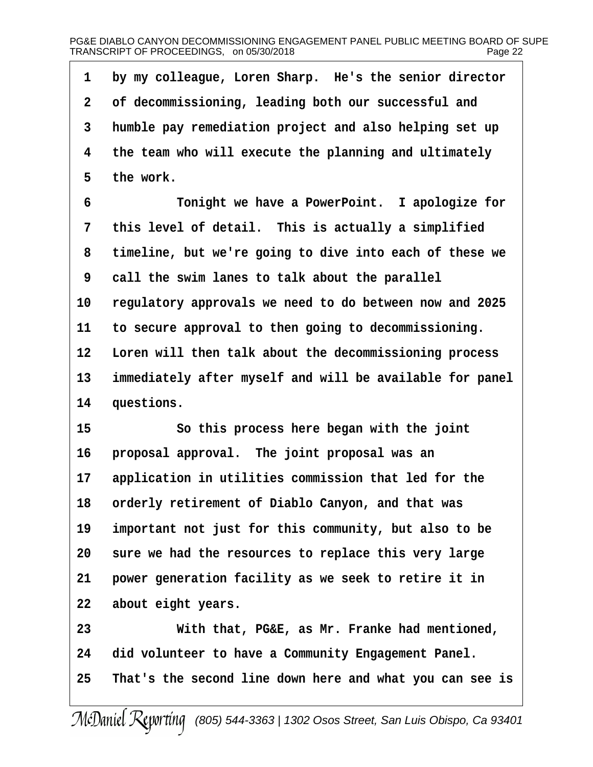by my colleague, Loren Sharp. He's the senior director of decommissioning, leading both our successful and humble pay remediation project and also helping set up the team who will execute the planning and ultimately the work.

Tonight we have a PowerPoint. I apologize for this level of detail. This is actually a simplified timeline, but we're going to dive into each of these we call the swim lanes to talk about the parallel regulatory approvals we need to do between now and 2025 to secure approval to then going to decommissioning. Loren will then talk about the decommissioning process immediately after myself and will be available for panel questions.

So this process here began with the joint proposal approval. The joint proposal was an application in utilities commission that led for the orderly retirement of Diablo Canyon, and that was important not just for this community, but also to be sure we had the resources to replace this very large power generation facility as we seek to retire it in about eight years.

With that, PG&E, as Mr. Franke had mentioned, did volunteer to have a Community Engagement Panel. That's the second line down here and what you can see is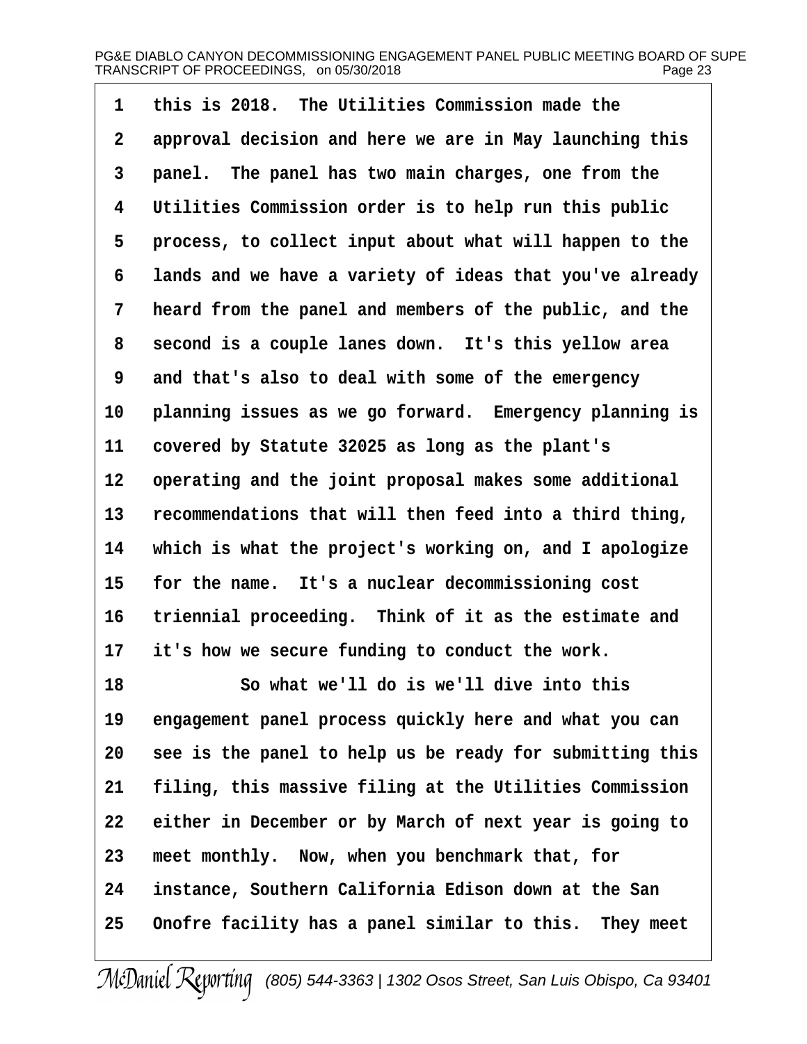1 this is 2018. The Utilities Commission made the
2 approval decision and here we are in May launching this
3 panel. The panel has two main charges, one from the
4 Utilities Commission order is to help run this public
5 process, to collect input about what will happen to the
6 lands and we have a variety of ideas that you've already
7 heard from the panel and members of the public, and the
8 second is a couple lanes down. It's this yellow area
9 and that's also to deal with some of the emergency
10 planning issues as we go forward. Emergency planning is
11 covered by Statute 32025 as long as the plant's
12 operating and the joint proposal makes some additional
13 recommendations that will then feed into a third thing,
14 which is what the project's working on, and I apologize
15 for the name. It's a nuclear decommissioning cost
16 triennial proceeding. Think of it as the estimate and
17 it's how we secure funding to conduct the work.
18 So what we'll do is we'll dive into this
19 engagement panel process quickly here and what you can
20 see is the panel to help us be ready for submitting this
21 filing, this massive filing at the Utilities Commission
22 either in December or by March of next year is going to
23 meet monthly. Now, when you benchmark that, for
24 instance, Southern California Edison down at the San
25 Onofre facility has a panel similar to this. They meet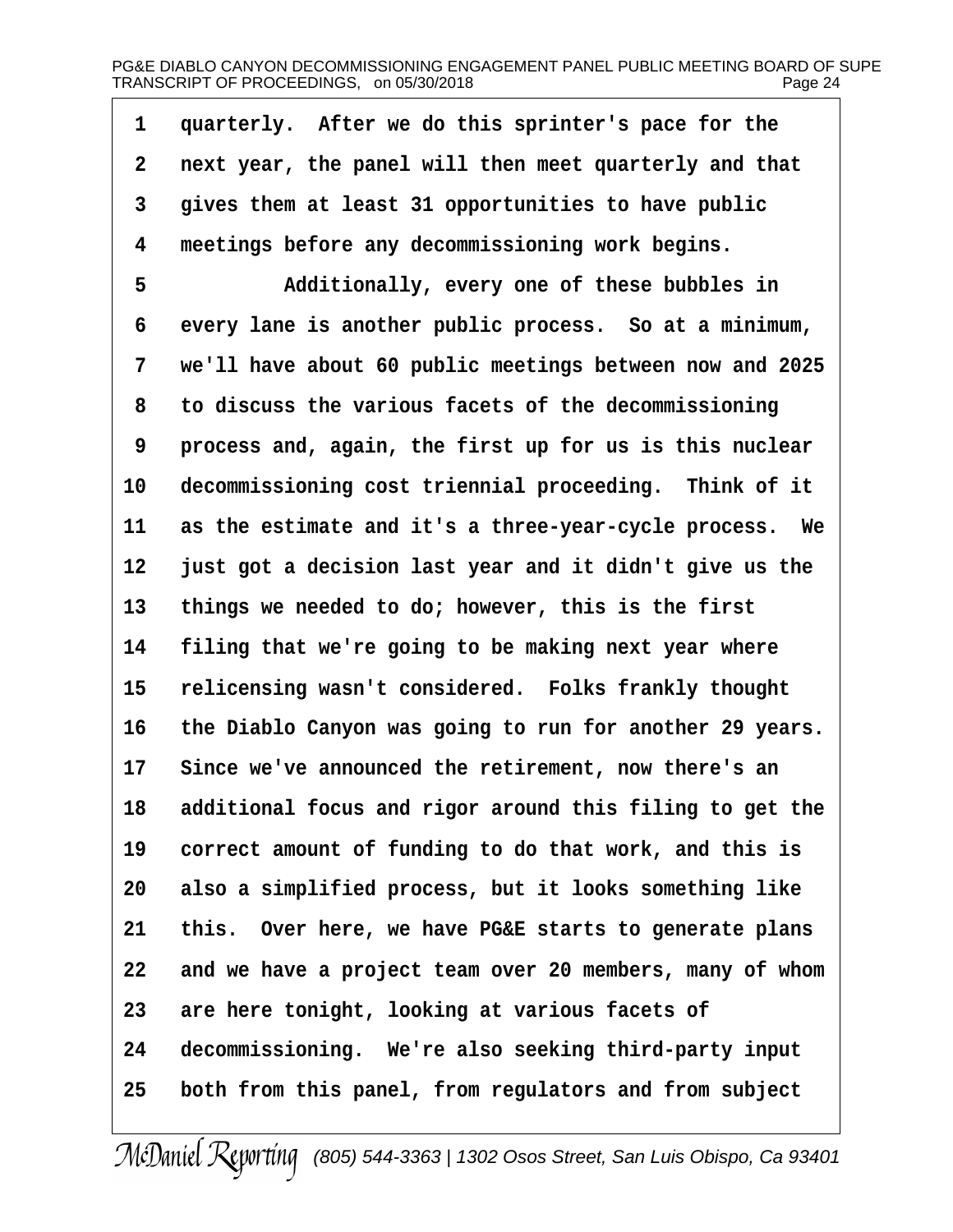1 quarterly. After we do this sprinter's pace for the
2 next year, the panel will then meet quarterly and that
3 gives them at least 31 opportunities to have public
4 meetings before any decommissioning work begins.
5 Additionally, every one of these bubbles in
6 every lane is another public process. So at a minimum,
7 we'll have about 60 public meetings between now and 2025
8 to discuss the various facets of the decommissioning
9 process and, again, the first up for us is this nuclear
10 decommissioning cost triennial proceeding. Think of it
11 as the estimate and it's a three-year-cycle process. We
12 just got a decision last year and it didn't give us the
13 things we needed to do; however, this is the first
14 filing that we're going to be making next year where
15 relicensing wasn't considered. Folks frankly thought
16 the Diablo Canyon was going to run for another 29 years.
17 Since we've announced the retirement, now there's an
18 additional focus and rigor around this filing to get the
19 correct amount of funding to do that work, and this is
20 also a simplified process, but it looks something like
21 this. Over here, we have PG&E starts to generate plans
22 and we have a project team over 20 members, many of whom
23 are here tonight, looking at various facets of
24 decommissioning. We're also seeking third-party input
25 both from this panel, from regulators and from subject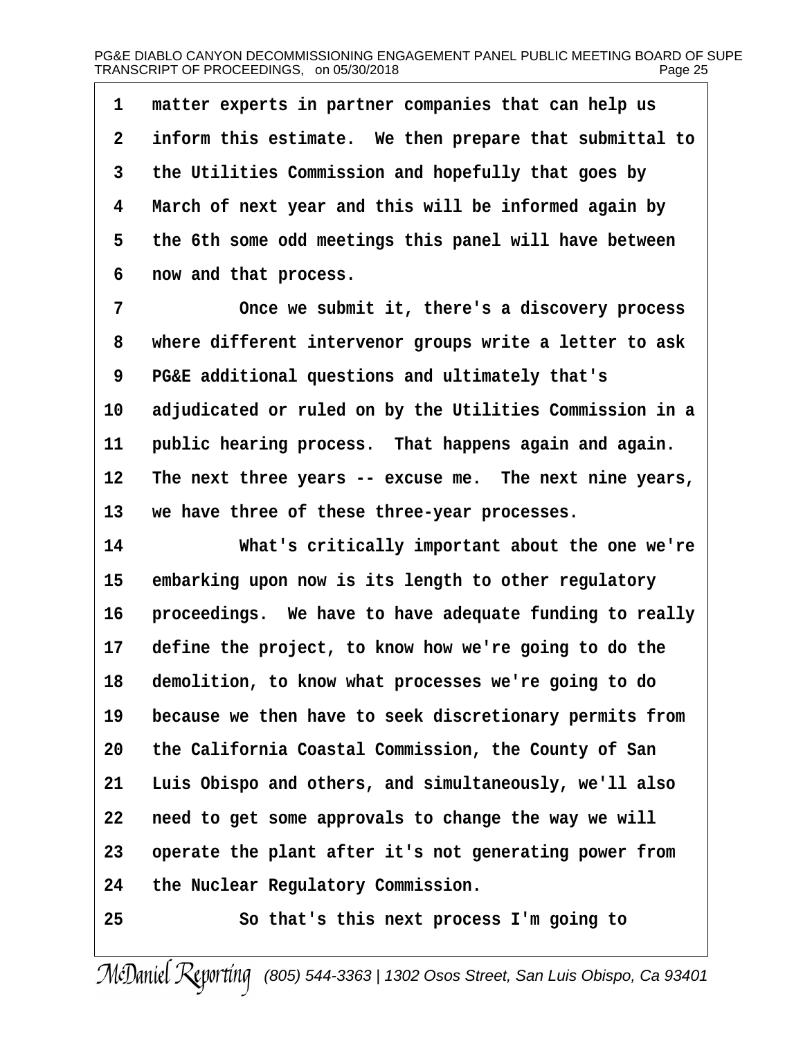matter experts in partner companies that can help us inform this estimate. We then prepare that submittal to the Utilities Commission and hopefully that goes by March of next year and this will be informed again by the 6th some odd meetings this panel will have between now and that process.

Once we submit it, there's a discovery process where different intervenor groups write a letter to ask PG&E additional questions and ultimately that's adjudicated or ruled on by the Utilities Commission in a public hearing process. That happens again and again. The next three years -- excuse me. The next nine years, we have three of these three-year processes.

What's critically important about the one we're embarking upon now is its length to other regulatory proceedings. We have to have adequate funding to really define the project, to know how we're going to do the demolition, to know what processes we're going to do because we then have to seek discretionary permits from the California Coastal Commission, the County of San Luis Obispo and others, and simultaneously, we'll also need to get some approvals to change the way we will operate the plant after it's not generating power from the Nuclear Regulatory Commission.

So that's this next process I'm going to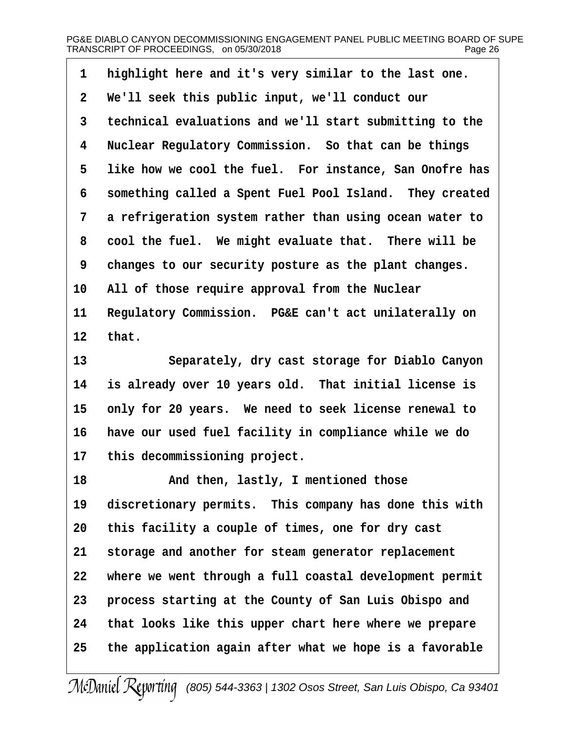highlight here and it's very similar to the last one. We'll seek this public input, we'll conduct our technical evaluations and we'll start submitting to the Nuclear Regulatory Commission. So that can be things like how we cool the fuel. For instance, San Onofre has something called a Spent Fuel Pool Island. They created a refrigeration system rather than using ocean water to cool the fuel. We might evaluate that. There will be changes to our security posture as the plant changes. All of those require approval from the Nuclear Regulatory Commission. PG&E can't act unilaterally on that.

Separately, dry cast storage for Diablo Canyon is already over 10 years old. That initial license is only for 20 years. We need to seek license renewal to have our used fuel facility in compliance while we do this decommissioning project.

And then, lastly, I mentioned those discretionary permits. This company has done this with this facility a couple of times, one for dry cast storage and another for steam generator replacement where we went through a full coastal development permit process starting at the County of San Luis Obispo and that looks like this upper chart here where we prepare the application again after what we hope is a favorable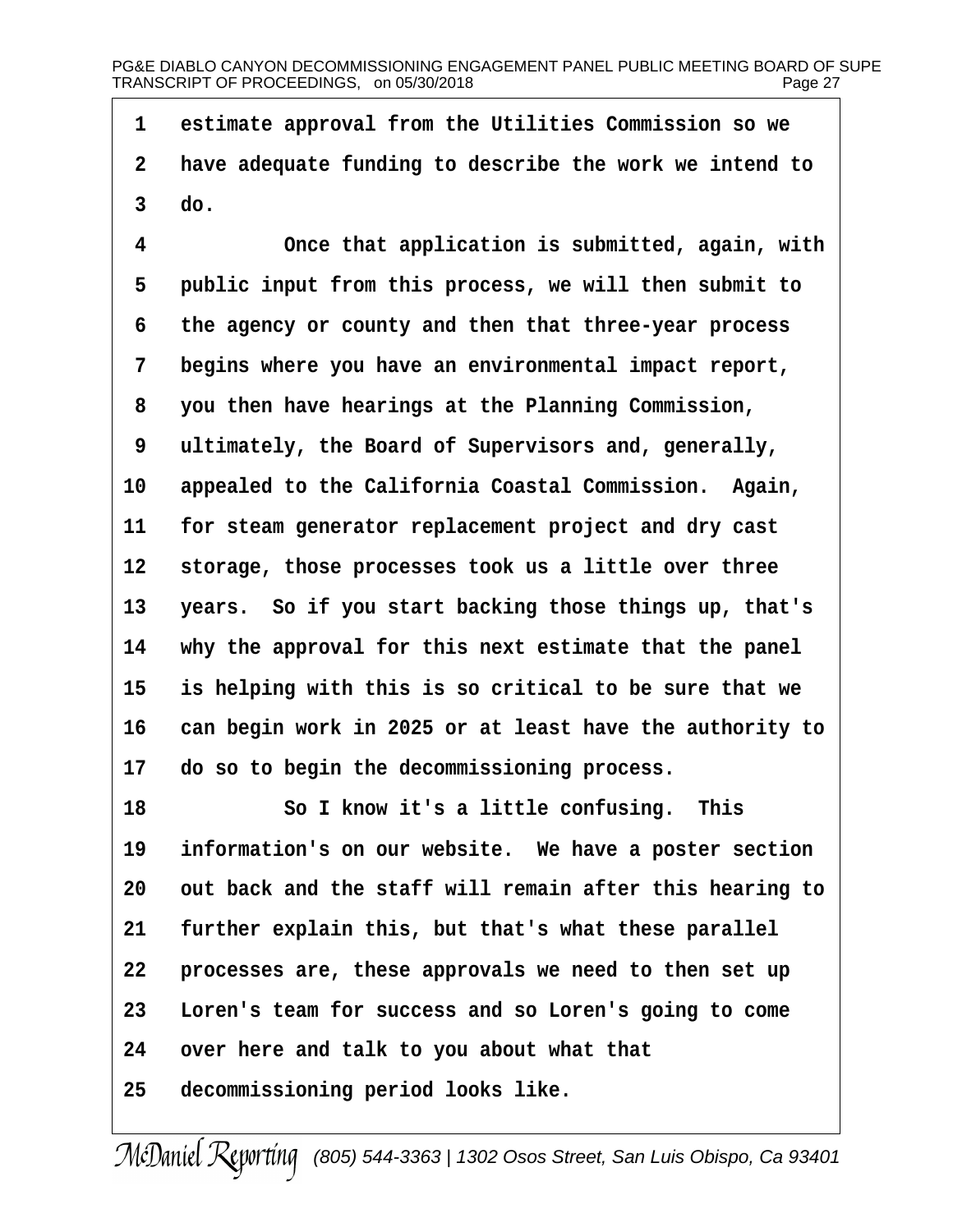estimate approval from the Utilities Commission so we have adequate funding to describe the work we intend to do.

Once that application is submitted, again, with public input from this process, we will then submit to the agency or county and then that three-year process begins where you have an environmental impact report, you then have hearings at the Planning Commission, ultimately, the Board of Supervisors and, generally, appealed to the California Coastal Commission. Again, for steam generator replacement project and dry cast storage, those processes took us a little over three years. So if you start backing those things up, that's why the approval for this next estimate that the panel is helping with this is so critical to be sure that we can begin work in 2025 or at least have the authority to do so to begin the decommissioning process.

So I know it's a little confusing. This information's on our website. We have a poster section out back and the staff will remain after this hearing to further explain this, but that's what these parallel processes are, these approvals we need to then set up Loren's team for success and so Loren's going to come over here and talk to you about what that decommissioning period looks like.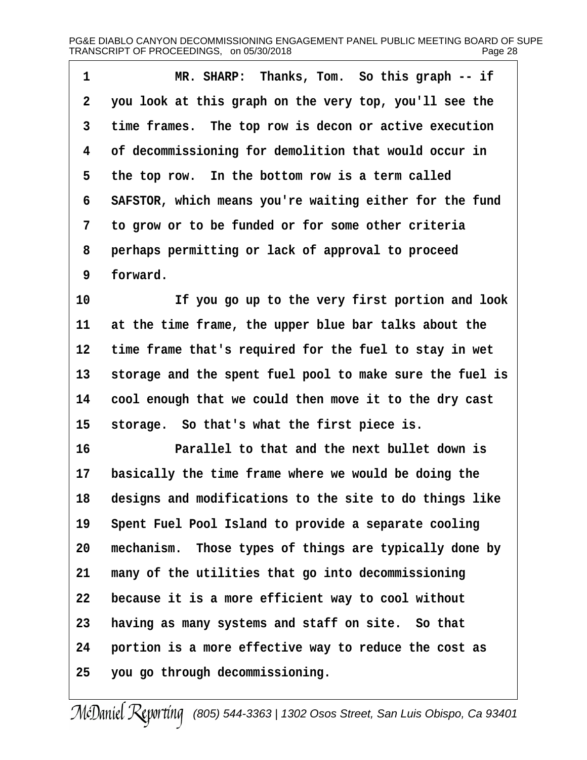MR. SHARP: Thanks, Tom. So this graph -- if you look at this graph on the very top, you'll see the time frames. The top row is decon or active execution of decommissioning for demolition that would occur in the top row. In the bottom row is a term called SAFSTOR, which means you're waiting either for the fund to grow or to be funded or for some other criteria perhaps permitting or lack of approval to proceed forward.

If you go up to the very first portion and look at the time frame, the upper blue bar talks about the time frame that's required for the fuel to stay in wet storage and the spent fuel pool to make sure the fuel is cool enough that we could then move it to the dry cast storage. So that's what the first piece is.

Parallel to that and the next bullet down is basically the time frame where we would be doing the designs and modifications to the site to do things like Spent Fuel Pool Island to provide a separate cooling mechanism. Those types of things are typically done by many of the utilities that go into decommissioning because it is a more efficient way to cool without having as many systems and staff on site. So that portion is a more effective way to reduce the cost as you go through decommissioning.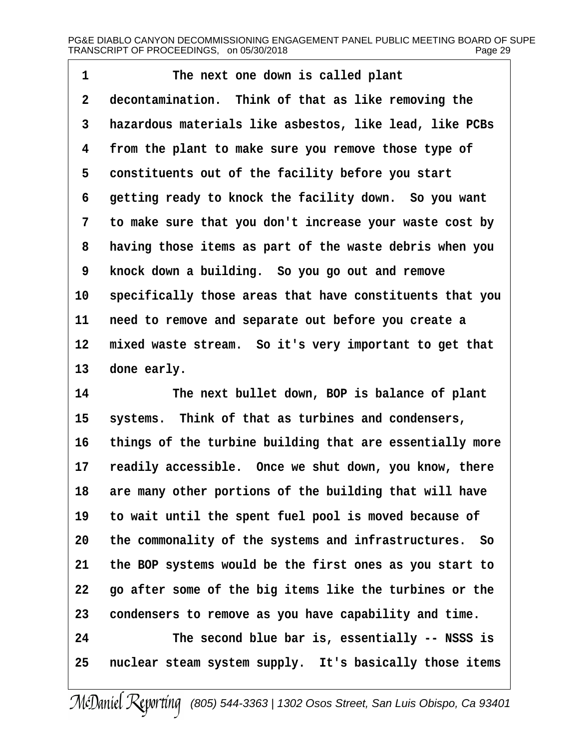1 The next one down is called plant
2 decontamination. Think of that as like removing the
3 hazardous materials like asbestos, like lead, like PCBs
4 from the plant to make sure you remove those type of
5 constituents out of the facility before you start
6 getting ready to knock the facility down. So you want
7 to make sure that you don't increase your waste cost by
8 having those items as part of the waste debris when you
9 knock down a building. So you go out and remove
10 specifically those areas that have constituents that you
11 need to remove and separate out before you create a
12 mixed waste stream. So it's very important to get that
13 done early.
14 The next bullet down, BOP is balance of plant
15 systems. Think of that as turbines and condensers,
16 things of the turbine building that are essentially more
17 readily accessible. Once we shut down, you know, there
18 are many other portions of the building that will have
19 to wait until the spent fuel pool is moved because of
20 the commonality of the systems and infrastructures. So
21 the BOP systems would be the first ones as you start to
22 go after some of the big items like the turbines or the
23 condensers to remove as you have capability and time.
24 The second blue bar is, essentially -- NSSS is
25 nuclear steam system supply. It's basically those items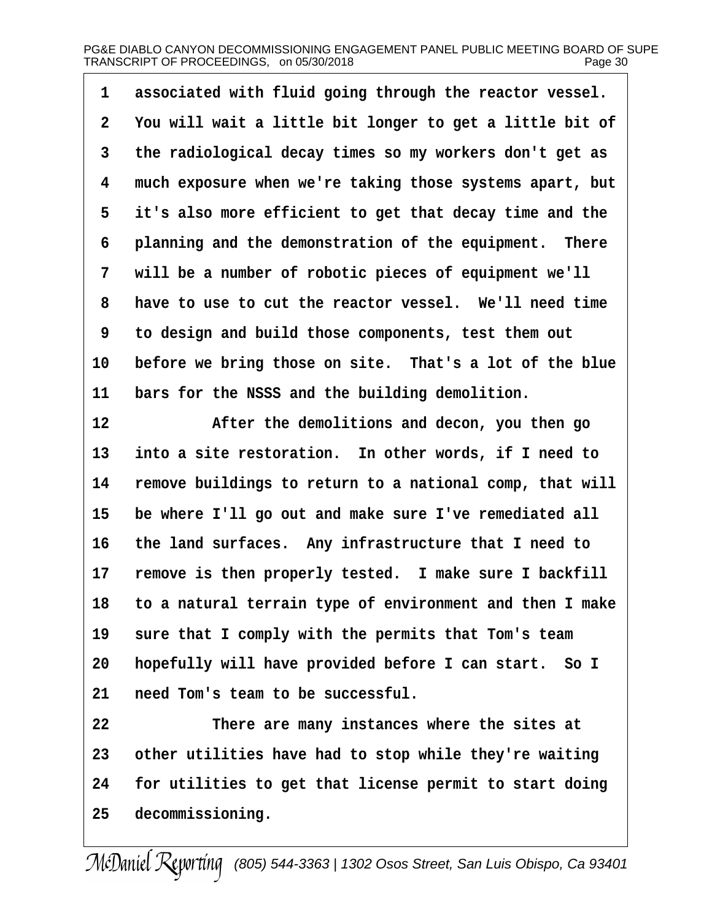associated with fluid going through the reactor vessel. You will wait a little bit longer to get a little bit of the radiological decay times so my workers don't get as much exposure when we're taking those systems apart, but it's also more efficient to get that decay time and the planning and the demonstration of the equipment. There will be a number of robotic pieces of equipment we'll have to use to cut the reactor vessel. We'll need time to design and build those components, test them out before we bring those on site. That's a lot of the blue bars for the NSSS and the building demolition.

After the demolitions and decon, you then go into a site restoration. In other words, if I need to remove buildings to return to a national comp, that will be where I'll go out and make sure I've remediated all the land surfaces. Any infrastructure that I need to remove is then properly tested. I make sure I backfill to a natural terrain type of environment and then I make sure that I comply with the permits that Tom's team hopefully will have provided before I can start. So I need Tom's team to be successful.

There are many instances where the sites at other utilities have had to stop while they're waiting for utilities to get that license permit to start doing decommissioning.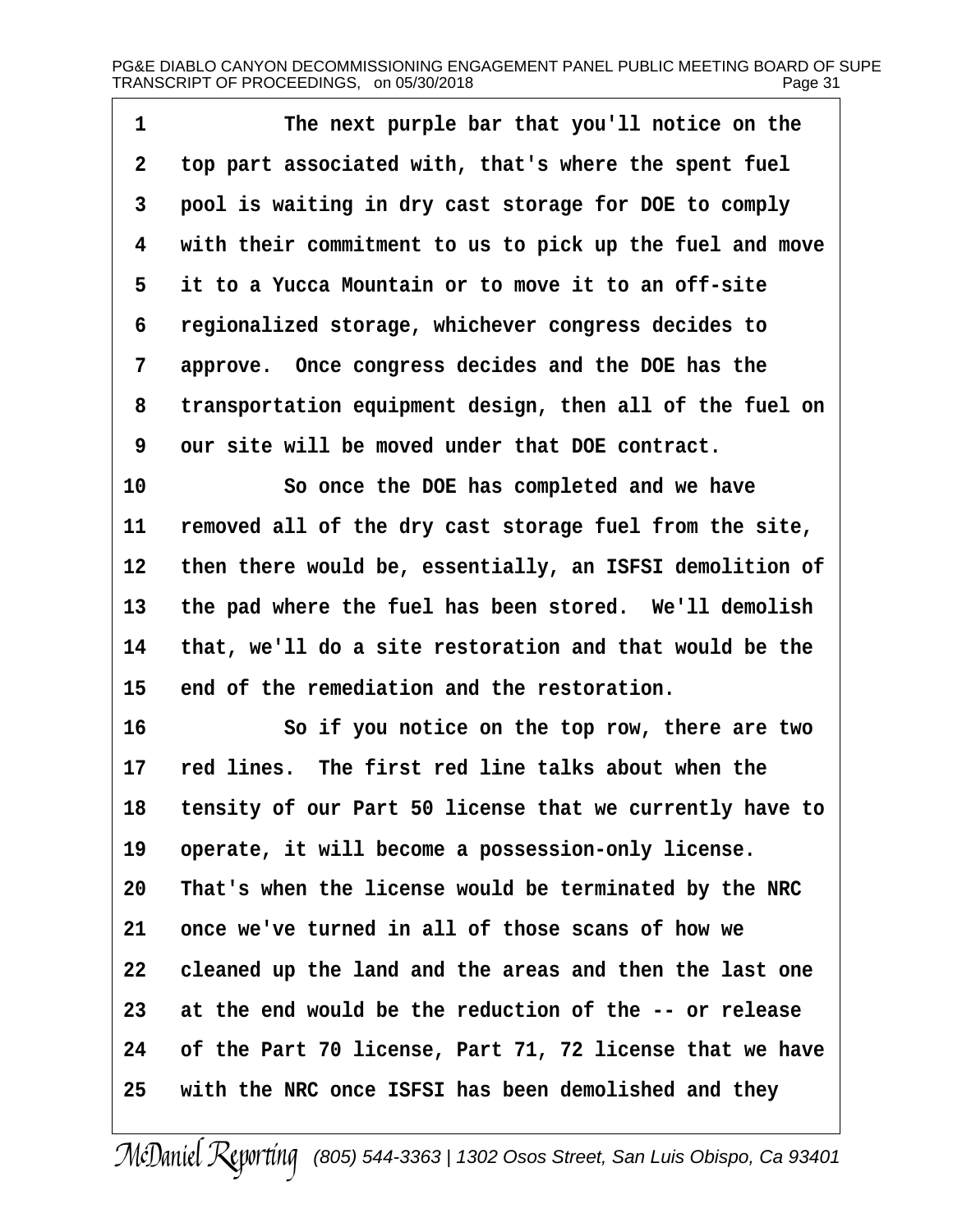1 The next purple bar that you'll notice on the
2 top part associated with, that's where the spent fuel
3 pool is waiting in dry cast storage for DOE to comply
4 with their commitment to us to pick up the fuel and move
5 it to a Yucca Mountain or to move it to an off-site
6 regionalized storage, whichever congress decides to
7 approve. Once congress decides and the DOE has the
8 transportation equipment design, then all of the fuel on
9 our site will be moved under that DOE contract.
10 So once the DOE has completed and we have
11 removed all of the dry cast storage fuel from the site,
12 then there would be, essentially, an ISFSI demolition of
13 the pad where the fuel has been stored. We'll demolish
14 that, we'll do a site restoration and that would be the
15 end of the remediation and the restoration.
16 So if you notice on the top row, there are two
17 red lines. The first red line talks about when the
18 tensity of our Part 50 license that we currently have to
19 operate, it will become a possession-only license.
20 That's when the license would be terminated by the NRC
21 once we've turned in all of those scans of how we
22 cleaned up the land and the areas and then the last one
23 at the end would be the reduction of the -- or release
24 of the Part 70 license, Part 71, 72 license that we have
25 with the NRC once ISFSI has been demolished and they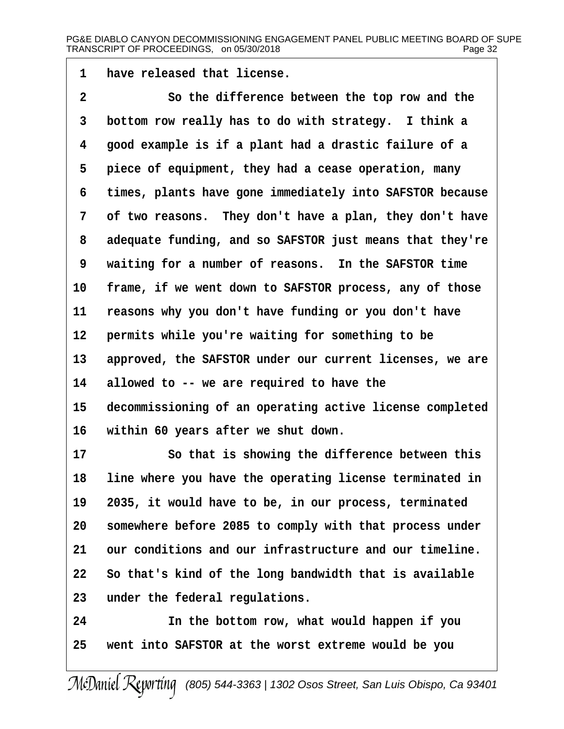1 have released that license.

2 So the difference between the top row and the
3 bottom row really has to do with strategy. I think a
4 good example is if a plant had a drastic failure of a
5 piece of equipment, they had a cease operation, many
6 times, plants have gone immediately into SAFSTOR because
7 of two reasons. They don't have a plan, they don't have
8 adequate funding, and so SAFSTOR just means that they're
9 waiting for a number of reasons. In the SAFSTOR time
10 frame, if we went down to SAFSTOR process, any of those
11 reasons why you don't have funding or you don't have
12 permits while you're waiting for something to be
13 approved, the SAFSTOR under our current licenses, we are
14 allowed to -- we are required to have the
15 decommissioning of an operating active license completed
16 within 60 years after we shut down.

17 So that is showing the difference between this
18 line where you have the operating license terminated in
19 2035, it would have to be, in our process, terminated
20 somewhere before 2085 to comply with that process under
21 our conditions and our infrastructure and our timeline.
22 So that's kind of the long bandwidth that is available
23 under the federal regulations.

24 In the bottom row, what would happen if you
25 went into SAFSTOR at the worst extreme would be you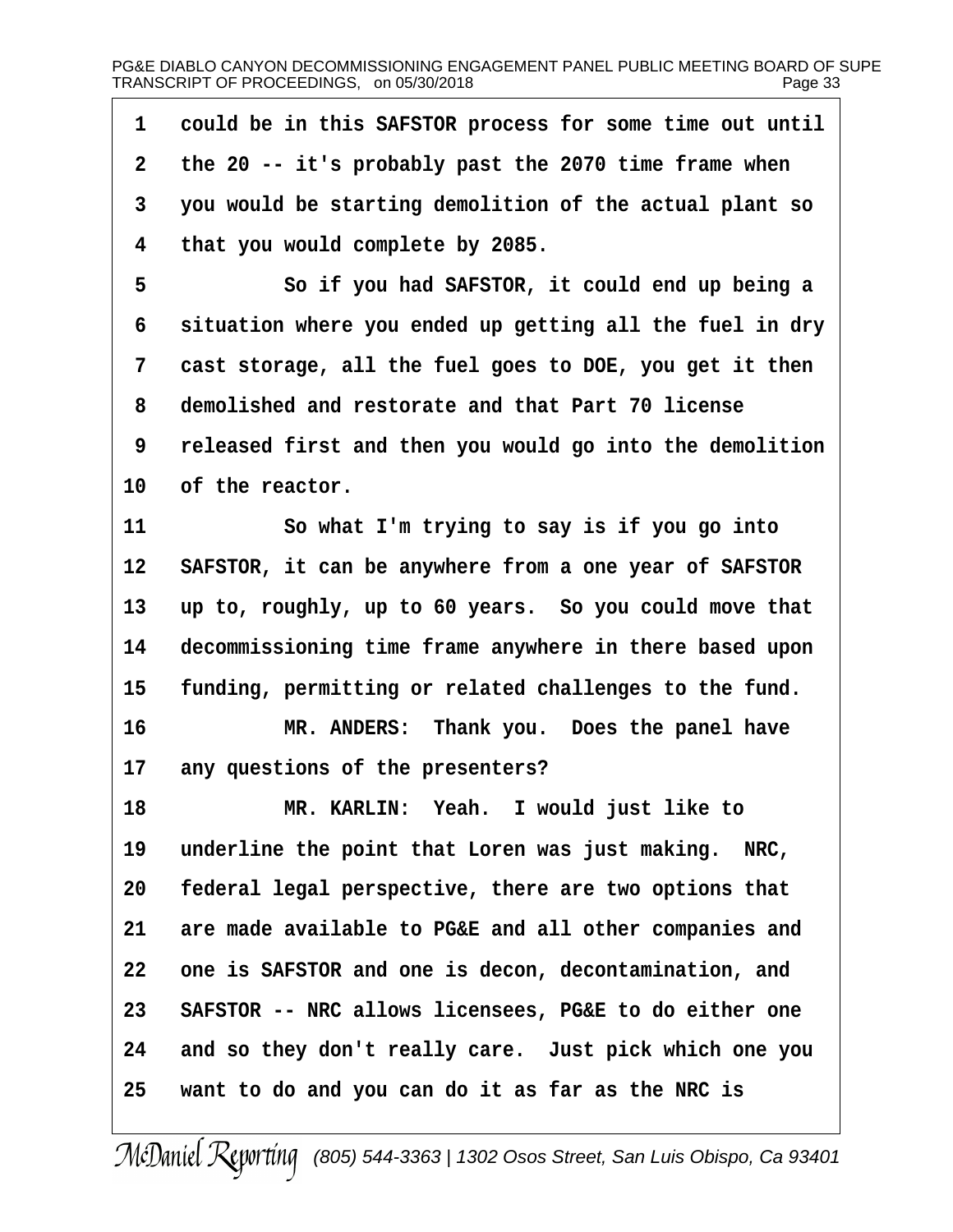1 could be in this SAFSTOR process for some time out until
2 the 20 -- it's probably past the 2070 time frame when
3 you would be starting demolition of the actual plant so
4 that you would complete by 2085.

5 So if you had SAFSTOR, it could end up being a
6 situation where you ended up getting all the fuel in dry
7 cast storage, all the fuel goes to DOE, you get it then
8 demolished and restorate and that Part 70 license
9 released first and then you would go into the demolition
10 of the reactor.

11 So what I'm trying to say is if you go into
12 SAFSTOR, it can be anywhere from a one year of SAFSTOR
13 up to, roughly, up to 60 years. So you could move that
14 decommissioning time frame anywhere in there based upon
15 funding, permitting or related challenges to the fund.

16 MR. ANDERS: Thank you. Does the panel have
17 any questions of the presenters?

18 MR. KARLIN: Yeah. I would just like to
19 underline the point that Loren was just making. NRC,
20 federal legal perspective, there are two options that
21 are made available to PG&E and all other companies and
22 one is SAFSTOR and one is decon, decontamination, and
23 SAFSTOR -- NRC allows licensees, PG&E to do either one
24 and so they don't really care. Just pick which one you
25 want to do and you can do it as far as the NRC is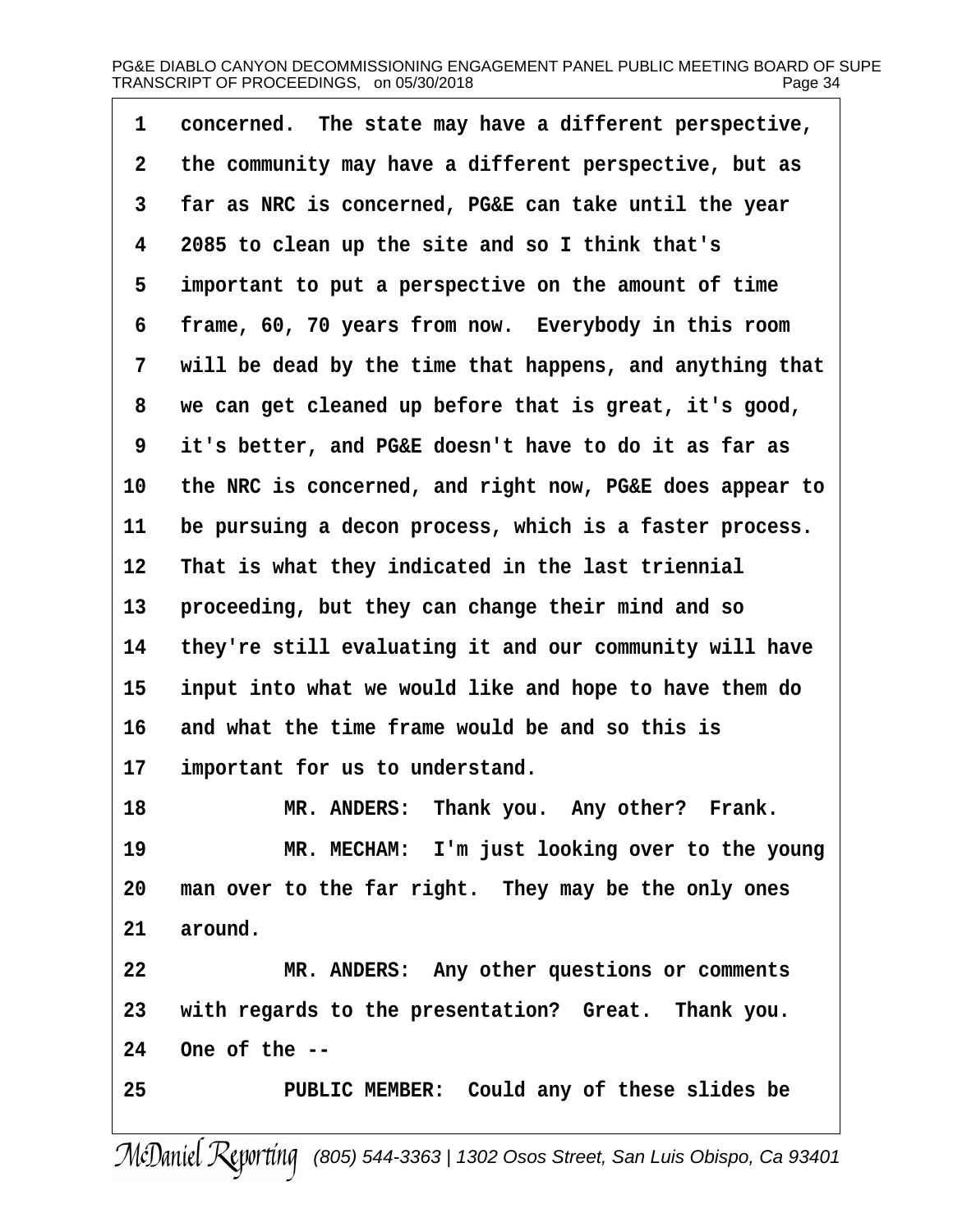1 concerned. The state may have a different perspective,
2 the community may have a different perspective, but as
3 far as NRC is concerned, PG&E can take until the year
4 2085 to clean up the site and so I think that's
5 important to put a perspective on the amount of time
6 frame, 60, 70 years from now. Everybody in this room
7 will be dead by the time that happens, and anything that
8 we can get cleaned up before that is great, it's good,
9 it's better, and PG&E doesn't have to do it as far as
10 the NRC is concerned, and right now, PG&E does appear to
11 be pursuing a decon process, which is a faster process.
12 That is what they indicated in the last triennial
13 proceeding, but they can change their mind and so
14 they're still evaluating it and our community will have
15 input into what we would like and hope to have them do
16 and what the time frame would be and so this is
17 important for us to understand.
18 MR. ANDERS: Thank you. Any other? Frank.
19 MR. MECHAM: I'm just looking over to the young
20 man over to the far right. They may be the only ones
21 around.
22 MR. ANDERS: Any other questions or comments
23 with regards to the presentation? Great. Thank you.
24 One of the --
25 PUBLIC MEMBER: Could any of these slides be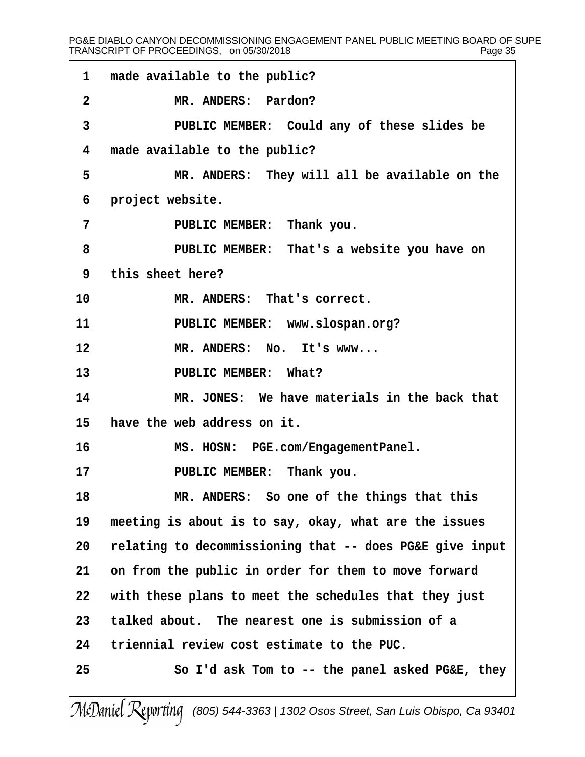1 made available to the public?

2 MR. ANDERS: Pardon?

3 PUBLIC MEMBER: Could any of these slides be

4 made available to the public?

5 MR. ANDERS: They will all be available on the

6 project website.

7 PUBLIC MEMBER: Thank you.

8 PUBLIC MEMBER: That's a website you have on

9 this sheet here?

10 MR. ANDERS: That's correct.

11 PUBLIC MEMBER: www.slospan.org?

12 MR. ANDERS: No. It's www...

13 PUBLIC MEMBER: What?

14 MR. JONES: We have materials in the back that

15 have the web address on it.

16 MS. HOSN: PGE.com/EngagementPanel.

17 PUBLIC MEMBER: Thank you.

18 MR. ANDERS: So one of the things that this

19 meeting is about is to say, okay, what are the issues

20 relating to decommissioning that -- does PG&E give input

21 on from the public in order for them to move forward

22 with these plans to meet the schedules that they just

23 talked about. The nearest one is submission of a

24 triennial review cost estimate to the PUC.

25 So I'd ask Tom to -- the panel asked PG&E, they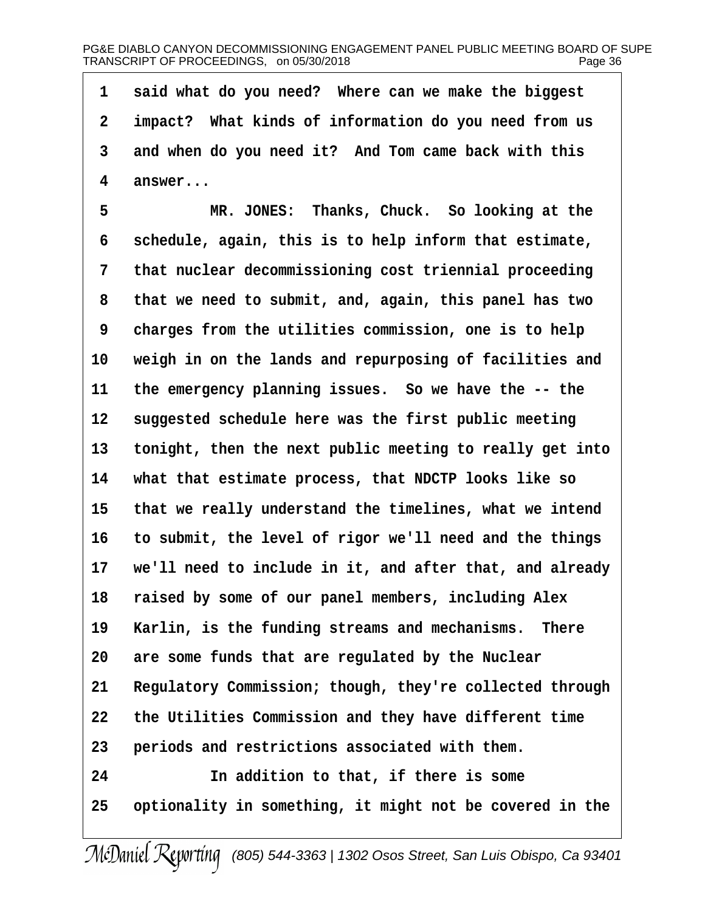said what do you need? Where can we make the biggest impact? What kinds of information do you need from us and when do you need it? And Tom came back with this answer...

MR. JONES: Thanks, Chuck. So looking at the schedule, again, this is to help inform that estimate, that nuclear decommissioning cost triennial proceeding that we need to submit, and, again, this panel has two charges from the utilities commission, one is to help weigh in on the lands and repurposing of facilities and the emergency planning issues. So we have the -- the suggested schedule here was the first public meeting tonight, then the next public meeting to really get into what that estimate process, that NDCTP looks like so that we really understand the timelines, what we intend to submit, the level of rigor we'll need and the things we'll need to include in it, and after that, and already raised by some of our panel members, including Alex Karlin, is the funding streams and mechanisms. There are some funds that are regulated by the Nuclear Regulatory Commission; though, they're collected through the Utilities Commission and they have different time periods and restrictions associated with them.

In addition to that, if there is some optionality in something, it might not be covered in the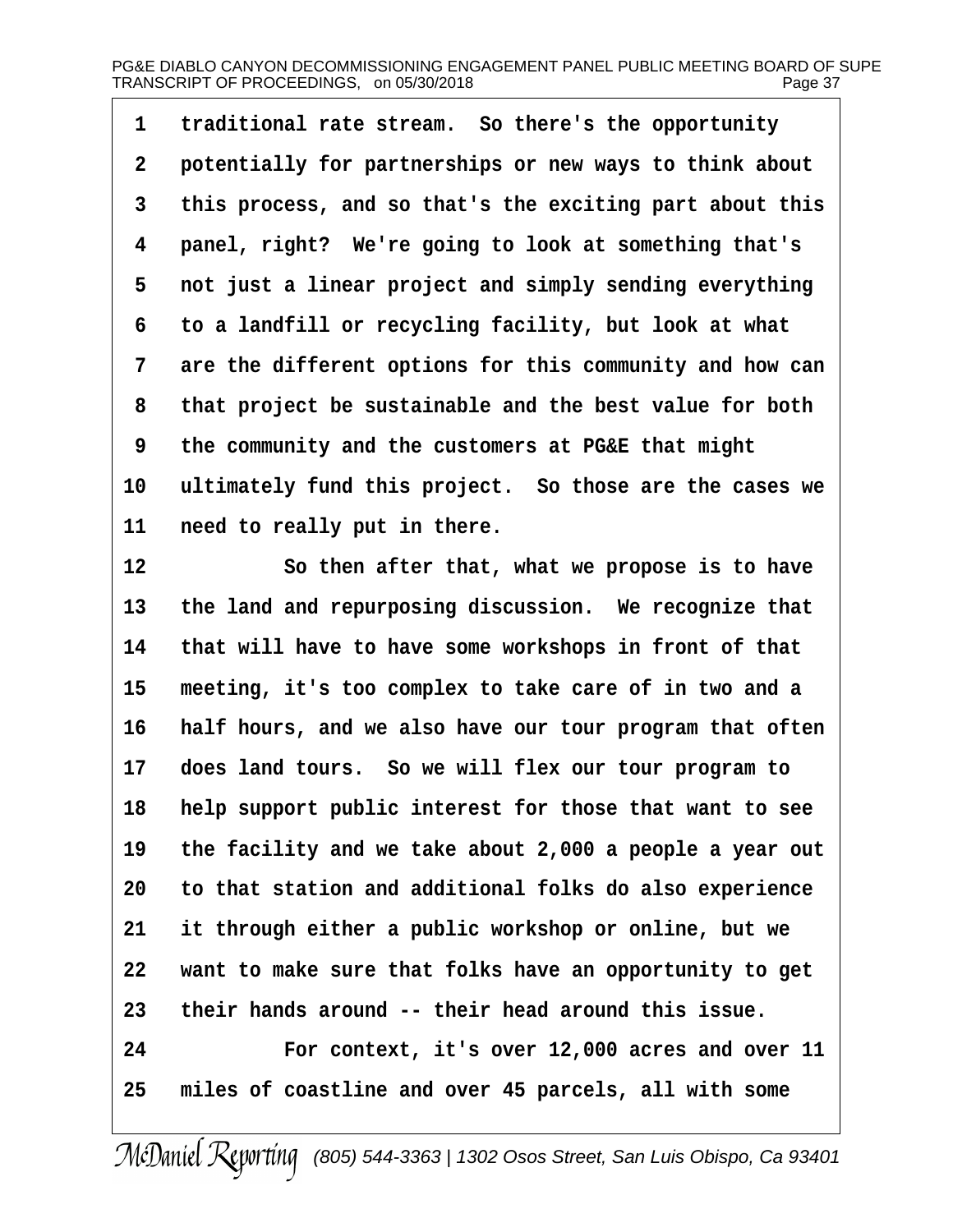1 traditional rate stream. So there's the opportunity
2 potentially for partnerships or new ways to think about
3 this process, and so that's the exciting part about this
4 panel, right? We're going to look at something that's
5 not just a linear project and simply sending everything
6 to a landfill or recycling facility, but look at what
7 are the different options for this community and how can
8 that project be sustainable and the best value for both
9 the community and the customers at PG&E that might
10 ultimately fund this project. So those are the cases we
11 need to really put in there.
12 So then after that, what we propose is to have
13 the land and repurposing discussion. We recognize that
14 that will have to have some workshops in front of that
15 meeting, it's too complex to take care of in two and a
16 half hours, and we also have our tour program that often
17 does land tours. So we will flex our tour program to
18 help support public interest for those that want to see
19 the facility and we take about 2,000 a people a year out
20 to that station and additional folks do also experience
21 it through either a public workshop or online, but we
22 want to make sure that folks have an opportunity to get
23 their hands around -- their head around this issue.
24 For context, it's over 12,000 acres and over 11
25 miles of coastline and over 45 parcels, all with some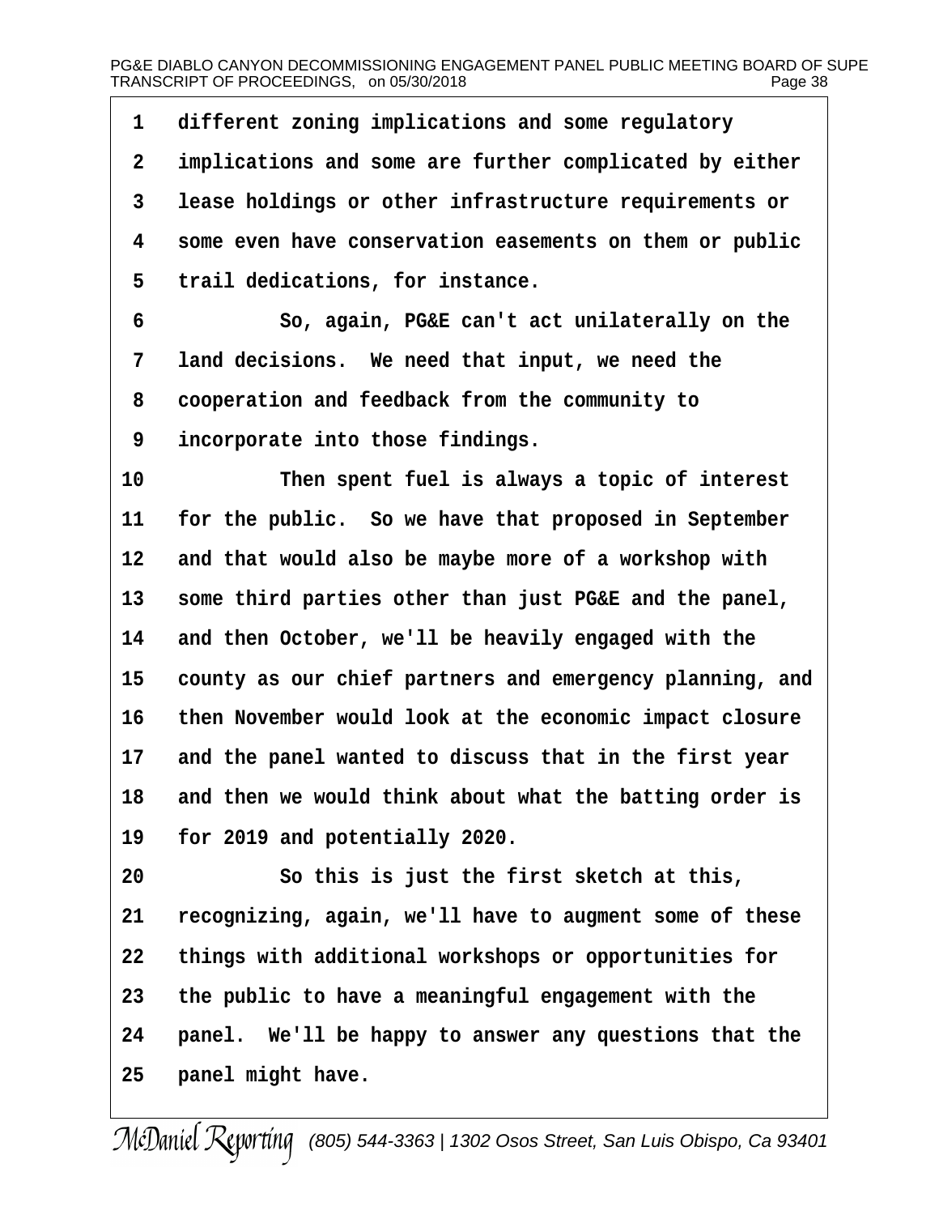1 different zoning implications and some regulatory
2 implications and some are further complicated by either
3 lease holdings or other infrastructure requirements or
4 some even have conservation easements on them or public
5 trail dedications, for instance.

6 So, again, PG&E can't act unilaterally on the
7 land decisions. We need that input, we need the
8 cooperation and feedback from the community to
9 incorporate into those findings.

10 Then spent fuel is always a topic of interest
11 for the public. So we have that proposed in September
12 and that would also be maybe more of a workshop with
13 some third parties other than just PG&E and the panel,
14 and then October, we'll be heavily engaged with the
15 county as our chief partners and emergency planning, and
16 then November would look at the economic impact closure
17 and the panel wanted to discuss that in the first year
18 and then we would think about what the batting order is
19 for 2019 and potentially 2020.

20 So this is just the first sketch at this,
21 recognizing, again, we'll have to augment some of these
22 things with additional workshops or opportunities for
23 the public to have a meaningful engagement with the
24 panel. We'll be happy to answer any questions that the
25 panel might have.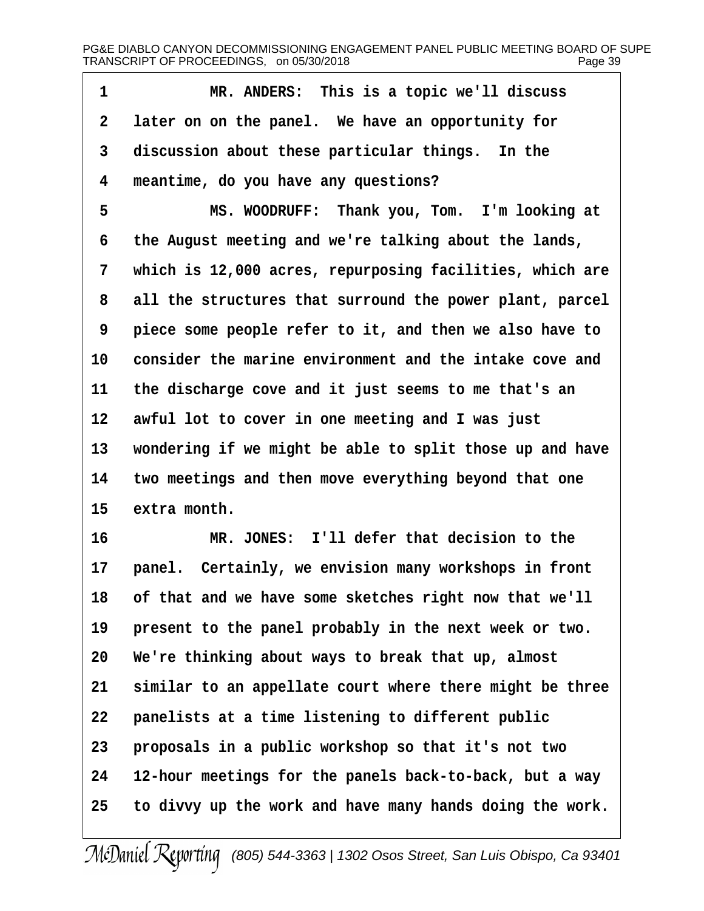1 MR. ANDERS: This is a topic we'll discuss
2 later on on the panel. We have an opportunity for
3 discussion about these particular things. In the
4 meantime, do you have any questions?
5 MS. WOODRUFF: Thank you, Tom. I'm looking at
6 the August meeting and we're talking about the lands,
7 which is 12,000 acres, repurposing facilities, which are
8 all the structures that surround the power plant, parcel
9 piece some people refer to it, and then we also have to
10 consider the marine environment and the intake cove and
11 the discharge cove and it just seems to me that's an
12 awful lot to cover in one meeting and I was just
13 wondering if we might be able to split those up and have
14 two meetings and then move everything beyond that one
15 extra month.
16 MR. JONES: I'll defer that decision to the
17 panel. Certainly, we envision many workshops in front
18 of that and we have some sketches right now that we'll
19 present to the panel probably in the next week or two.
20 We're thinking about ways to break that up, almost
21 similar to an appellate court where there might be three
22 panelists at a time listening to different public
23 proposals in a public workshop so that it's not two
24 12-hour meetings for the panels back-to-back, but a way
25 to divvy up the work and have many hands doing the work.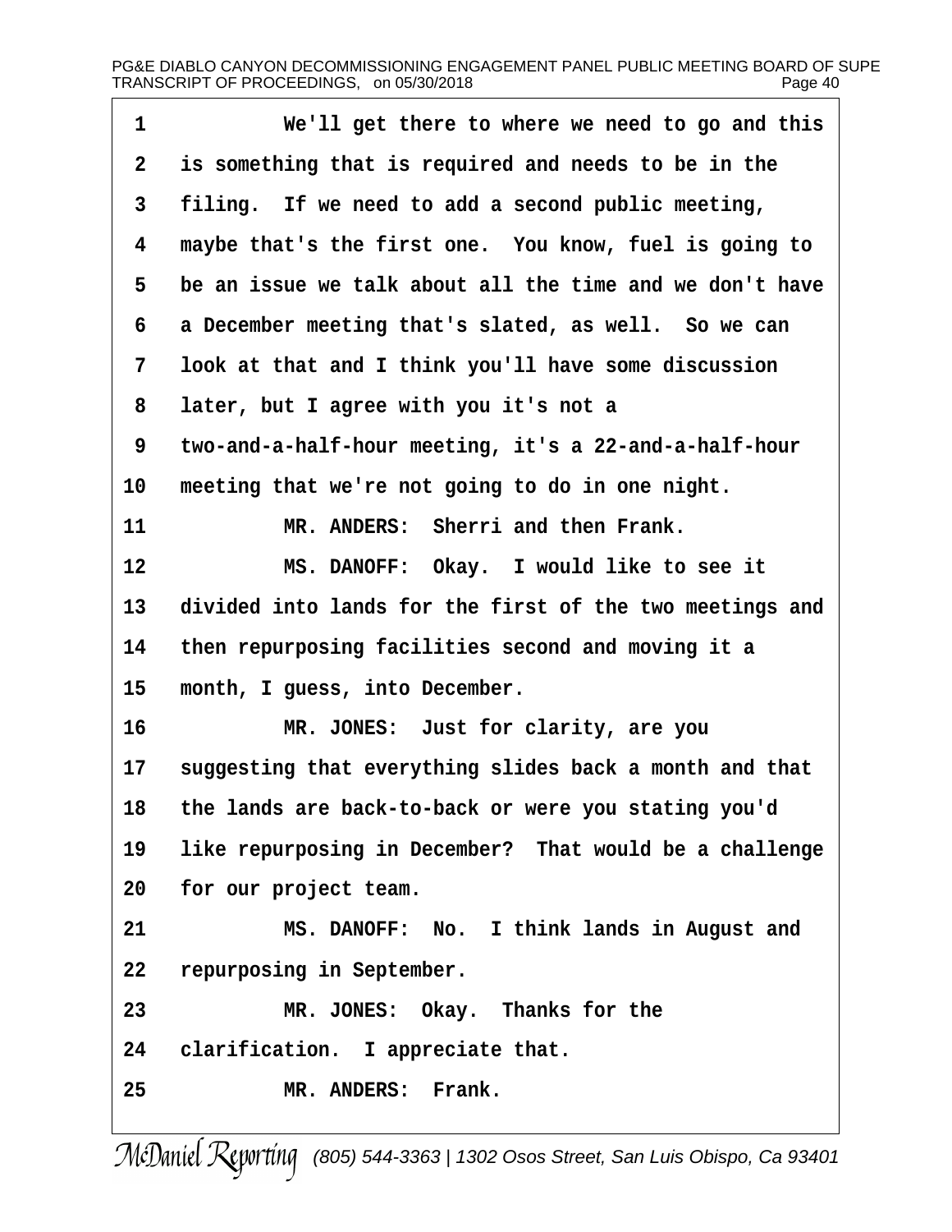We'll get there to where we need to go and this is something that is required and needs to be in the filing. If we need to add a second public meeting, maybe that's the first one. You know, fuel is going to be an issue we talk about all the time and we don't have a December meeting that's slated, as well. So we can look at that and I think you'll have some discussion later, but I agree with you it's not a two-and-a-half-hour meeting, it's a 22-and-a-half-hour meeting that we're not going to do in one night.

MR. ANDERS: Sherri and then Frank.

MS. DANOFF: Okay. I would like to see it divided into lands for the first of the two meetings and then repurposing facilities second and moving it a month, I guess, into December.

MR. JONES: Just for clarity, are you suggesting that everything slides back a month and that the lands are back-to-back or were you stating you'd like repurposing in December? That would be a challenge for our project team.

MS. DANOFF: No. I think lands in August and repurposing in September.

MR. JONES: Okay. Thanks for the clarification. I appreciate that.

MR. ANDERS: Frank.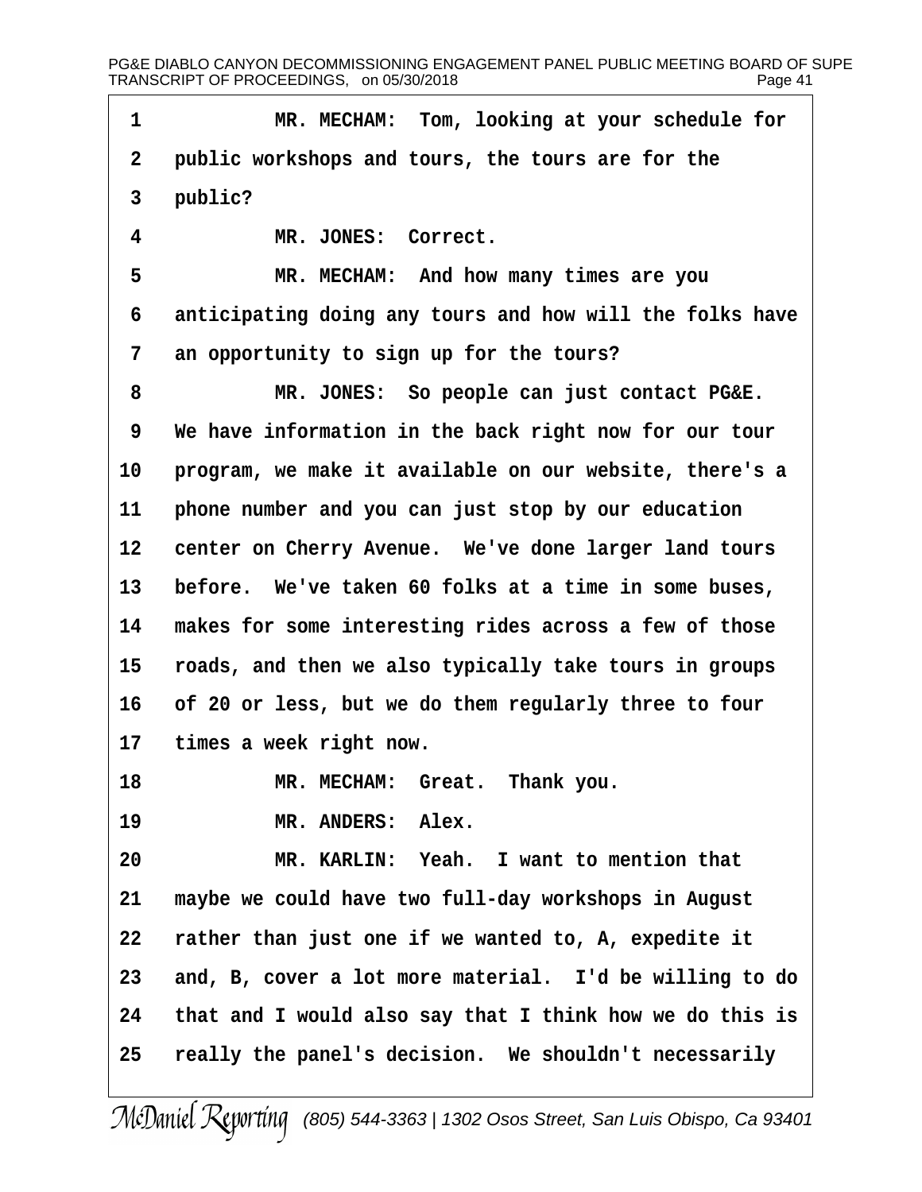MR. MECHAM: Tom, looking at your schedule for public workshops and tours, the tours are for the public?

MR. JONES: Correct.

MR. MECHAM: And how many times are you anticipating doing any tours and how will the folks have an opportunity to sign up for the tours?

MR. JONES: So people can just contact PG&E. We have information in the back right now for our tour program, we make it available on our website, there's a phone number and you can just stop by our education center on Cherry Avenue. We've done larger land tours before. We've taken 60 folks at a time in some buses, makes for some interesting rides across a few of those roads, and then we also typically take tours in groups of 20 or less, but we do them regularly three to four times a week right now.

MR. MECHAM: Great. Thank you.

MR. ANDERS: Alex.

MR. KARLIN: Yeah. I want to mention that maybe we could have two full-day workshops in August rather than just one if we wanted to, A, expedite it and, B, cover a lot more material. I'd be willing to do that and I would also say that I think how we do this is really the panel's decision. We shouldn't necessarily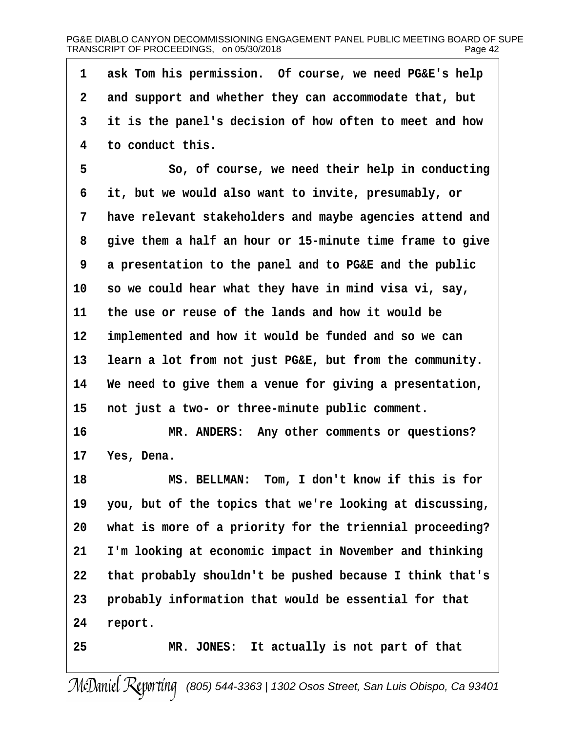1 ask Tom his permission. Of course, we need PG&E's help
2 and support and whether they can accommodate that, but
3 it is the panel's decision of how often to meet and how
4 to conduct this.

5 So, of course, we need their help in conducting
6 it, but we would also want to invite, presumably, or
7 have relevant stakeholders and maybe agencies attend and
8 give them a half an hour or 15-minute time frame to give
9 a presentation to the panel and to PG&E and the public
10 so we could hear what they have in mind visa vi, say,
11 the use or reuse of the lands and how it would be
12 implemented and how it would be funded and so we can
13 learn a lot from not just PG&E, but from the community.
14 We need to give them a venue for giving a presentation,
15 not just a two- or three-minute public comment.

16 MR. ANDERS: Any other comments or questions?
17 Yes, Dena.

18 MS. BELLMAN: Tom, I don't know if this is for
19 you, but of the topics that we're looking at discussing,
20 what is more of a priority for the triennial proceeding?
21 I'm looking at economic impact in November and thinking
22 that probably shouldn't be pushed because I think that's
23 probably information that would be essential for that
24 report.

25 MR. JONES: It actually is not part of that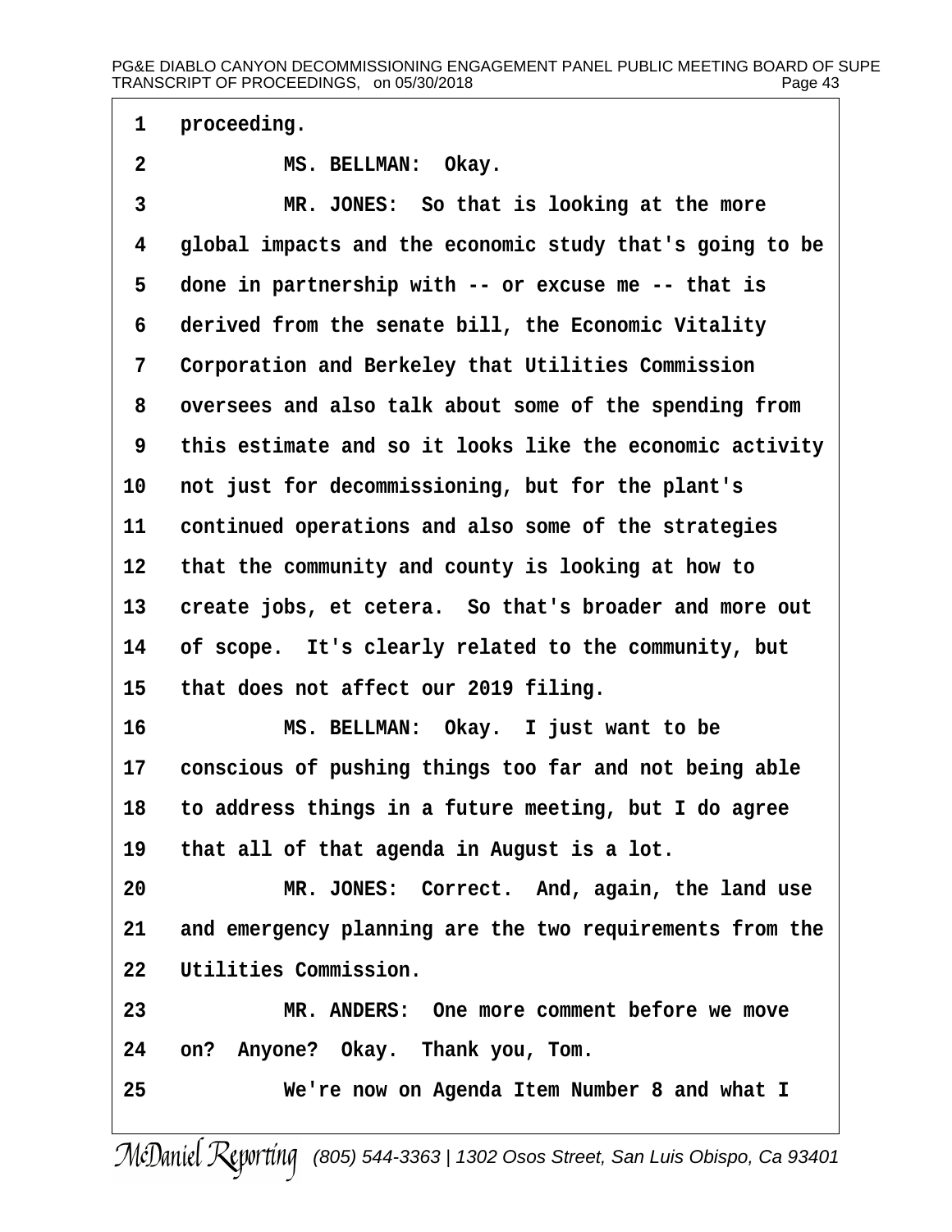1 proceeding.

2 MS. BELLMAN: Okay.

3 MR. JONES: So that is looking at the more

4 global impacts and the economic study that's going to be

5 done in partnership with -- or excuse me -- that is

6 derived from the senate bill, the Economic Vitality

7 Corporation and Berkeley that Utilities Commission

8 oversees and also talk about some of the spending from

9 this estimate and so it looks like the economic activity

10 not just for decommissioning, but for the plant's

11 continued operations and also some of the strategies

12 that the community and county is looking at how to

13 create jobs, et cetera. So that's broader and more out

14 of scope. It's clearly related to the community, but

15 that does not affect our 2019 filing.

16 MS. BELLMAN: Okay. I just want to be

17 conscious of pushing things too far and not being able

18 to address things in a future meeting, but I do agree

19 that all of that agenda in August is a lot.

20 MR. JONES: Correct. And, again, the land use

21 and emergency planning are the two requirements from the

22 Utilities Commission.

23 MR. ANDERS: One more comment before we move

24 on? Anyone? Okay. Thank you, Tom.

25 We're now on Agenda Item Number 8 and what I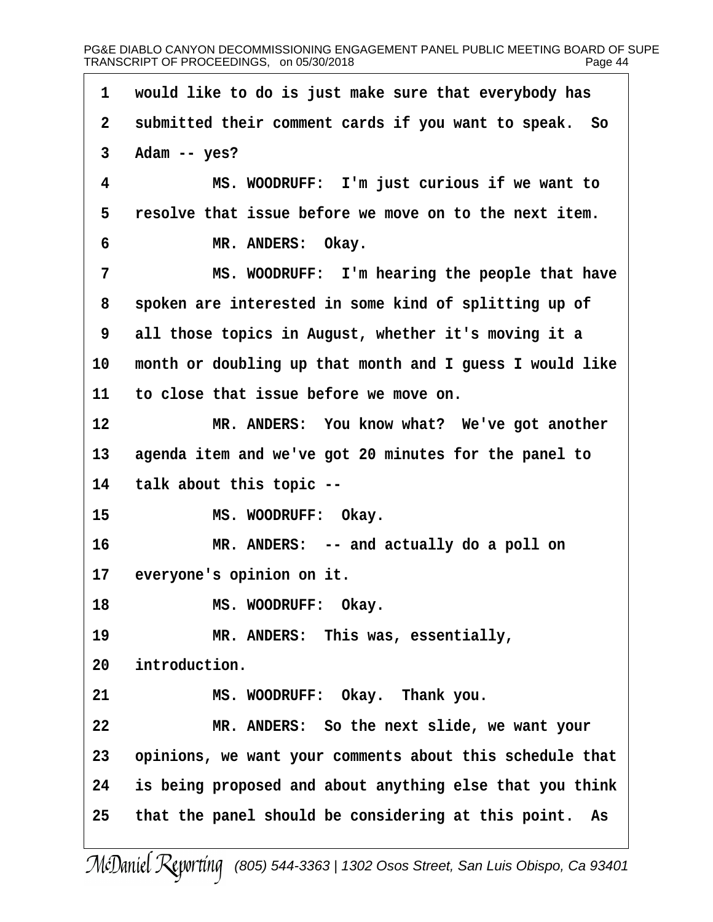would like to do is just make sure that everybody has submitted their comment cards if you want to speak. So Adam -- yes?

MS. WOODRUFF: I'm just curious if we want to resolve that issue before we move on to the next item.

MR. ANDERS: Okay.

MS. WOODRUFF: I'm hearing the people that have spoken are interested in some kind of splitting up of all those topics in August, whether it's moving it a month or doubling up that month and I guess I would like to close that issue before we move on.

MR. ANDERS: You know what? We've got another agenda item and we've got 20 minutes for the panel to talk about this topic --

MS. WOODRUFF: Okay.

MR. ANDERS: -- and actually do a poll on everyone's opinion on it.

MS. WOODRUFF: Okay.

MR. ANDERS: This was, essentially, introduction.

MS. WOODRUFF: Okay. Thank you.

MR. ANDERS: So the next slide, we want your opinions, we want your comments about this schedule that is being proposed and about anything else that you think that the panel should be considering at this point. As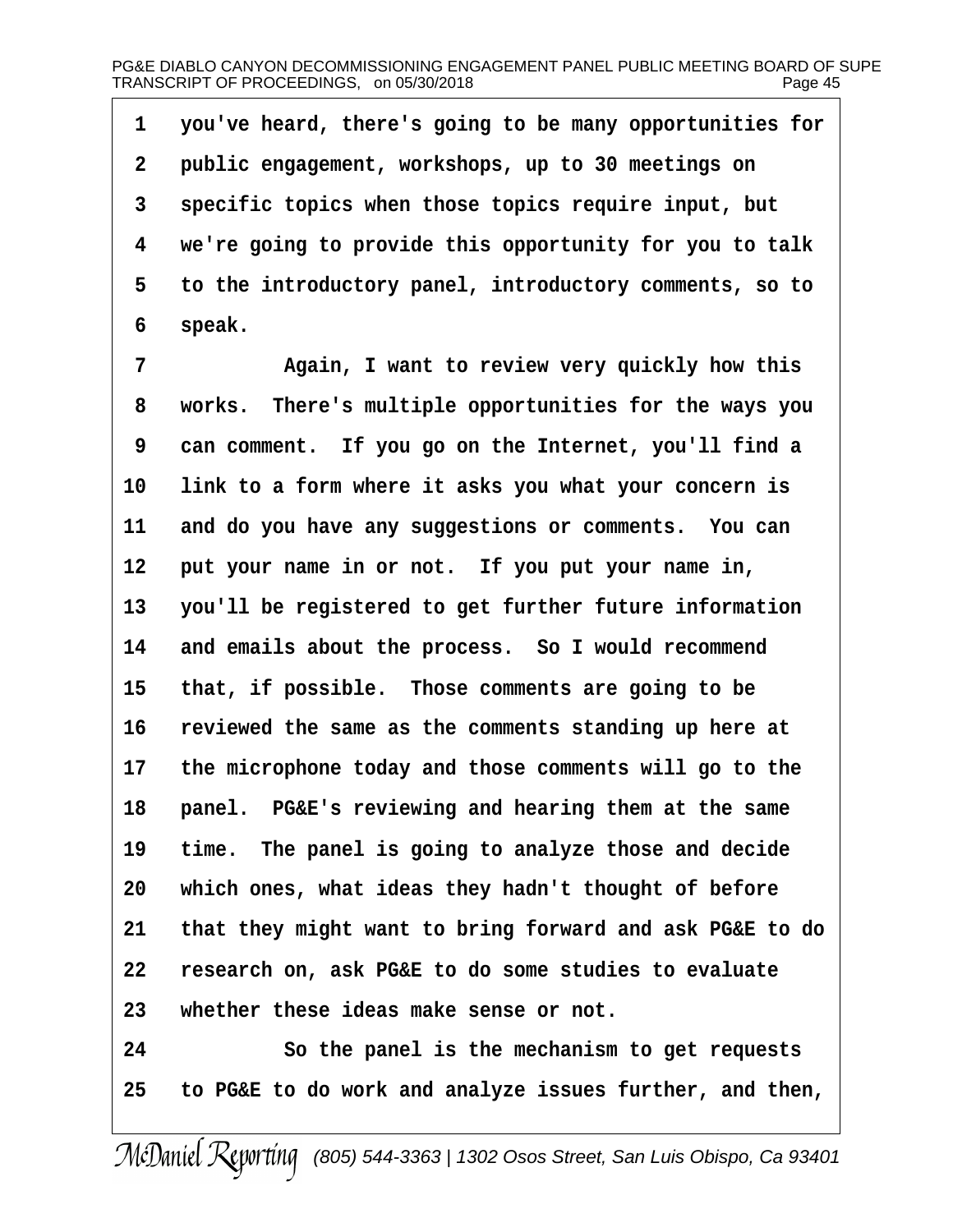you've heard, there's going to be many opportunities for public engagement, workshops, up to 30 meetings on specific topics when those topics require input, but we're going to provide this opportunity for you to talk to the introductory panel, introductory comments, so to speak.

Again, I want to review very quickly how this works. There's multiple opportunities for the ways you can comment. If you go on the Internet, you'll find a link to a form where it asks you what your concern is and do you have any suggestions or comments. You can put your name in or not. If you put your name in, you'll be registered to get further future information and emails about the process. So I would recommend that, if possible. Those comments are going to be reviewed the same as the comments standing up here at the microphone today and those comments will go to the panel. PG&E's reviewing and hearing them at the same time. The panel is going to analyze those and decide which ones, what ideas they hadn't thought of before that they might want to bring forward and ask PG&E to do research on, ask PG&E to do some studies to evaluate whether these ideas make sense or not.

So the panel is the mechanism to get requests to PG&E to do work and analyze issues further, and then,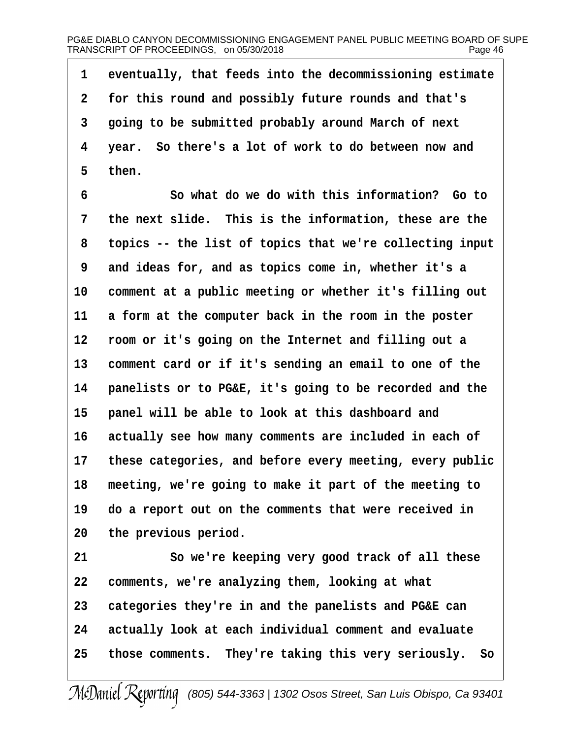eventually, that feeds into the decommissioning estimate for this round and possibly future rounds and that's going to be submitted probably around March of next year. So there's a lot of work to do between now and then.

So what do we do with this information? Go to the next slide. This is the information, these are the topics -- the list of topics that we're collecting input and ideas for, and as topics come in, whether it's a comment at a public meeting or whether it's filling out a form at the computer back in the room in the poster room or it's going on the Internet and filling out a comment card or if it's sending an email to one of the panelists or to PG&E, it's going to be recorded and the panel will be able to look at this dashboard and actually see how many comments are included in each of these categories, and before every meeting, every public meeting, we're going to make it part of the meeting to do a report out on the comments that were received in the previous period.

So we're keeping very good track of all these comments, we're analyzing them, looking at what categories they're in and the panelists and PG&E can actually look at each individual comment and evaluate those comments. They're taking this very seriously. So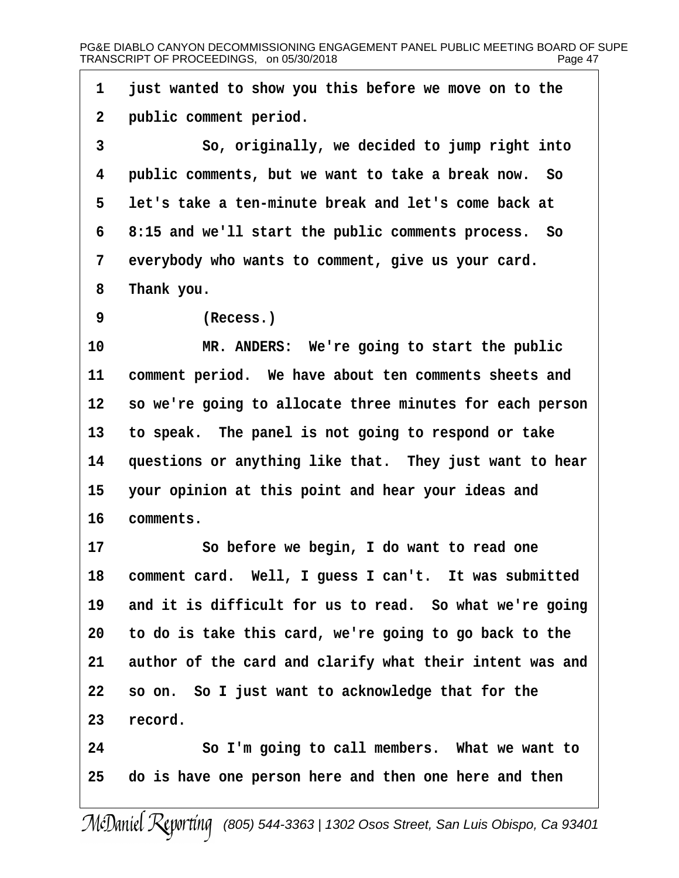1 just wanted to show you this before we move on to the
2 public comment period.
3 So, originally, we decided to jump right into
4 public comments, but we want to take a break now. So
5 let's take a ten-minute break and let's come back at
6 8:15 and we'll start the public comments process. So
7 everybody who wants to comment, give us your card.
8 Thank you.
9 (Recess.)
10 MR. ANDERS: We're going to start the public
11 comment period. We have about ten comments sheets and
12 so we're going to allocate three minutes for each person
13 to speak. The panel is not going to respond or take
14 questions or anything like that. They just want to hear
15 your opinion at this point and hear your ideas and
16 comments.
17 So before we begin, I do want to read one
18 comment card. Well, I guess I can't. It was submitted
19 and it is difficult for us to read. So what we're going
20 to do is take this card, we're going to go back to the
21 author of the card and clarify what their intent was and
22 so on. So I just want to acknowledge that for the
23 record.
24 So I'm going to call members. What we want to
25 do is have one person here and then one here and then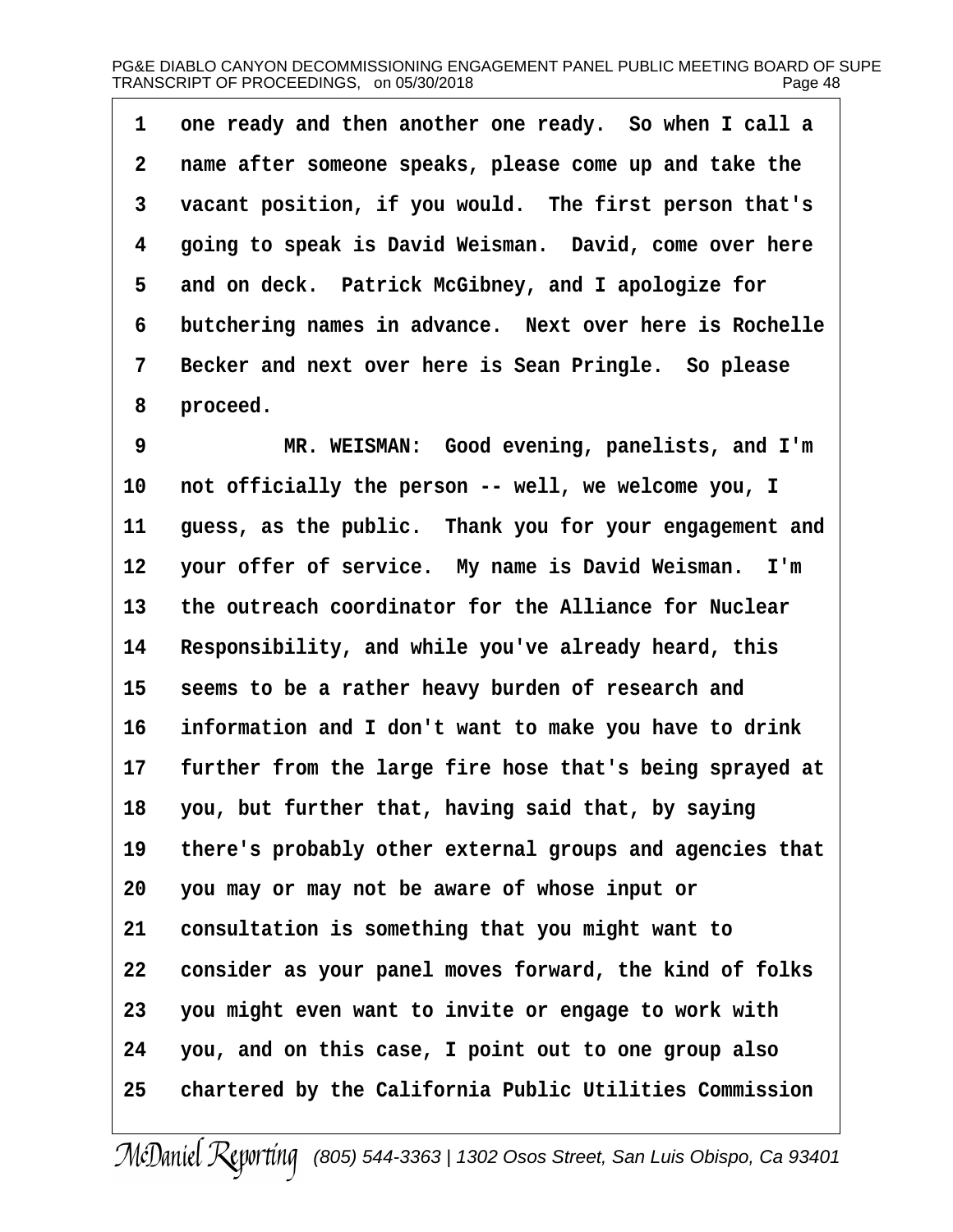one ready and then another one ready. So when I call a name after someone speaks, please come up and take the vacant position, if you would. The first person that's going to speak is David Weisman. David, come over here and on deck. Patrick McGibney, and I apologize for butchering names in advance. Next over here is Rochelle Becker and next over here is Sean Pringle. So please proceed.

MR. WEISMAN: Good evening, panelists, and I'm not officially the person -- well, we welcome you, I guess, as the public. Thank you for your engagement and your offer of service. My name is David Weisman. I'm the outreach coordinator for the Alliance for Nuclear Responsibility, and while you've already heard, this seems to be a rather heavy burden of research and information and I don't want to make you have to drink further from the large fire hose that's being sprayed at you, but further that, having said that, by saying there's probably other external groups and agencies that you may or may not be aware of whose input or consultation is something that you might want to consider as your panel moves forward, the kind of folks you might even want to invite or engage to work with you, and on this case, I point out to one group also chartered by the California Public Utilities Commission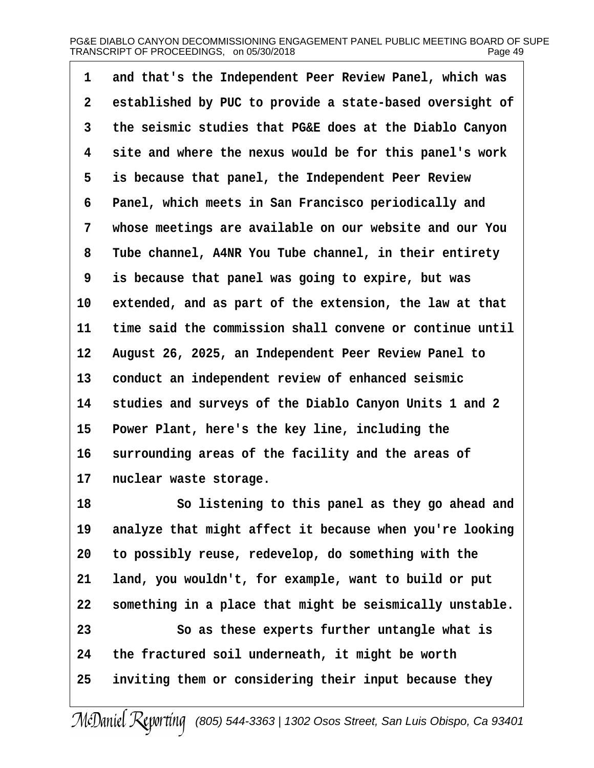1 and that's the Independent Peer Review Panel, which was
2 established by PUC to provide a state-based oversight of
3 the seismic studies that PG&E does at the Diablo Canyon
4 site and where the nexus would be for this panel's work
5 is because that panel, the Independent Peer Review
6 Panel, which meets in San Francisco periodically and
7 whose meetings are available on our website and our You
8 Tube channel, A4NR You Tube channel, in their entirety
9 is because that panel was going to expire, but was
10 extended, and as part of the extension, the law at that
11 time said the commission shall convene or continue until
12 August 26, 2025, an Independent Peer Review Panel to
13 conduct an independent review of enhanced seismic
14 studies and surveys of the Diablo Canyon Units 1 and 2
15 Power Plant, here's the key line, including the
16 surrounding areas of the facility and the areas of
17 nuclear waste storage.
18 So listening to this panel as they go ahead and
19 analyze that might affect it because when you're looking
20 to possibly reuse, redevelop, do something with the
21 land, you wouldn't, for example, want to build or put
22 something in a place that might be seismically unstable.
23 So as these experts further untangle what is
24 the fractured soil underneath, it might be worth
25 inviting them or considering their input because they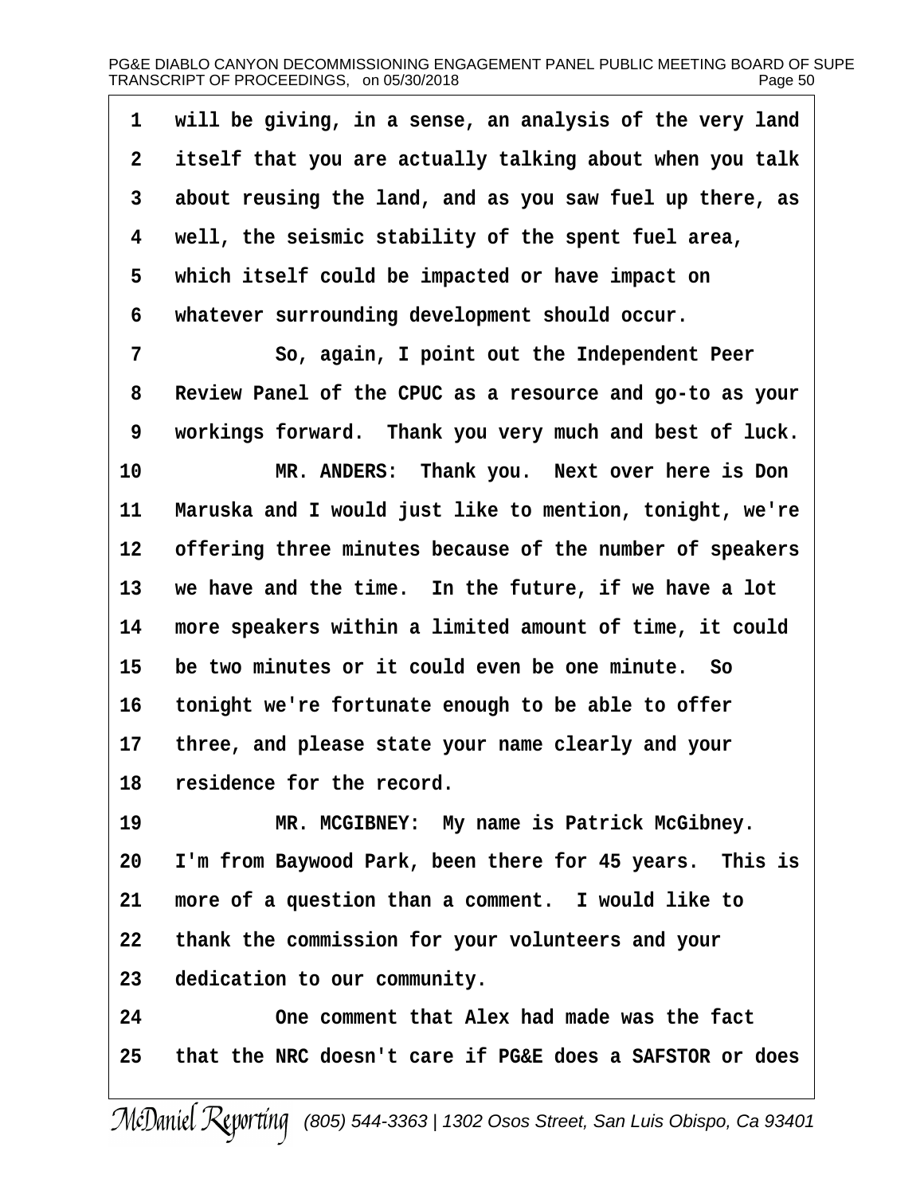1 will be giving, in a sense, an analysis of the very land
2 itself that you are actually talking about when you talk
3 about reusing the land, and as you saw fuel up there, as
4 well, the seismic stability of the spent fuel area,
5 which itself could be impacted or have impact on
6 whatever surrounding development should occur.

7 So, again, I point out the Independent Peer
8 Review Panel of the CPUC as a resource and go-to as your
9 workings forward. Thank you very much and best of luck.

10 MR. ANDERS: Thank you. Next over here is Don
11 Maruska and I would just like to mention, tonight, we're
12 offering three minutes because of the number of speakers
13 we have and the time. In the future, if we have a lot
14 more speakers within a limited amount of time, it could
15 be two minutes or it could even be one minute. So
16 tonight we're fortunate enough to be able to offer
17 three, and please state your name clearly and your
18 residence for the record.

19 MR. MCGIBNEY: My name is Patrick McGibney.
20 I'm from Baywood Park, been there for 45 years. This is
21 more of a question than a comment. I would like to
22 thank the commission for your volunteers and your
23 dedication to our community.

24 One comment that Alex had made was the fact
25 that the NRC doesn't care if PG&E does a SAFSTOR or does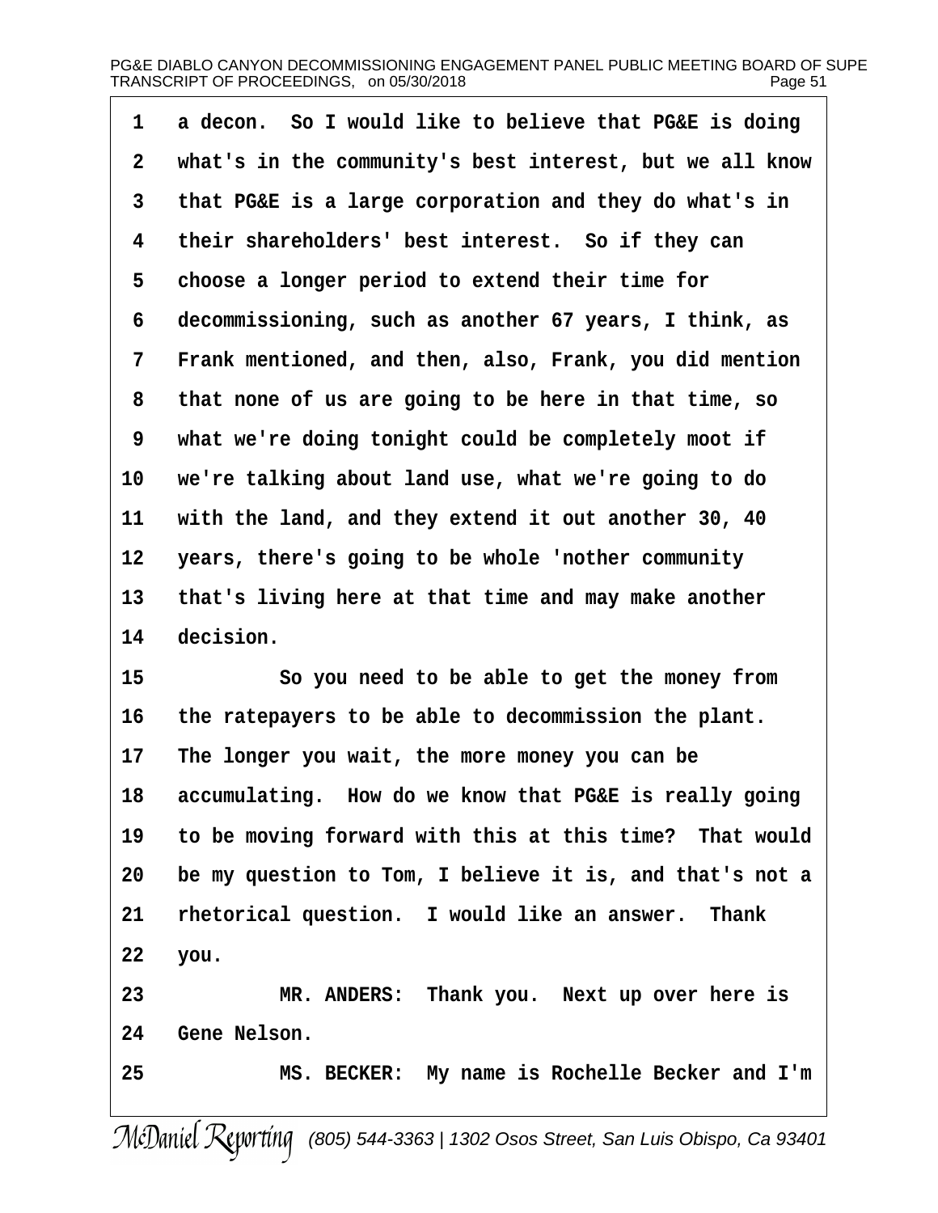a decon. So I would like to believe that PG&E is doing what's in the community's best interest, but we all know that PG&E is a large corporation and they do what's in their shareholders' best interest. So if they can choose a longer period to extend their time for decommissioning, such as another 67 years, I think, as Frank mentioned, and then, also, Frank, you did mention that none of us are going to be here in that time, so what we're doing tonight could be completely moot if we're talking about land use, what we're going to do with the land, and they extend it out another 30, 40 years, there's going to be whole 'nother community that's living here at that time and may make another decision.

So you need to be able to get the money from the ratepayers to be able to decommission the plant. The longer you wait, the more money you can be accumulating. How do we know that PG&E is really going to be moving forward with this at this time? That would be my question to Tom, I believe it is, and that's not a rhetorical question. I would like an answer. Thank you.

MR. ANDERS: Thank you. Next up over here is Gene Nelson.

MS. BECKER: My name is Rochelle Becker and I'm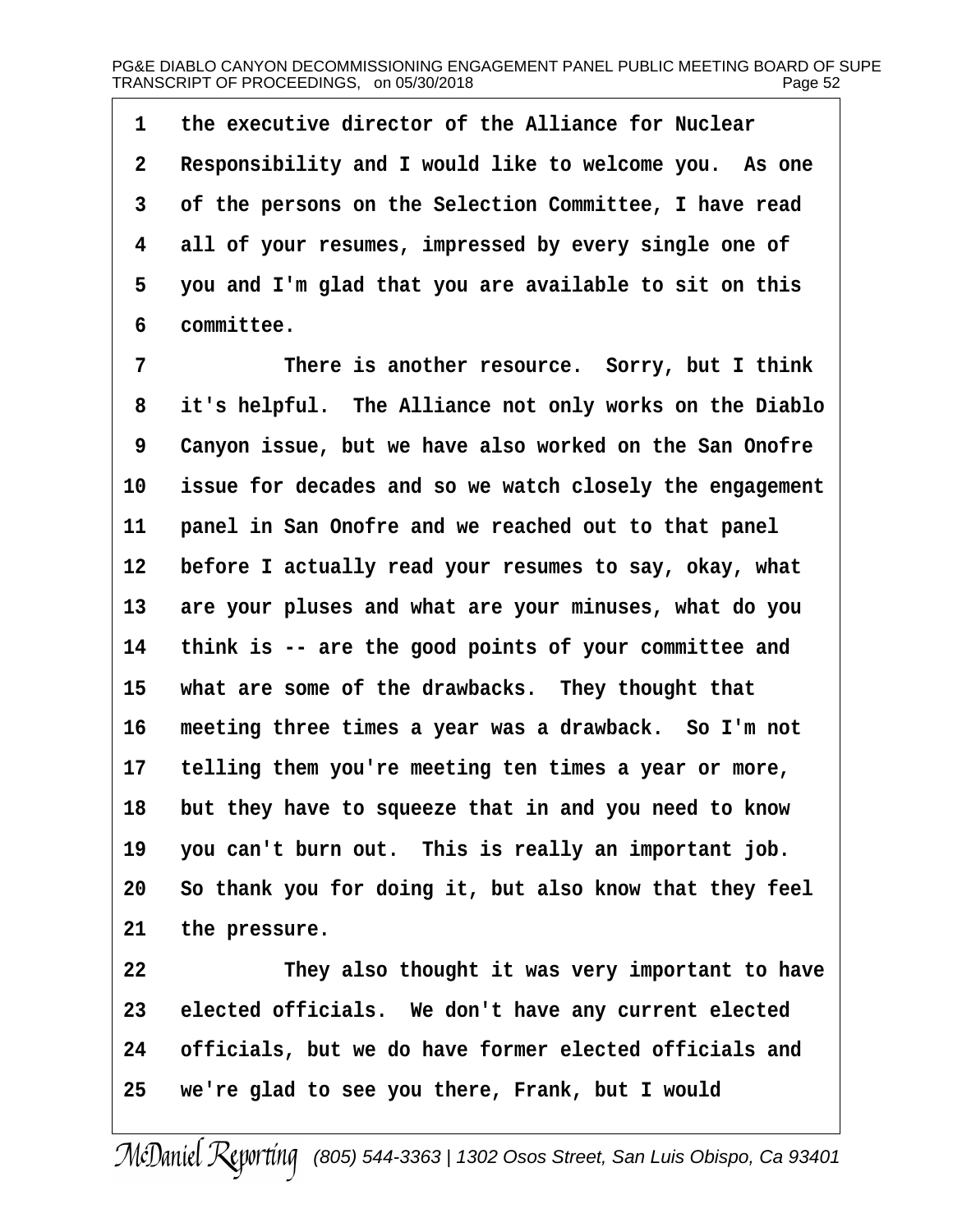1 the executive director of the Alliance for Nuclear
2 Responsibility and I would like to welcome you. As one
3 of the persons on the Selection Committee, I have read
4 all of your resumes, impressed by every single one of
5 you and I'm glad that you are available to sit on this
6 committee.

7 There is another resource. Sorry, but I think
8 it's helpful. The Alliance not only works on the Diablo
9 Canyon issue, but we have also worked on the San Onofre
10 issue for decades and so we watch closely the engagement
11 panel in San Onofre and we reached out to that panel
12 before I actually read your resumes to say, okay, what
13 are your pluses and what are your minuses, what do you
14 think is -- are the good points of your committee and
15 what are some of the drawbacks. They thought that
16 meeting three times a year was a drawback. So I'm not
17 telling them you're meeting ten times a year or more,
18 but they have to squeeze that in and you need to know
19 you can't burn out. This is really an important job.
20 So thank you for doing it, but also know that they feel
21 the pressure.

22 They also thought it was very important to have
23 elected officials. We don't have any current elected
24 officials, but we do have former elected officials and
25 we're glad to see you there, Frank, but I would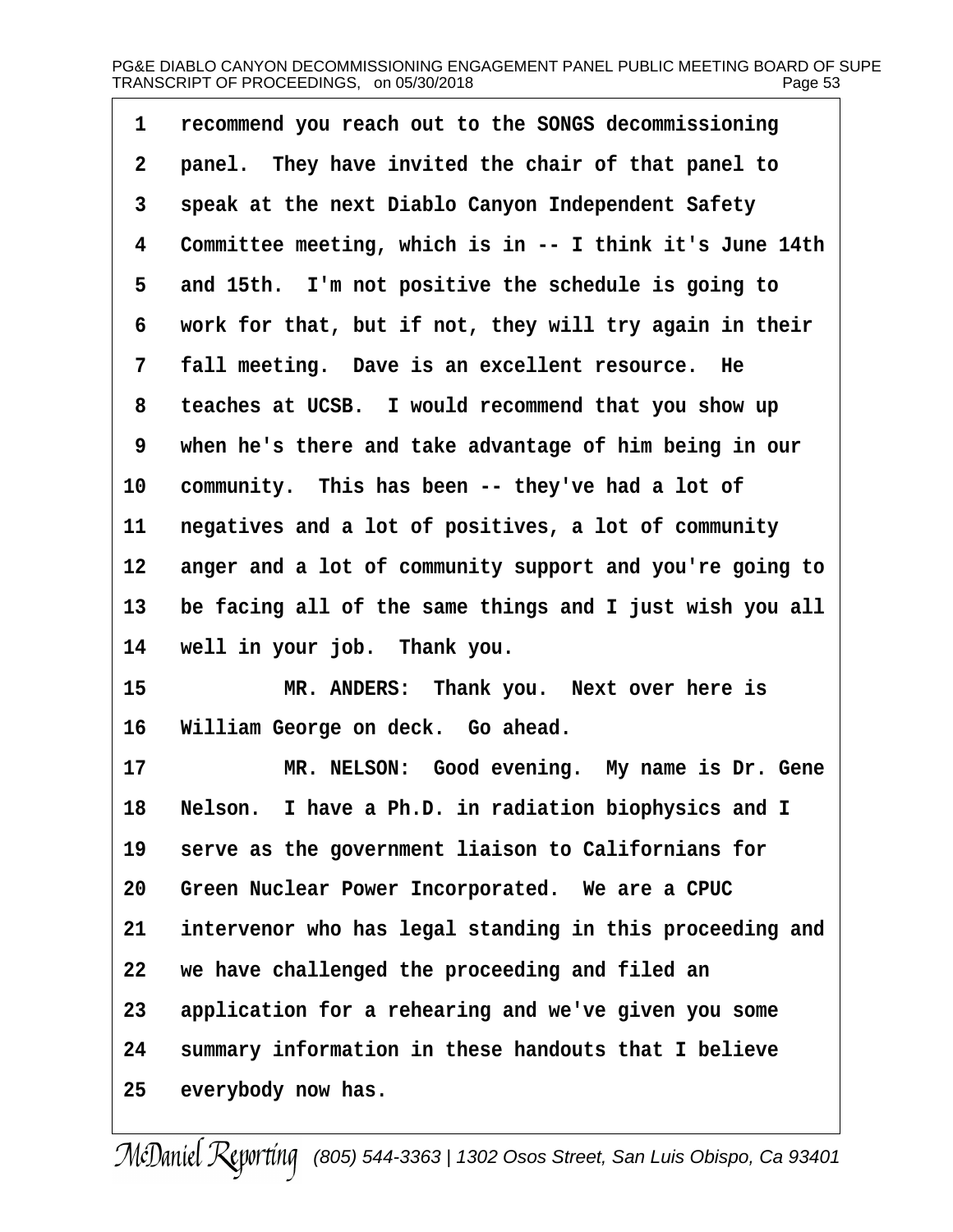1 recommend you reach out to the SONGS decommissioning
2 panel. They have invited the chair of that panel to
3 speak at the next Diablo Canyon Independent Safety
4 Committee meeting, which is in -- I think it's June 14th
5 and 15th. I'm not positive the schedule is going to
6 work for that, but if not, they will try again in their
7 fall meeting. Dave is an excellent resource. He
8 teaches at UCSB. I would recommend that you show up
9 when he's there and take advantage of him being in our
10 community. This has been -- they've had a lot of
11 negatives and a lot of positives, a lot of community
12 anger and a lot of community support and you're going to
13 be facing all of the same things and I just wish you all
14 well in your job. Thank you.
15 MR. ANDERS: Thank you. Next over here is
16 William George on deck. Go ahead.
17 MR. NELSON: Good evening. My name is Dr. Gene
18 Nelson. I have a Ph.D. in radiation biophysics and I
19 serve as the government liaison to Californians for
20 Green Nuclear Power Incorporated. We are a CPUC
21 intervenor who has legal standing in this proceeding and
22 we have challenged the proceeding and filed an
23 application for a rehearing and we've given you some
24 summary information in these handouts that I believe
25 everybody now has.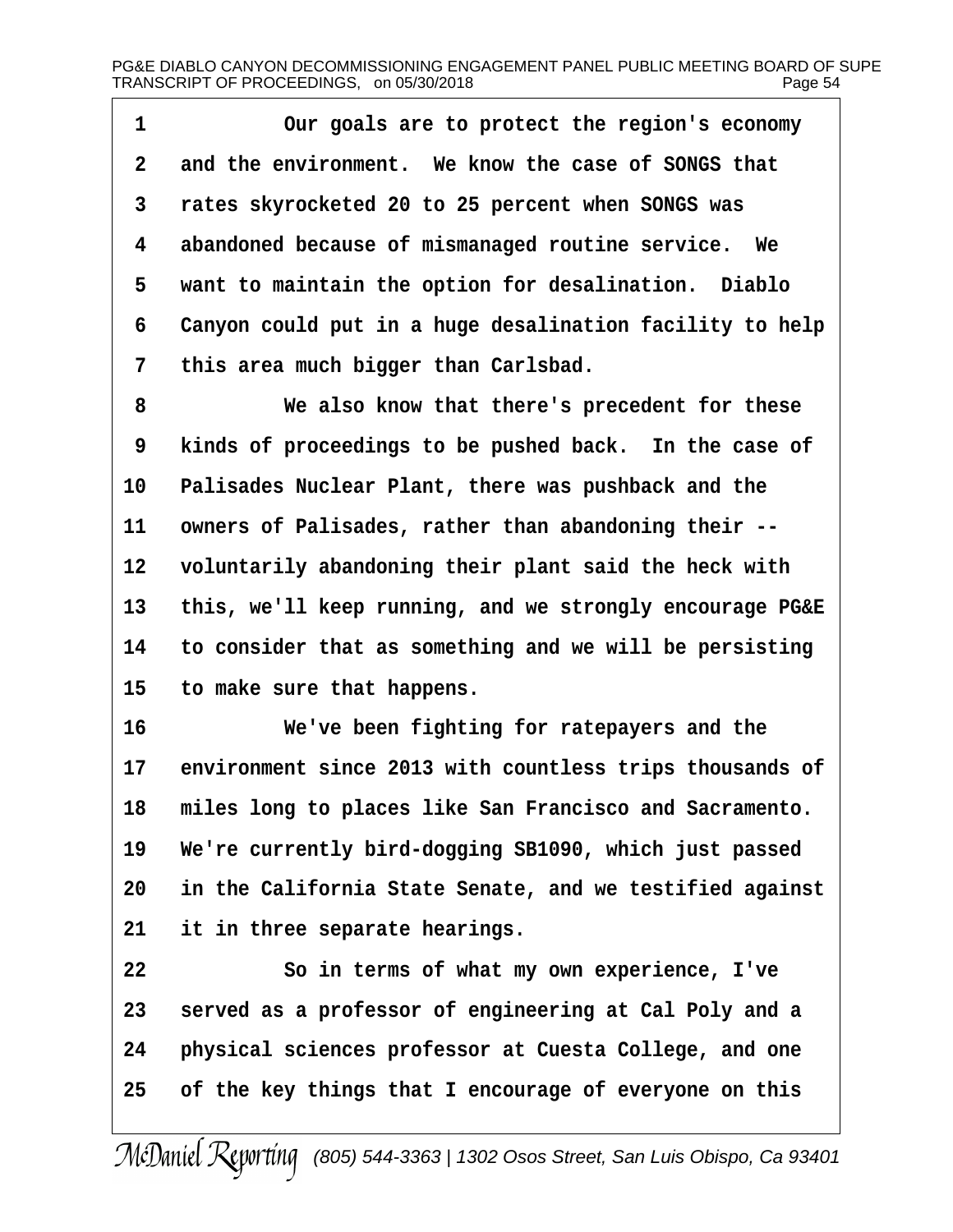Our goals are to protect the region's economy and the environment. We know the case of SONGS that rates skyrocketed 20 to 25 percent when SONGS was abandoned because of mismanaged routine service. We want to maintain the option for desalination. Diablo Canyon could put in a huge desalination facility to help this area much bigger than Carlsbad.

We also know that there's precedent for these kinds of proceedings to be pushed back. In the case of Palisades Nuclear Plant, there was pushback and the owners of Palisades, rather than abandoning their -- voluntarily abandoning their plant said the heck with this, we'll keep running, and we strongly encourage PG&E to consider that as something and we will be persisting to make sure that happens.

We've been fighting for ratepayers and the environment since 2013 with countless trips thousands of miles long to places like San Francisco and Sacramento. We're currently bird-dogging SB1090, which just passed in the California State Senate, and we testified against it in three separate hearings.

So in terms of what my own experience, I've served as a professor of engineering at Cal Poly and a physical sciences professor at Cuesta College, and one of the key things that I encourage of everyone on this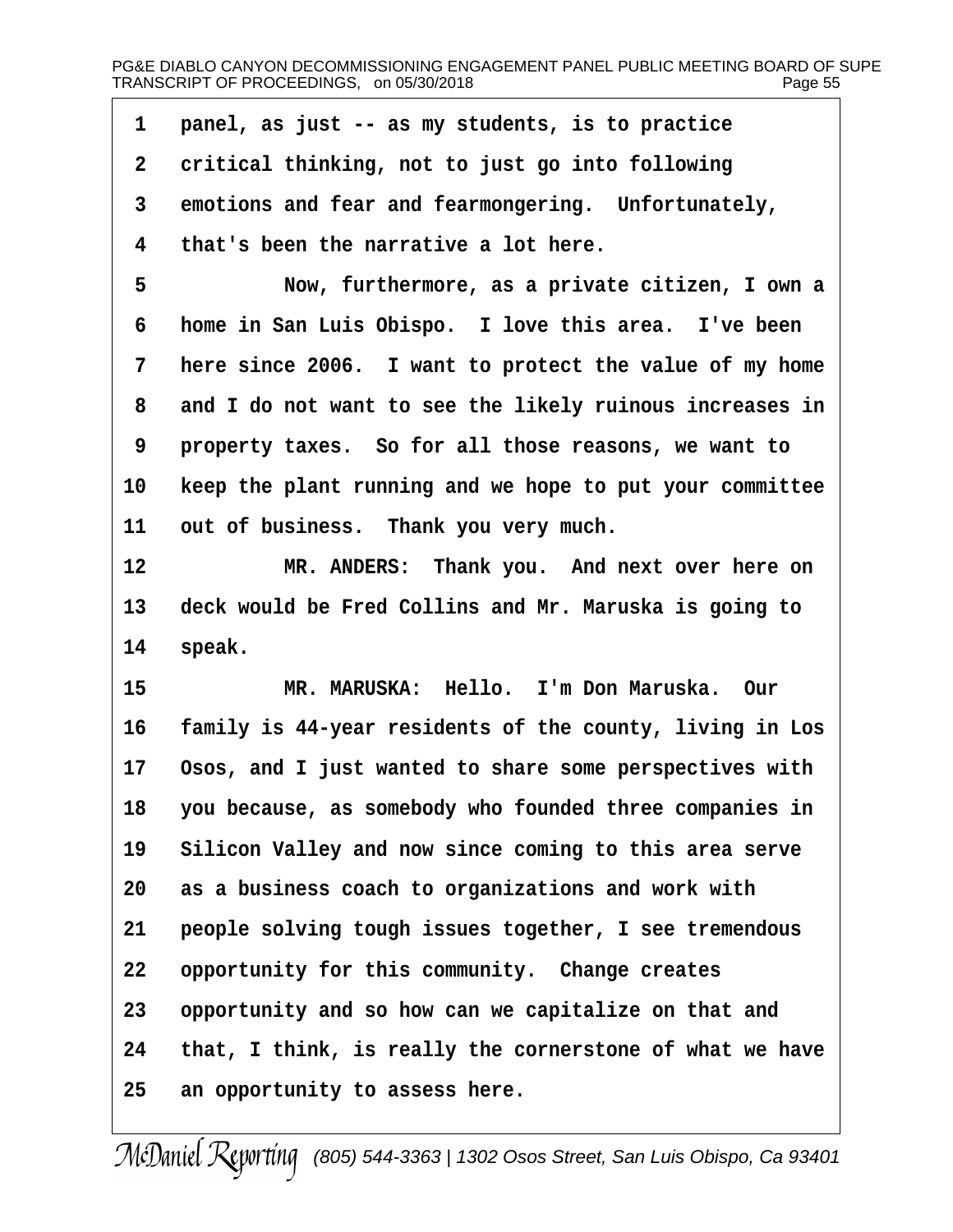1 panel, as just -- as my students, is to practice
2 critical thinking, not to just go into following
3 emotions and fear and fearmongering. Unfortunately,
4 that's been the narrative a lot here.
5 Now, furthermore, as a private citizen, I own a
6 home in San Luis Obispo. I love this area. I've been
7 here since 2006. I want to protect the value of my home
8 and I do not want to see the likely ruinous increases in
9 property taxes. So for all those reasons, we want to
10 keep the plant running and we hope to put your committee
11 out of business. Thank you very much.
12 MR. ANDERS: Thank you. And next over here on
13 deck would be Fred Collins and Mr. Maruska is going to
14 speak.
15 MR. MARUSKA: Hello. I'm Don Maruska. Our
16 family is 44-year residents of the county, living in Los
17 Osos, and I just wanted to share some perspectives with
18 you because, as somebody who founded three companies in
19 Silicon Valley and now since coming to this area serve
20 as a business coach to organizations and work with
21 people solving tough issues together, I see tremendous
22 opportunity for this community. Change creates
23 opportunity and so how can we capitalize on that and
24 that, I think, is really the cornerstone of what we have
25 an opportunity to assess here.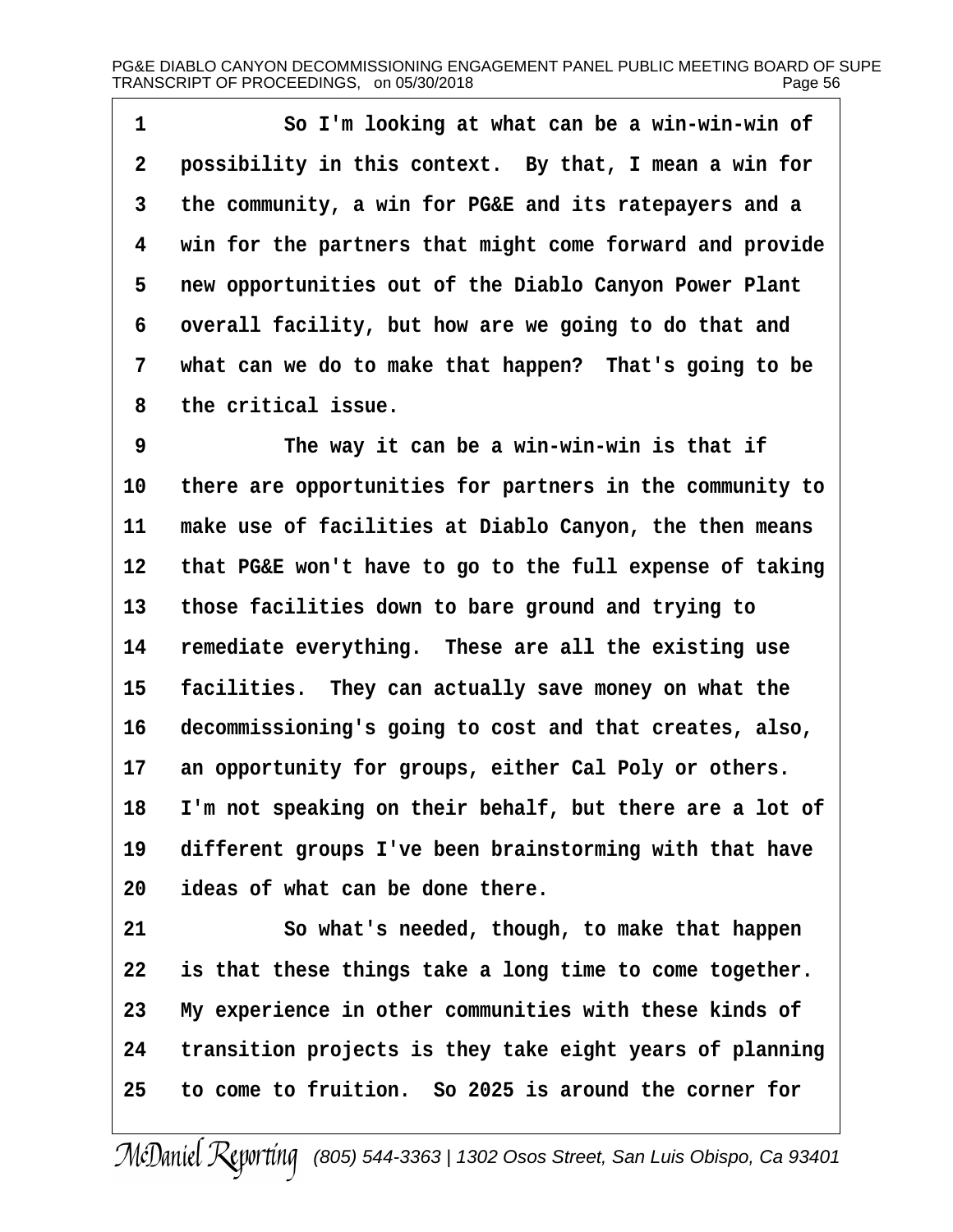So I'm looking at what can be a win-win-win of possibility in this context. By that, I mean a win for the community, a win for PG&E and its ratepayers and a win for the partners that might come forward and provide new opportunities out of the Diablo Canyon Power Plant overall facility, but how are we going to do that and what can we do to make that happen? That's going to be the critical issue.

The way it can be a win-win-win is that if there are opportunities for partners in the community to make use of facilities at Diablo Canyon, the then means that PG&E won't have to go to the full expense of taking those facilities down to bare ground and trying to remediate everything. These are all the existing use facilities. They can actually save money on what the decommissioning's going to cost and that creates, also, an opportunity for groups, either Cal Poly or others. I'm not speaking on their behalf, but there are a lot of different groups I've been brainstorming with that have ideas of what can be done there.

So what's needed, though, to make that happen is that these things take a long time to come together. My experience in other communities with these kinds of transition projects is they take eight years of planning to come to fruition. So 2025 is around the corner for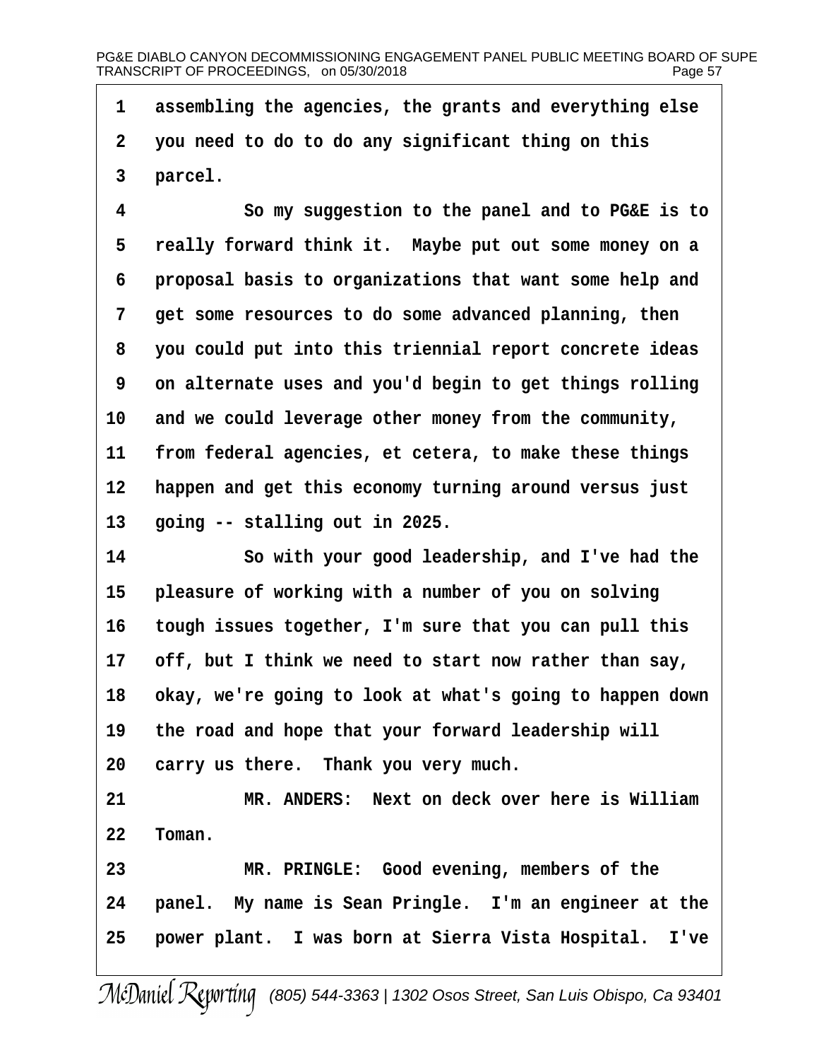1 assembling the agencies, the grants and everything else
2 you need to do to do any significant thing on this
3 parcel.
4 So my suggestion to the panel and to PG&E is to
5 really forward think it. Maybe put out some money on a
6 proposal basis to organizations that want some help and
7 get some resources to do some advanced planning, then
8 you could put into this triennial report concrete ideas
9 on alternate uses and you'd begin to get things rolling
10 and we could leverage other money from the community,
11 from federal agencies, et cetera, to make these things
12 happen and get this economy turning around versus just
13 going -- stalling out in 2025.
14 So with your good leadership, and I've had the
15 pleasure of working with a number of you on solving
16 tough issues together, I'm sure that you can pull this
17 off, but I think we need to start now rather than say,
18 okay, we're going to look at what's going to happen down
19 the road and hope that your forward leadership will
20 carry us there. Thank you very much.
21 MR. ANDERS: Next on deck over here is William
22 Toman.
23 MR. PRINGLE: Good evening, members of the
24 panel. My name is Sean Pringle. I'm an engineer at the
25 power plant. I was born at Sierra Vista Hospital. I've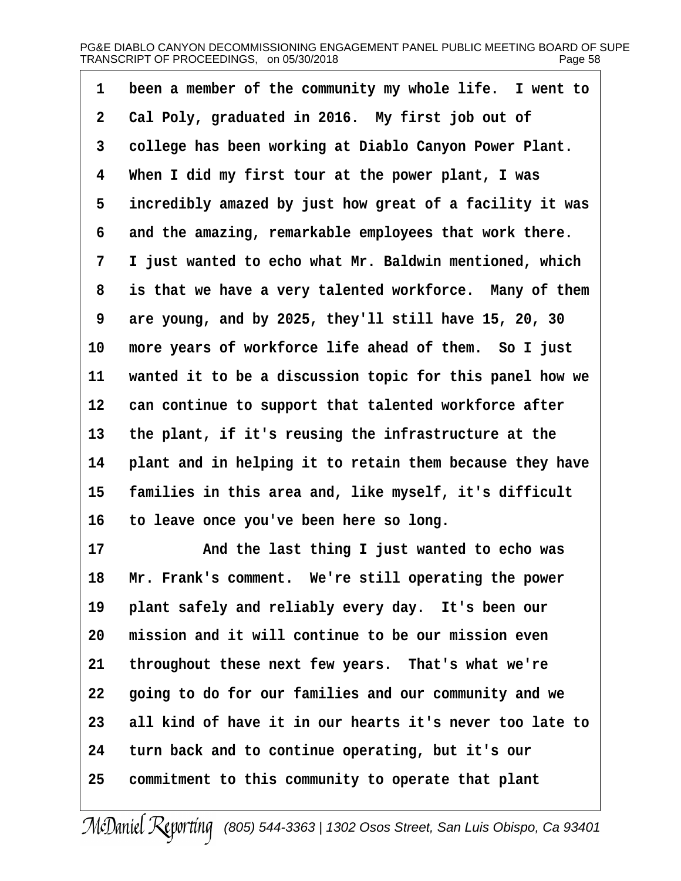been a member of the community my whole life. I went to Cal Poly, graduated in 2016. My first job out of college has been working at Diablo Canyon Power Plant. When I did my first tour at the power plant, I was incredibly amazed by just how great of a facility it was and the amazing, remarkable employees that work there. I just wanted to echo what Mr. Baldwin mentioned, which is that we have a very talented workforce. Many of them are young, and by 2025, they'll still have 15, 20, 30 more years of workforce life ahead of them. So I just wanted it to be a discussion topic for this panel how we can continue to support that talented workforce after the plant, if it's reusing the infrastructure at the plant and in helping it to retain them because they have families in this area and, like myself, it's difficult to leave once you've been here so long.

And the last thing I just wanted to echo was Mr. Frank's comment. We're still operating the power plant safely and reliably every day. It's been our mission and it will continue to be our mission even throughout these next few years. That's what we're going to do for our families and our community and we all kind of have it in our hearts it's never too late to turn back and to continue operating, but it's our commitment to this community to operate that plant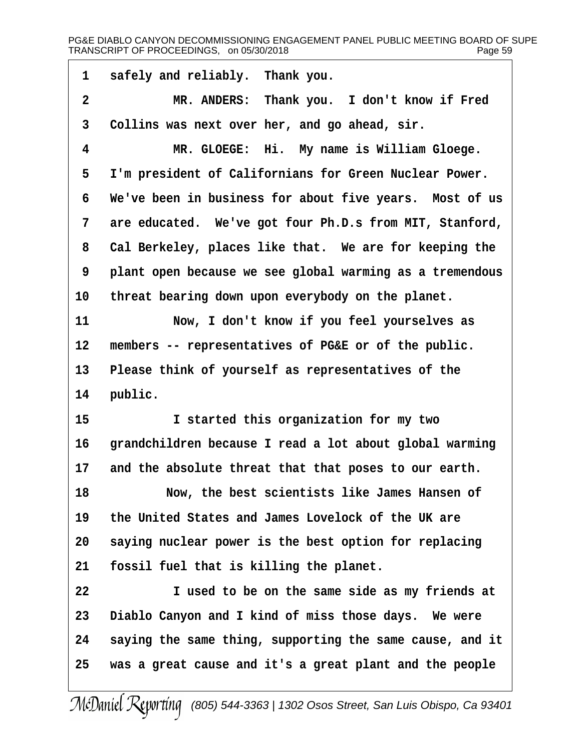safely and reliably. Thank you.

MR. ANDERS: Thank you. I don't know if Fred Collins was next over her, and go ahead, sir.

MR. GLOEGE: Hi. My name is William Gloege. I'm president of Californians for Green Nuclear Power. We've been in business for about five years. Most of us are educated. We've got four Ph.D.s from MIT, Stanford, Cal Berkeley, places like that. We are for keeping the plant open because we see global warming as a tremendous threat bearing down upon everybody on the planet.

Now, I don't know if you feel yourselves as members -- representatives of PG&E or of the public. Please think of yourself as representatives of the public.

I started this organization for my two grandchildren because I read a lot about global warming and the absolute threat that that poses to our earth.

Now, the best scientists like James Hansen of the United States and James Lovelock of the UK are saying nuclear power is the best option for replacing fossil fuel that is killing the planet.

I used to be on the same side as my friends at Diablo Canyon and I kind of miss those days. We were saying the same thing, supporting the same cause, and it was a great cause and it's a great plant and the people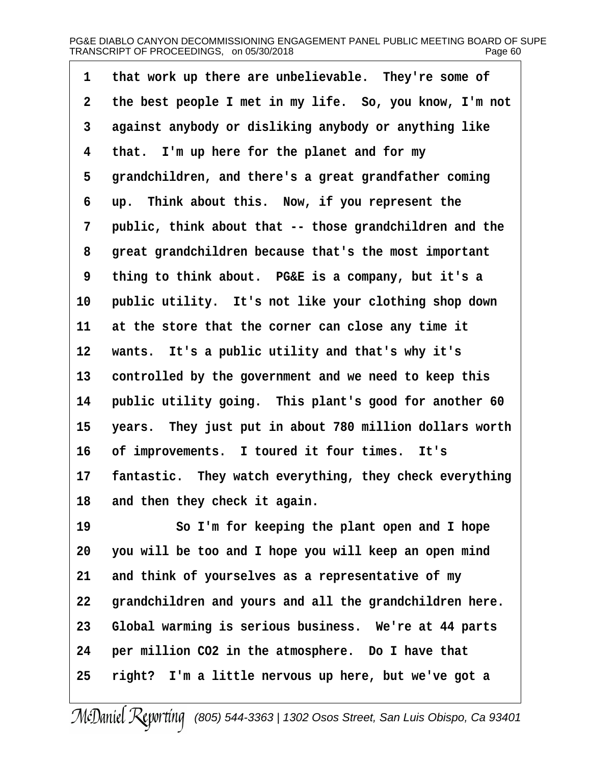that work up there are unbelievable. They're some of the best people I met in my life. So, you know, I'm not against anybody or disliking anybody or anything like that. I'm up here for the planet and for my grandchildren, and there's a great grandfather coming up. Think about this. Now, if you represent the public, think about that -- those grandchildren and the great grandchildren because that's the most important thing to think about. PG&E is a company, but it's a public utility. It's not like your clothing shop down at the store that the corner can close any time it wants. It's a public utility and that's why it's controlled by the government and we need to keep this public utility going. This plant's good for another 60 years. They just put in about 780 million dollars worth of improvements. I toured it four times. It's fantastic. They watch everything, they check everything and then they check it again.

So I'm for keeping the plant open and I hope you will be too and I hope you will keep an open mind and think of yourselves as a representative of my grandchildren and yours and all the grandchildren here. Global warming is serious business. We're at 44 parts per million $CO_2$ in the atmosphere. Do I have that right? I'm a little nervous up here, but we've got a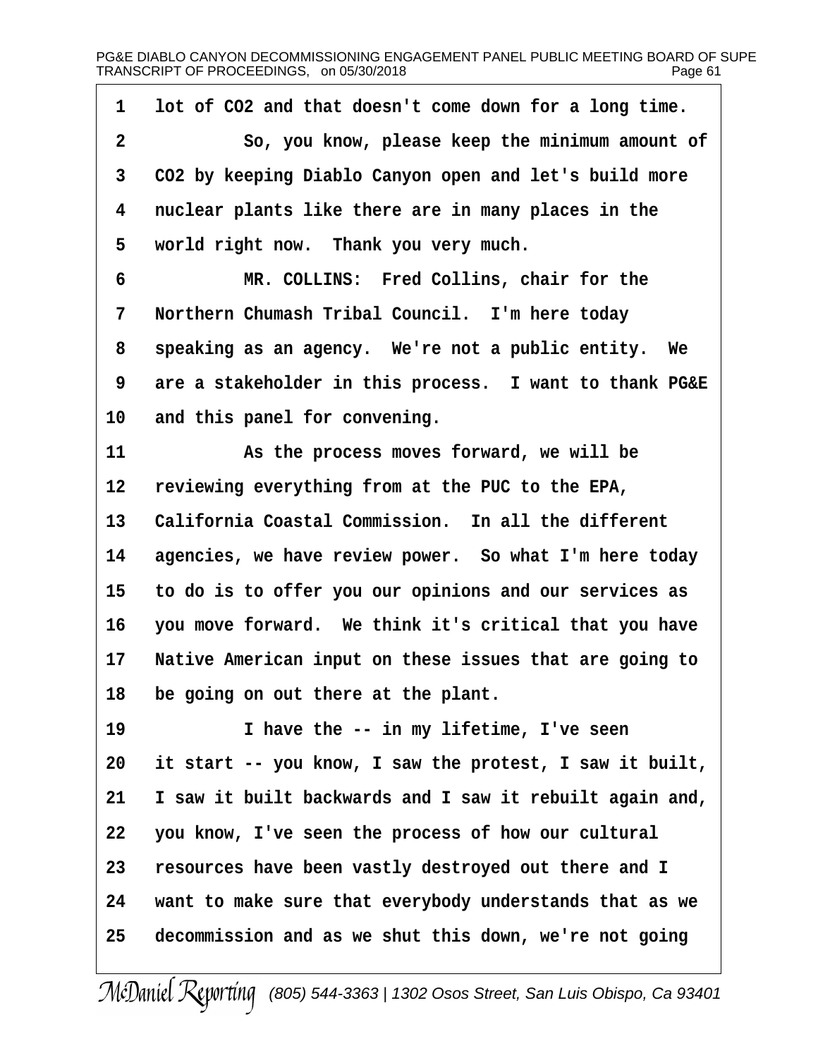1 lot of $CO_2$ and that doesn't come down for a long time.

2 So, you know, please keep the minimum amount of

3 $CO_2$ by keeping Diablo Canyon open and let's build more

4 nuclear plants like there are in many places in the

5 world right now. Thank you very much.

6 MR. COLLINS: Fred Collins, chair for the

7 Northern Chumash Tribal Council. I'm here today

8 speaking as an agency. We're not a public entity. We

9 are a stakeholder in this process. I want to thank PG&E

10 and this panel for convening.

11 As the process moves forward, we will be

12 reviewing everything from at the PUC to the EPA,

13 California Coastal Commission. In all the different

14 agencies, we have review power. So what I'm here today

15 to do is to offer you our opinions and our services as

16 you move forward. We think it's critical that you have

17 Native American input on these issues that are going to

18 be going on out there at the plant.

19 I have the -- in my lifetime, I've seen

20 it start -- you know, I saw the protest, I saw it built,

21 I saw it built backwards and I saw it rebuilt again and,

22 you know, I've seen the process of how our cultural

23 resources have been vastly destroyed out there and I

24 want to make sure that everybody understands that as we

25 decommission and as we shut this down, we're not going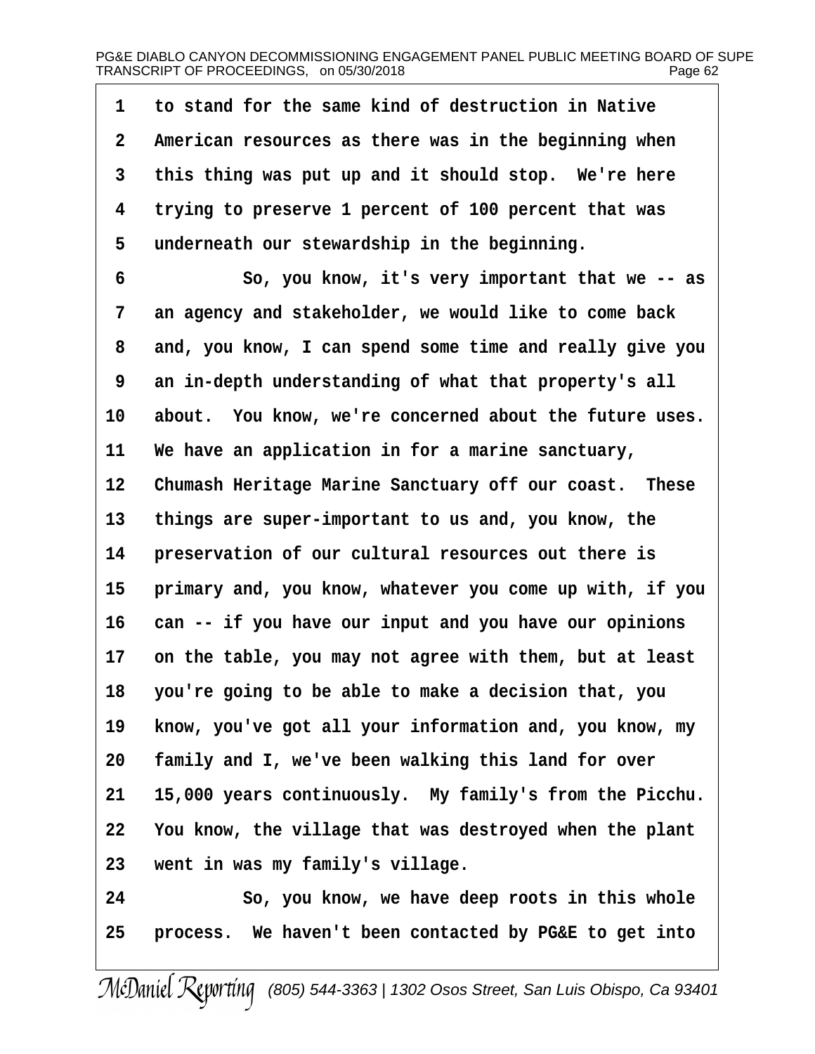1 to stand for the same kind of destruction in Native
2 American resources as there was in the beginning when
3 this thing was put up and it should stop.  We're here
4 trying to preserve 1 percent of 100 percent that was
5 underneath our stewardship in the beginning.
6           So, you know, it's very important that we -- as
7 an agency and stakeholder, we would like to come back
8 and, you know, I can spend some time and really give you
9 an in-depth understanding of what that property's all
10 about.  You know, we're concerned about the future uses.
11 We have an application in for a marine sanctuary,
12 Chumash Heritage Marine Sanctuary off our coast.  These
13 things are super-important to us and, you know, the
14 preservation of our cultural resources out there is
15 primary and, you know, whatever you come up with, if you
16 can -- if you have our input and you have our opinions
17 on the table, you may not agree with them, but at least
18 you're going to be able to make a decision that, you
19 know, you've got all your information and, you know, my
20 family and I, we've been walking this land for over
21 15,000 years continuously.  My family's from the Picchu.
22 You know, the village that was destroyed when the plant
23 went in was my family's village.
24           So, you know, we have deep roots in this whole
25 process.  We haven't been contacted by PG&E to get into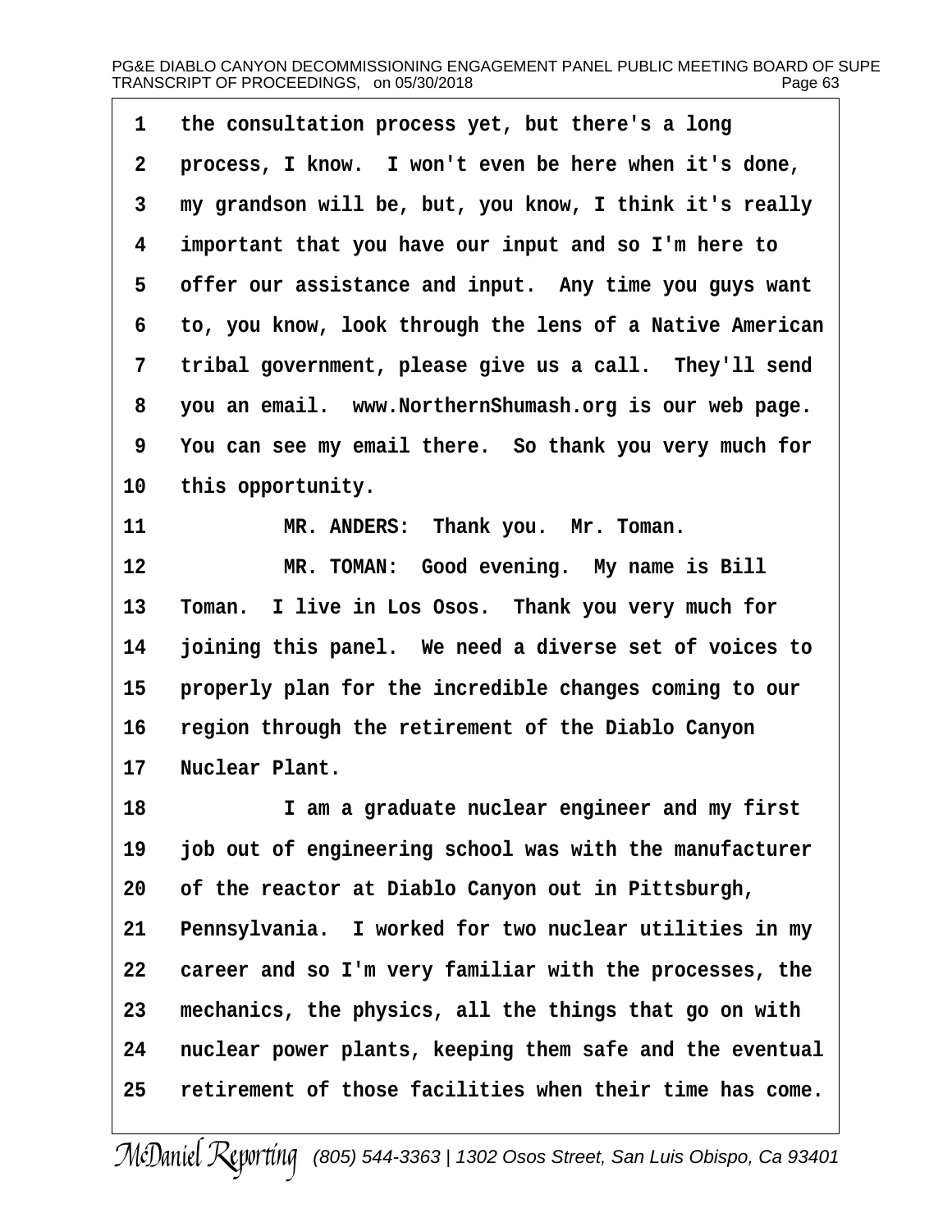1 the consultation process yet, but there's a long
2 process, I know. I won't even be here when it's done,
3 my grandson will be, but, you know, I think it's really
4 important that you have our input and so I'm here to
5 offer our assistance and input. Any time you guys want
6 to, you know, look through the lens of a Native American
7 tribal government, please give us a call. They'll send
8 you an email. www.NorthernShumash.org is our web page.
9 You can see my email there. So thank you very much for
10 this opportunity.
11 MR. ANDERS: Thank you. Mr. Toman.
12 MR. TOMAN: Good evening. My name is Bill
13 Toman. I live in Los Osos. Thank you very much for
14 joining this panel. We need a diverse set of voices to
15 properly plan for the incredible changes coming to our
16 region through the retirement of the Diablo Canyon
17 Nuclear Plant.
18 I am a graduate nuclear engineer and my first
19 job out of engineering school was with the manufacturer
20 of the reactor at Diablo Canyon out in Pittsburgh,
21 Pennsylvania. I worked for two nuclear utilities in my
22 career and so I'm very familiar with the processes, the
23 mechanics, the physics, all the things that go on with
24 nuclear power plants, keeping them safe and the eventual
25 retirement of those facilities when their time has come.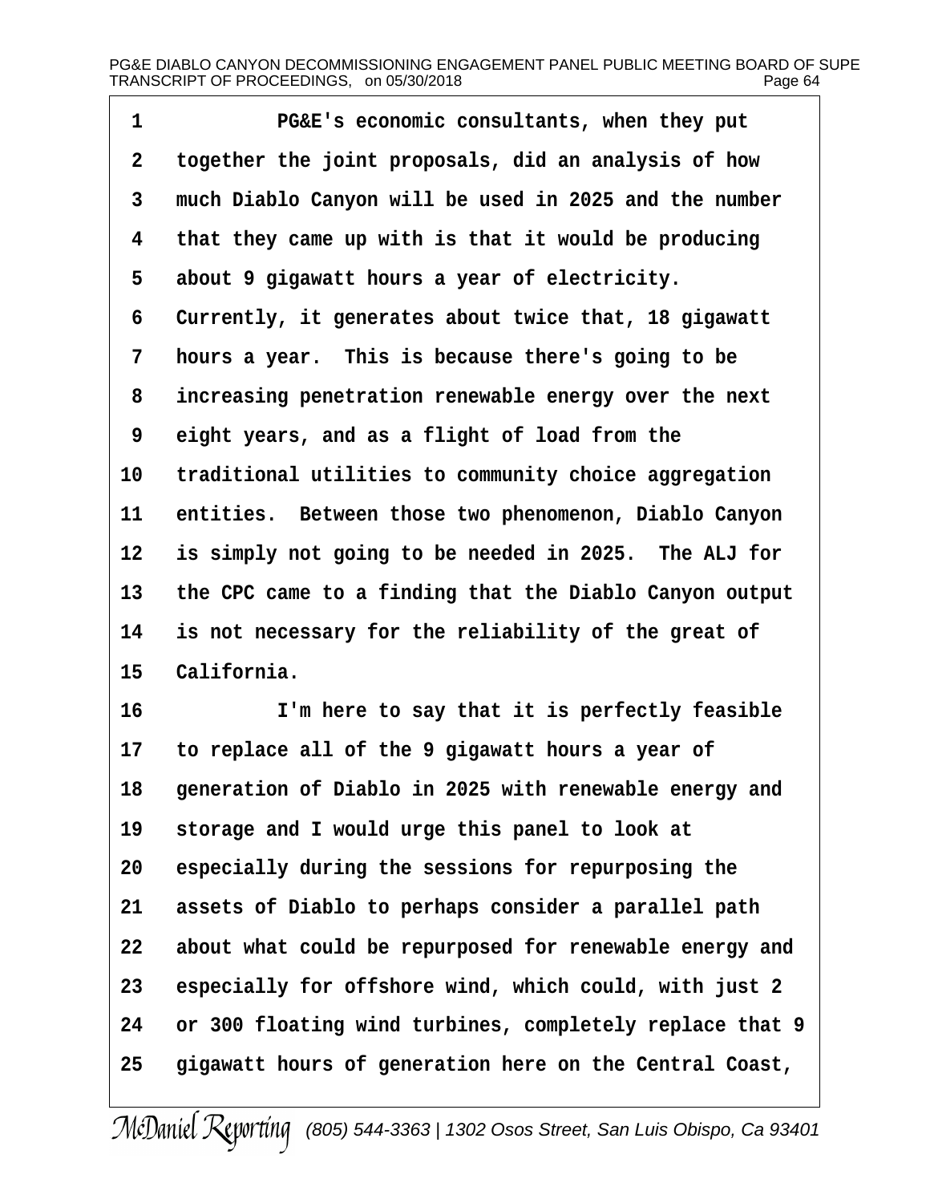PG&E's economic consultants, when they put together the joint proposals, did an analysis of how much Diablo Canyon will be used in 2025 and the number that they came up with is that it would be producing about 9 gigawatt hours a year of electricity. Currently, it generates about twice that, 18 gigawatt hours a year. This is because there's going to be increasing penetration renewable energy over the next eight years, and as a flight of load from the traditional utilities to community choice aggregation entities. Between those two phenomenon, Diablo Canyon is simply not going to be needed in 2025. The ALJ for the CPC came to a finding that the Diablo Canyon output is not necessary for the reliability of the great of California.

I'm here to say that it is perfectly feasible to replace all of the 9 gigawatt hours a year of generation of Diablo in 2025 with renewable energy and storage and I would urge this panel to look at especially during the sessions for repurposing the assets of Diablo to perhaps consider a parallel path about what could be repurposed for renewable energy and especially for offshore wind, which could, with just 2 or 300 floating wind turbines, completely replace that 9 gigawatt hours of generation here on the Central Coast,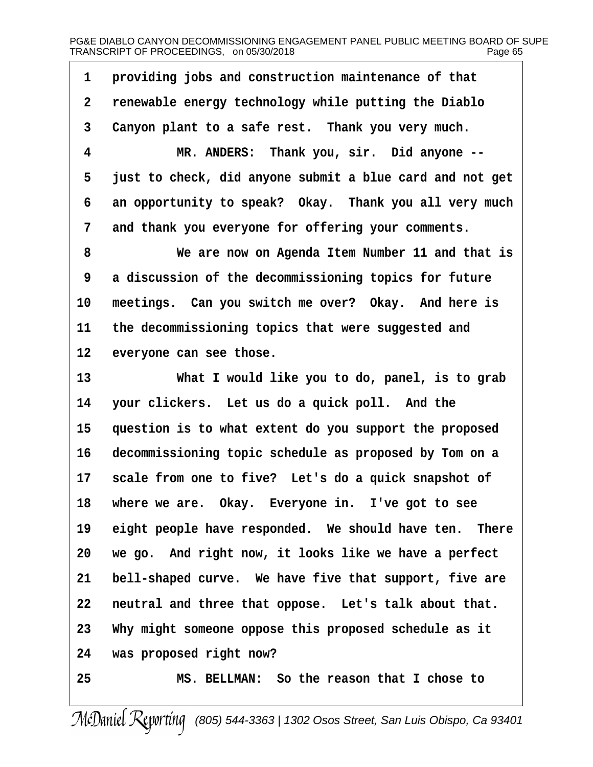1 providing jobs and construction maintenance of that
2 renewable energy technology while putting the Diablo
3 Canyon plant to a safe rest. Thank you very much.
4 MR. ANDERS: Thank you, sir. Did anyone --
5 just to check, did anyone submit a blue card and not get
6 an opportunity to speak? Okay. Thank you all very much
7 and thank you everyone for offering your comments.
8 We are now on Agenda Item Number 11 and that is
9 a discussion of the decommissioning topics for future
10 meetings. Can you switch me over? Okay. And here is
11 the decommissioning topics that were suggested and
12 everyone can see those.
13 What I would like you to do, panel, is to grab
14 your clickers. Let us do a quick poll. And the
15 question is to what extent do you support the proposed
16 decommissioning topic schedule as proposed by Tom on a
17 scale from one to five? Let's do a quick snapshot of
18 where we are. Okay. Everyone in. I've got to see
19 eight people have responded. We should have ten. There
20 we go. And right now, it looks like we have a perfect
21 bell-shaped curve. We have five that support, five are
22 neutral and three that oppose. Let's talk about that.
23 Why might someone oppose this proposed schedule as it
24 was proposed right now?
25 MS. BELLMAN: So the reason that I chose to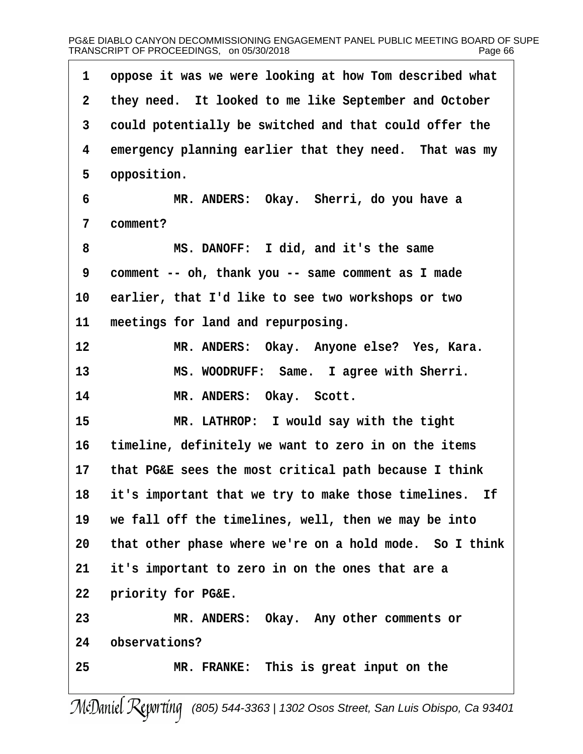1 oppose it was we were looking at how Tom described what
2 they need. It looked to me like September and October
3 could potentially be switched and that could offer the
4 emergency planning earlier that they need. That was my
5 opposition.

6 MR. ANDERS: Okay. Sherri, do you have a
7 comment?

8 MS. DANOFF: I did, and it's the same
9 comment -- oh, thank you -- same comment as I made
10 earlier, that I'd like to see two workshops or two
11 meetings for land and repurposing.

12 MR. ANDERS: Okay. Anyone else? Yes, Kara.

13 MS. WOODRUFF: Same. I agree with Sherri.

14 MR. ANDERS: Okay. Scott.

15 MR. LATHROP: I would say with the tight
16 timeline, definitely we want to zero in on the items
17 that PG&E sees the most critical path because I think
18 it's important that we try to make those timelines. If
19 we fall off the timelines, well, then we may be into
20 that other phase where we're on a hold mode. So I think
21 it's important to zero in on the ones that are a
22 priority for PG&E.

23 MR. ANDERS: Okay. Any other comments or
24 observations?

25 MR. FRANKE: This is great input on the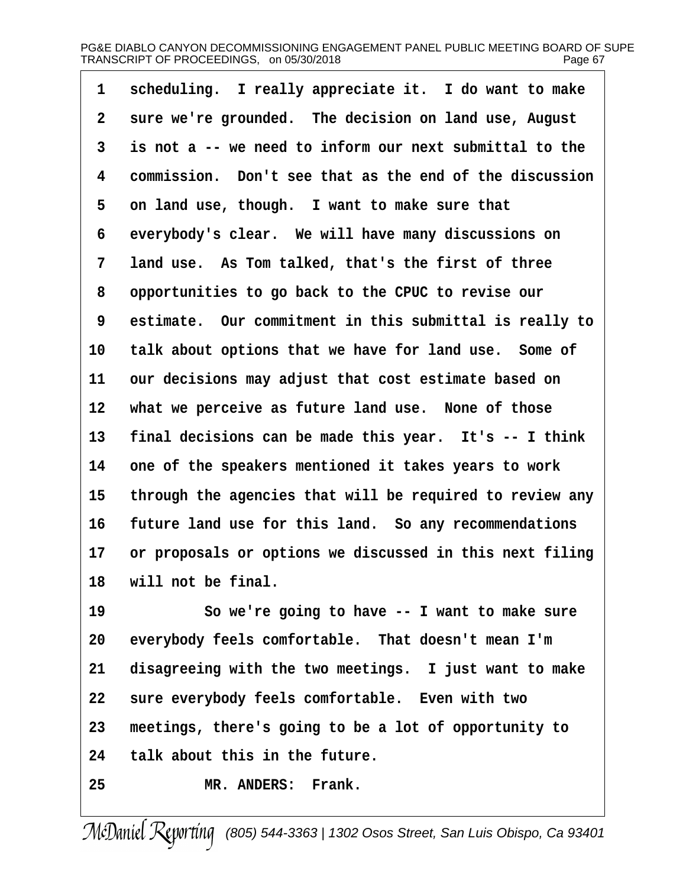1 scheduling. I really appreciate it. I do want to make
2 sure we're grounded. The decision on land use, August
3 is not a -- we need to inform our next submittal to the
4 commission. Don't see that as the end of the discussion
5 on land use, though. I want to make sure that
6 everybody's clear. We will have many discussions on
7 land use. As Tom talked, that's the first of three
8 opportunities to go back to the CPUC to revise our
9 estimate. Our commitment in this submittal is really to
10 talk about options that we have for land use. Some of
11 our decisions may adjust that cost estimate based on
12 what we perceive as future land use. None of those
13 final decisions can be made this year. It's -- I think
14 one of the speakers mentioned it takes years to work
15 through the agencies that will be required to review any
16 future land use for this land. So any recommendations
17 or proposals or options we discussed in this next filing
18 will not be final.

19 So we're going to have -- I want to make sure
20 everybody feels comfortable. That doesn't mean I'm
21 disagreeing with the two meetings. I just want to make
22 sure everybody feels comfortable. Even with two
23 meetings, there's going to be a lot of opportunity to
24 talk about this in the future.

25 MR. ANDERS: Frank.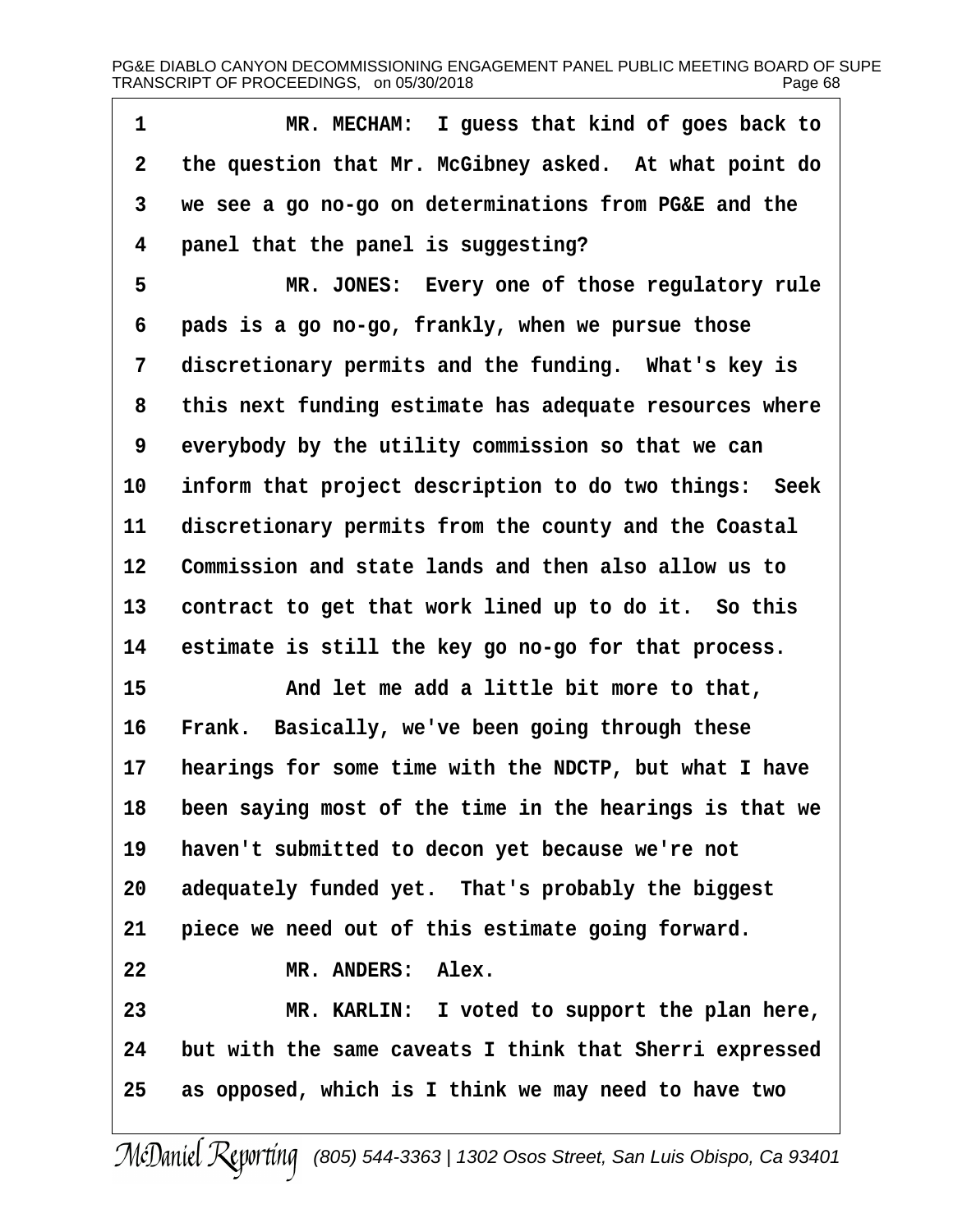1 MR. MECHAM: I guess that kind of goes back to
2 the question that Mr. McGibney asked. At what point do
3 we see a go no-go on determinations from PG&E and the
4 panel that the panel is suggesting?
5 MR. JONES: Every one of those regulatory rule
6 pads is a go no-go, frankly, when we pursue those
7 discretionary permits and the funding. What's key is
8 this next funding estimate has adequate resources where
9 everybody by the utility commission so that we can
10 inform that project description to do two things: Seek
11 discretionary permits from the county and the Coastal
12 Commission and state lands and then also allow us to
13 contract to get that work lined up to do it. So this
14 estimate is still the key go no-go for that process.
15 And let me add a little bit more to that,
16 Frank. Basically, we've been going through these
17 hearings for some time with the NDCTP, but what I have
18 been saying most of the time in the hearings is that we
19 haven't submitted to decon yet because we're not
20 adequately funded yet. That's probably the biggest
21 piece we need out of this estimate going forward.
22 MR. ANDERS: Alex.
23 MR. KARLIN: I voted to support the plan here,
24 but with the same caveats I think that Sherri expressed
25 as opposed, which is I think we may need to have two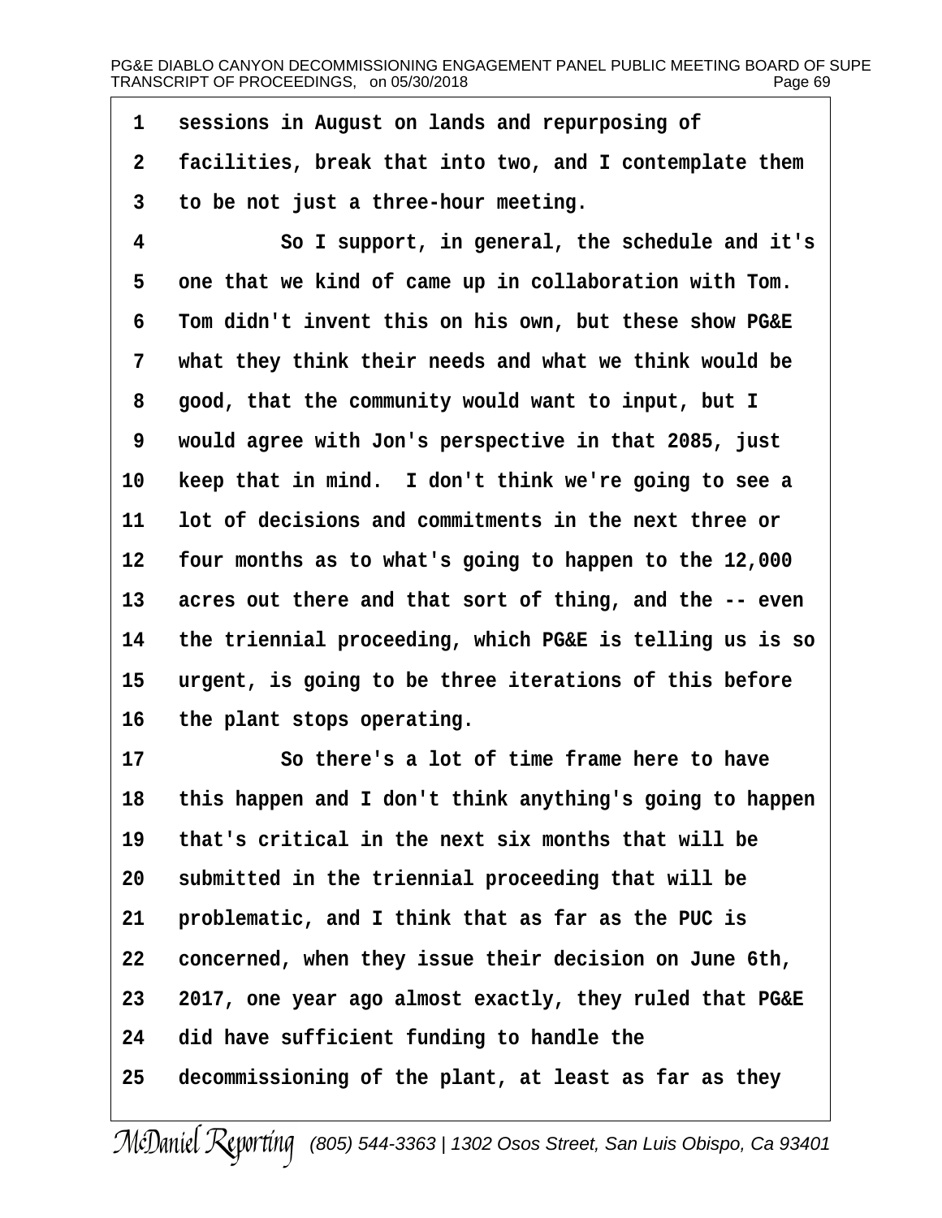sessions in August on lands and repurposing of facilities, break that into two, and I contemplate them to be not just a three-hour meeting.

So I support, in general, the schedule and it's one that we kind of came up in collaboration with Tom. Tom didn't invent this on his own, but these show PG&E what they think their needs and what we think would be good, that the community would want to input, but I would agree with Jon's perspective in that 2085, just keep that in mind. I don't think we're going to see a lot of decisions and commitments in the next three or four months as to what's going to happen to the 12,000 acres out there and that sort of thing, and the -- even the triennial proceeding, which PG&E is telling us is so urgent, is going to be three iterations of this before the plant stops operating.

So there's a lot of time frame here to have this happen and I don't think anything's going to happen that's critical in the next six months that will be submitted in the triennial proceeding that will be problematic, and I think that as far as the PUC is concerned, when they issue their decision on June 6th, 2017, one year ago almost exactly, they ruled that PG&E did have sufficient funding to handle the decommissioning of the plant, at least as far as they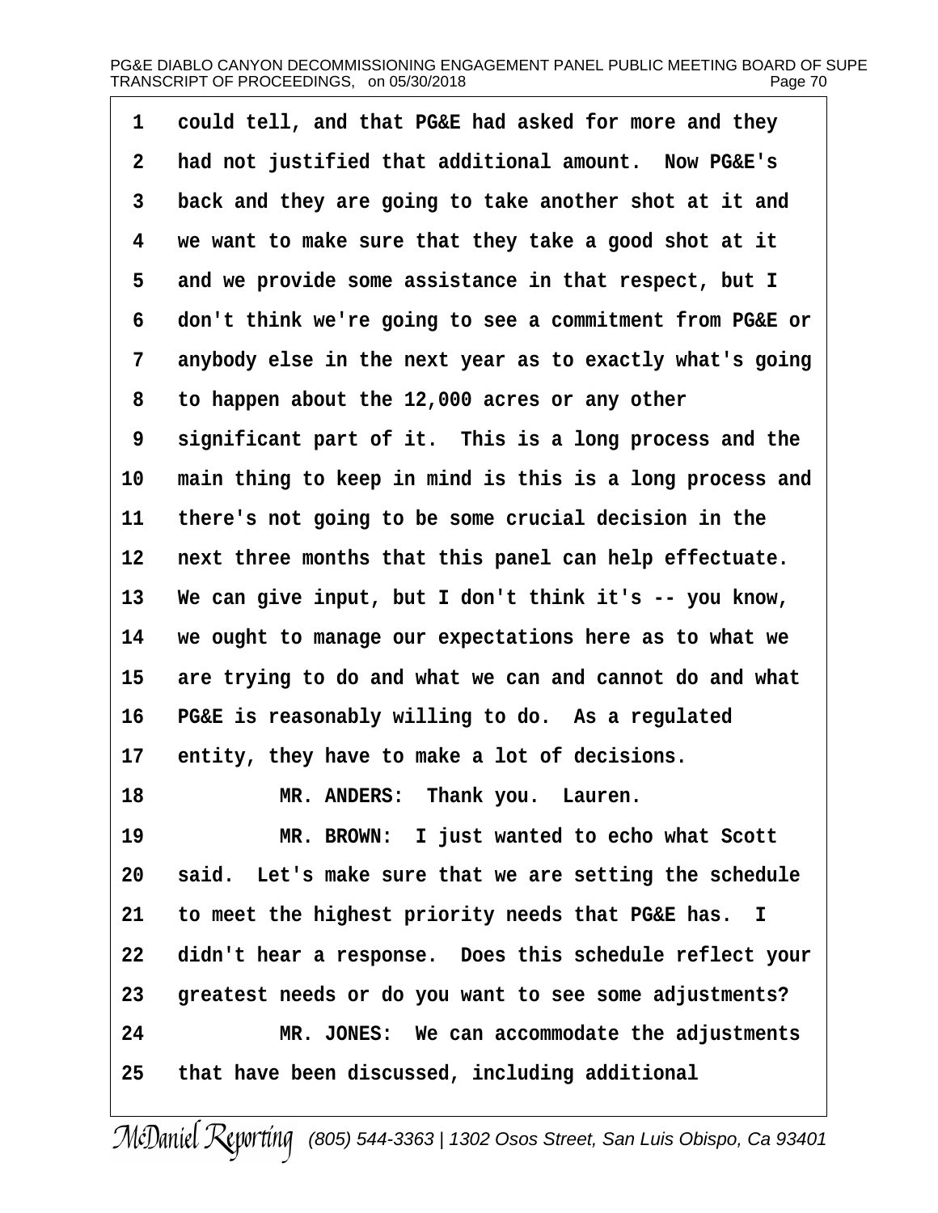1 could tell, and that PG&E had asked for more and they
2 had not justified that additional amount. Now PG&E's
3 back and they are going to take another shot at it and
4 we want to make sure that they take a good shot at it
5 and we provide some assistance in that respect, but I
6 don't think we're going to see a commitment from PG&E or
7 anybody else in the next year as to exactly what's going
8 to happen about the 12,000 acres or any other
9 significant part of it. This is a long process and the
10 main thing to keep in mind is this is a long process and
11 there's not going to be some crucial decision in the
12 next three months that this panel can help effectuate.
13 We can give input, but I don't think it's -- you know,
14 we ought to manage our expectations here as to what we
15 are trying to do and what we can and cannot do and what
16 PG&E is reasonably willing to do. As a regulated
17 entity, they have to make a lot of decisions.
18 MR. ANDERS: Thank you. Lauren.
19 MR. BROWN: I just wanted to echo what Scott
20 said. Let's make sure that we are setting the schedule
21 to meet the highest priority needs that PG&E has. I
22 didn't hear a response. Does this schedule reflect your
23 greatest needs or do you want to see some adjustments?
24 MR. JONES: We can accommodate the adjustments
25 that have been discussed, including additional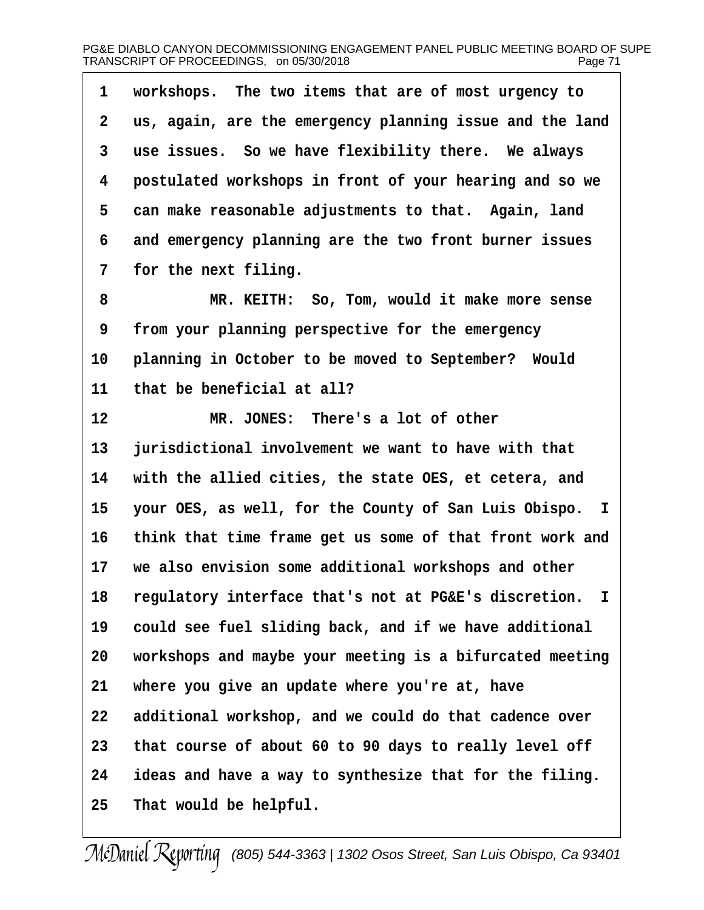1 workshops. The two items that are of most urgency to
2 us, again, are the emergency planning issue and the land
3 use issues. So we have flexibility there. We always
4 postulated workshops in front of your hearing and so we
5 can make reasonable adjustments to that. Again, land
6 and emergency planning are the two front burner issues
7 for the next filing.

8 MR. KEITH: So, Tom, would it make more sense
9 from your planning perspective for the emergency
10 planning in October to be moved to September? Would
11 that be beneficial at all?

12 MR. JONES: There's a lot of other
13 jurisdictional involvement we want to have with that
14 with the allied cities, the state OES, et cetera, and
15 your OES, as well, for the County of San Luis Obispo. I
16 think that time frame get us some of that front work and
17 we also envision some additional workshops and other
18 regulatory interface that's not at PG&E's discretion. I
19 could see fuel sliding back, and if we have additional
20 workshops and maybe your meeting is a bifurcated meeting
21 where you give an update where you're at, have
22 additional workshop, and we could do that cadence over
23 that course of about 60 to 90 days to really level off
24 ideas and have a way to synthesize that for the filing.
25 That would be helpful.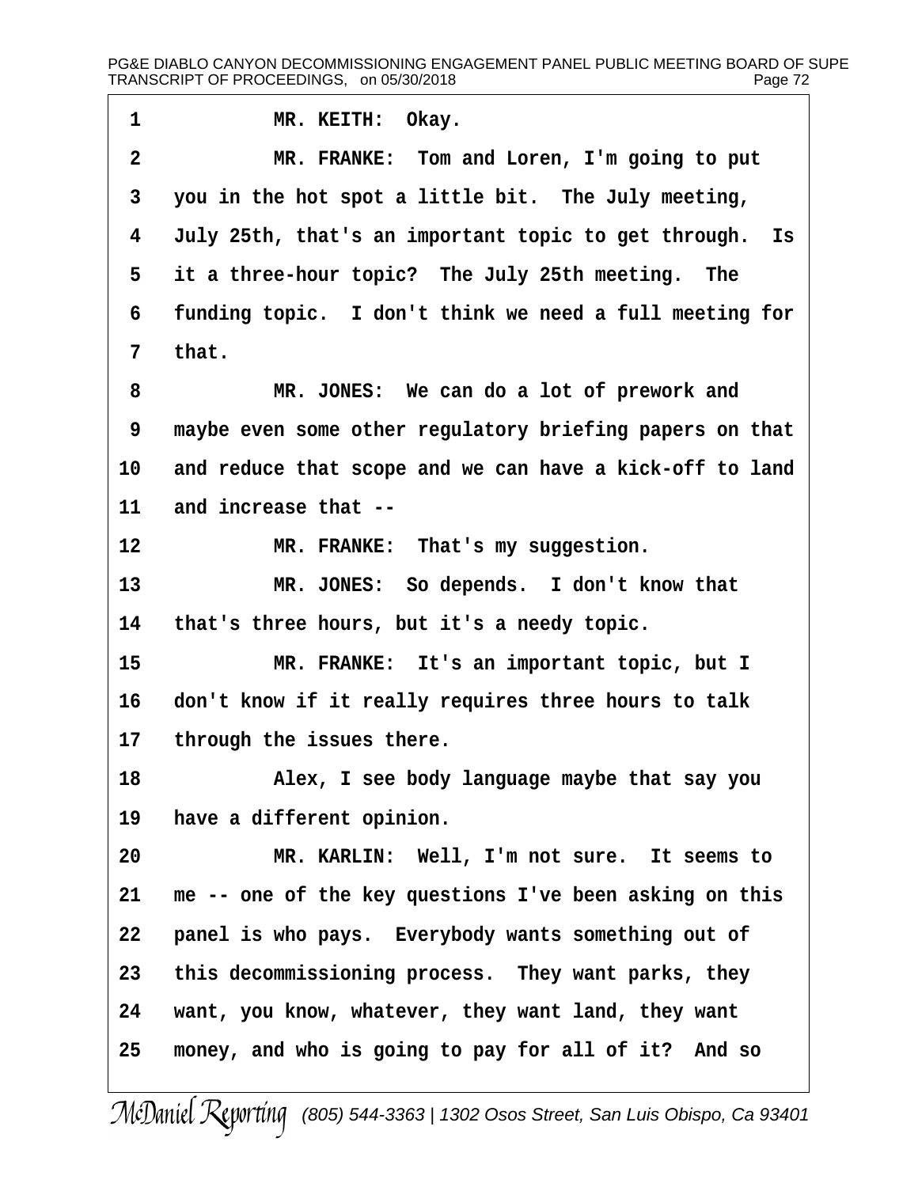MR. KEITH: Okay.

MR. FRANKE: Tom and Loren, I'm going to put you in the hot spot a little bit. The July meeting, July 25th, that's an important topic to get through. Is it a three-hour topic? The July 25th meeting. The funding topic. I don't think we need a full meeting for that.

MR. JONES: We can do a lot of prework and maybe even some other regulatory briefing papers on that and reduce that scope and we can have a kick-off to land and increase that --

MR. FRANKE: That's my suggestion.

MR. JONES: So depends. I don't know that that's three hours, but it's a needy topic.

MR. FRANKE: It's an important topic, but I don't know if it really requires three hours to talk through the issues there.

Alex, I see body language maybe that say you have a different opinion.

MR. KARLIN: Well, I'm not sure. It seems to me -- one of the key questions I've been asking on this panel is who pays. Everybody wants something out of this decommissioning process. They want parks, they want, you know, whatever, they want land, they want money, and who is going to pay for all of it? And so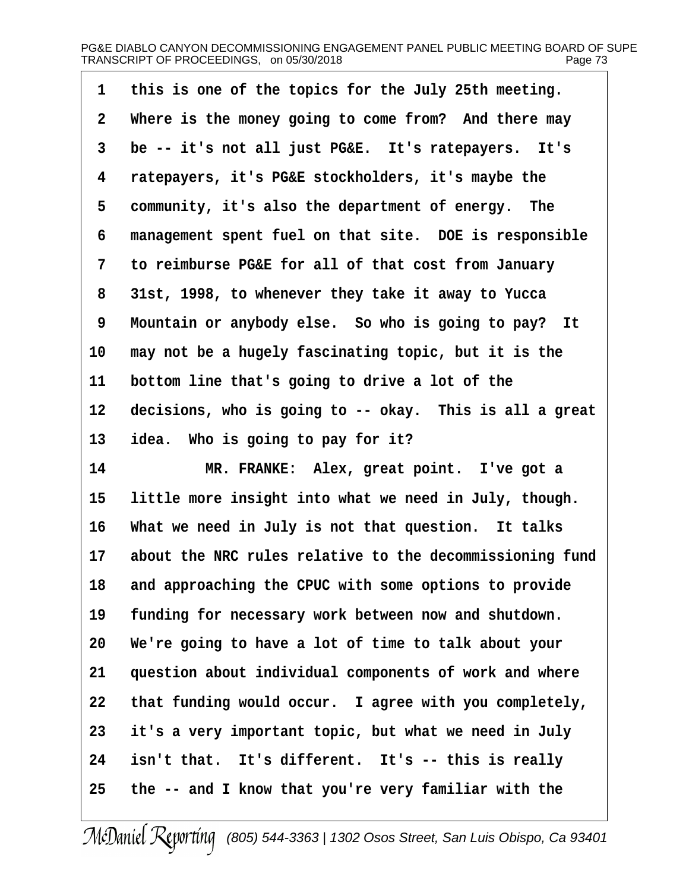1 this is one of the topics for the July 25th meeting.
2 Where is the money going to come from? And there may
3 be -- it's not all just PG&E. It's ratepayers. It's
4 ratepayers, it's PG&E stockholders, it's maybe the
5 community, it's also the department of energy. The
6 management spent fuel on that site. DOE is responsible
7 to reimburse PG&E for all of that cost from January
8 31st, 1998, to whenever they take it away to Yucca
9 Mountain or anybody else. So who is going to pay? It
10 may not be a hugely fascinating topic, but it is the
11 bottom line that's going to drive a lot of the
12 decisions, who is going to -- okay. This is all a great
13 idea. Who is going to pay for it?
14 MR. FRANKE: Alex, great point. I've got a
15 little more insight into what we need in July, though.
16 What we need in July is not that question. It talks
17 about the NRC rules relative to the decommissioning fund
18 and approaching the CPUC with some options to provide
19 funding for necessary work between now and shutdown.
20 We're going to have a lot of time to talk about your
21 question about individual components of work and where
22 that funding would occur. I agree with you completely,
23 it's a very important topic, but what we need in July
24 isn't that. It's different. It's -- this is really
25 the -- and I know that you're very familiar with the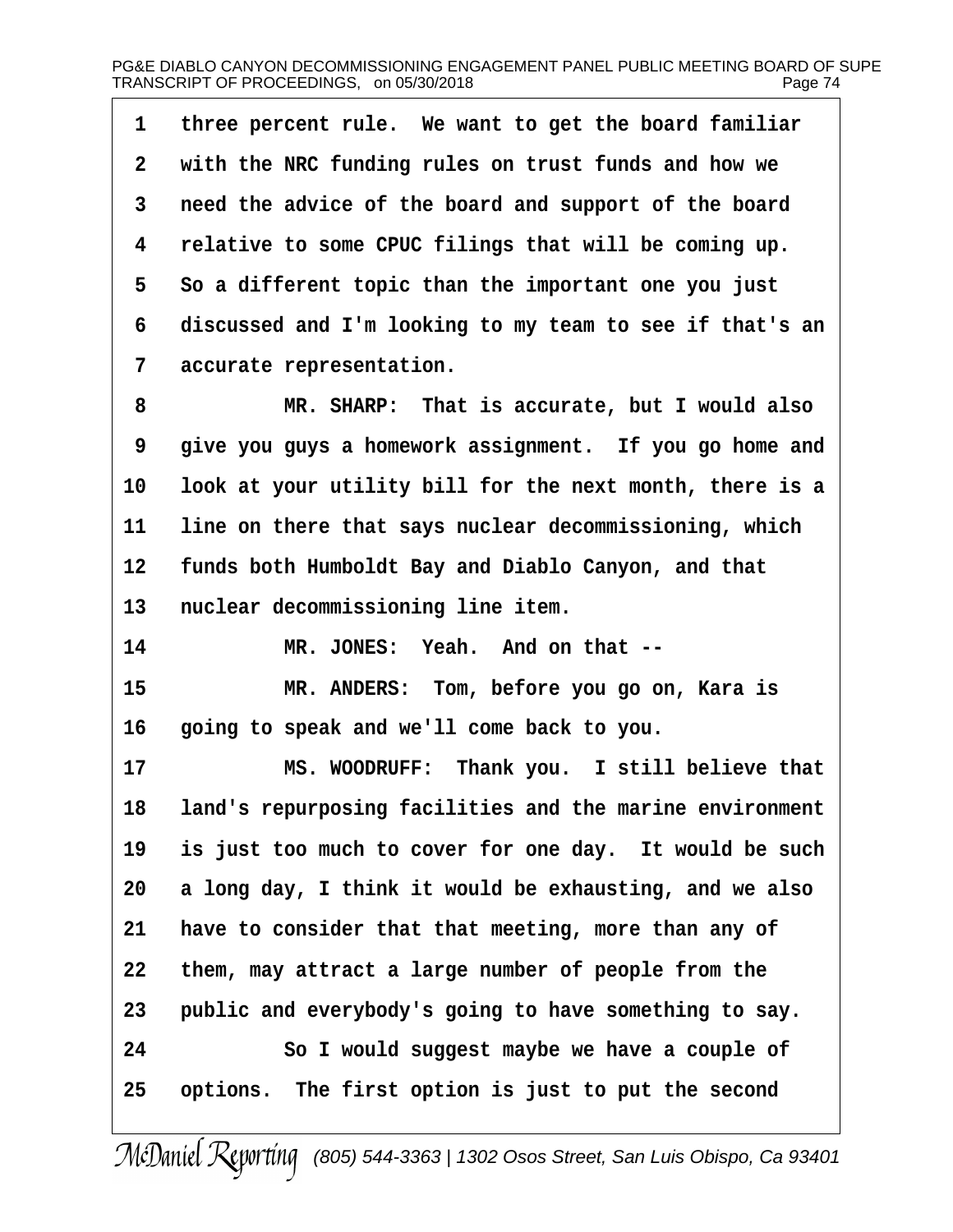1 three percent rule. We want to get the board familiar
2 with the NRC funding rules on trust funds and how we
3 need the advice of the board and support of the board
4 relative to some CPUC filings that will be coming up.
5 So a different topic than the important one you just
6 discussed and I'm looking to my team to see if that's an
7 accurate representation.

8 MR. SHARP: That is accurate, but I would also
9 give you guys a homework assignment. If you go home and
10 look at your utility bill for the next month, there is a
11 line on there that says nuclear decommissioning, which
12 funds both Humboldt Bay and Diablo Canyon, and that
13 nuclear decommissioning line item.

14 MR. JONES: Yeah. And on that --

15 MR. ANDERS: Tom, before you go on, Kara is
16 going to speak and we'll come back to you.

17 MS. WOODRUFF: Thank you. I still believe that
18 land's repurposing facilities and the marine environment
19 is just too much to cover for one day. It would be such
20 a long day, I think it would be exhausting, and we also
21 have to consider that that meeting, more than any of
22 them, may attract a large number of people from the
23 public and everybody's going to have something to say.

24 So I would suggest maybe we have a couple of
25 options. The first option is just to put the second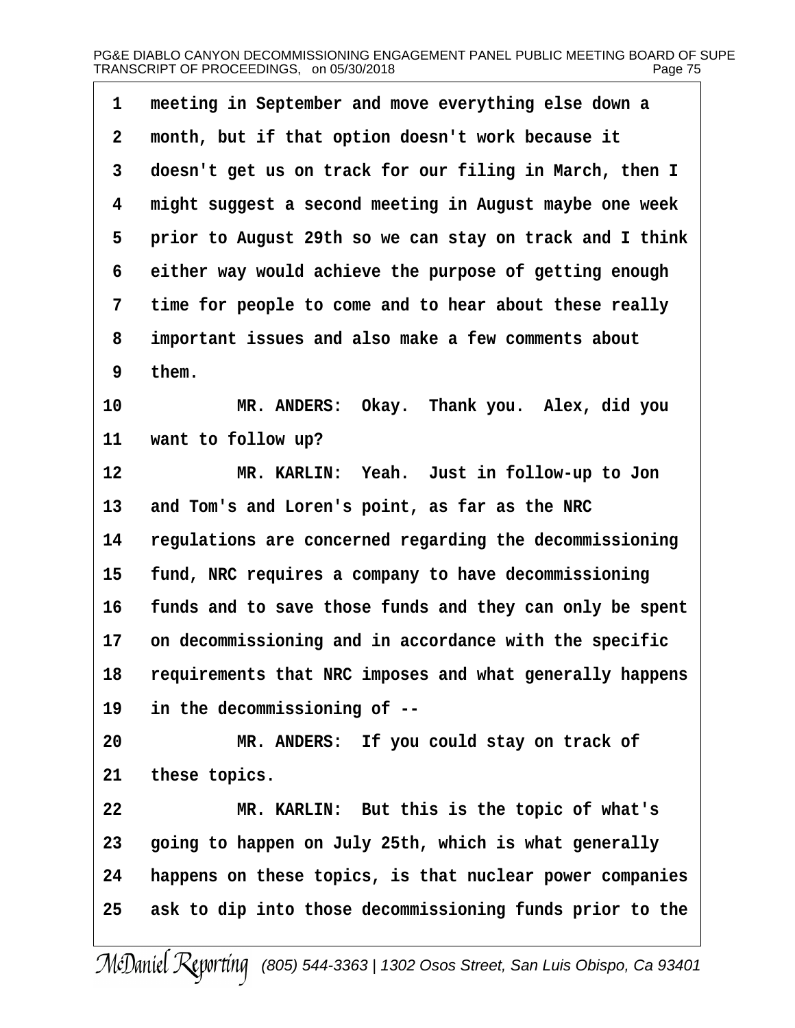1 meeting in September and move everything else down a
2 month, but if that option doesn't work because it
3 doesn't get us on track for our filing in March, then I
4 might suggest a second meeting in August maybe one week
5 prior to August 29th so we can stay on track and I think
6 either way would achieve the purpose of getting enough
7 time for people to come and to hear about these really
8 important issues and also make a few comments about
9 them.
10 MR. ANDERS: Okay. Thank you. Alex, did you
11 want to follow up?
12 MR. KARLIN: Yeah. Just in follow-up to Jon
13 and Tom's and Loren's point, as far as the NRC
14 regulations are concerned regarding the decommissioning
15 fund, NRC requires a company to have decommissioning
16 funds and to save those funds and they can only be spent
17 on decommissioning and in accordance with the specific
18 requirements that NRC imposes and what generally happens
19 in the decommissioning of --
20 MR. ANDERS: If you could stay on track of
21 these topics.
22 MR. KARLIN: But this is the topic of what's
23 going to happen on July 25th, which is what generally
24 happens on these topics, is that nuclear power companies
25 ask to dip into those decommissioning funds prior to the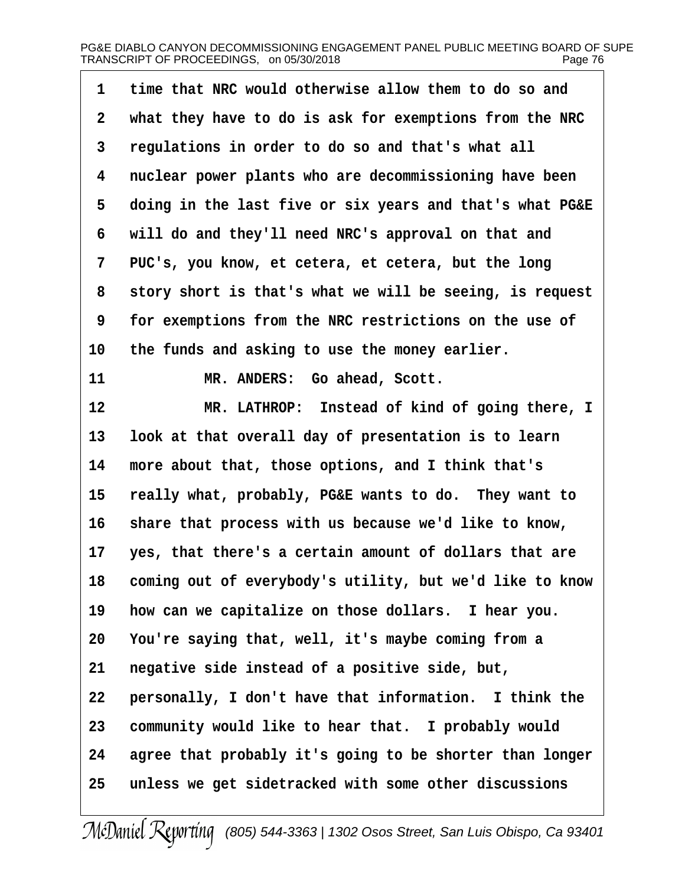time that NRC would otherwise allow them to do so and what they have to do is ask for exemptions from the NRC regulations in order to do so and that's what all nuclear power plants who are decommissioning have been doing in the last five or six years and that's what PG&E will do and they'll need NRC's approval on that and PUC's, you know, et cetera, et cetera, but the long story short is that's what we will be seeing, is request for exemptions from the NRC restrictions on the use of the funds and asking to use the money earlier.

MR. ANDERS: Go ahead, Scott.

MR. LATHROP: Instead of kind of going there, I look at that overall day of presentation is to learn more about that, those options, and I think that's really what, probably, PG&E wants to do. They want to share that process with us because we'd like to know, yes, that there's a certain amount of dollars that are coming out of everybody's utility, but we'd like to know how can we capitalize on those dollars. I hear you. You're saying that, well, it's maybe coming from a negative side instead of a positive side, but, personally, I don't have that information. I think the community would like to hear that. I probably would agree that probably it's going to be shorter than longer unless we get sidetracked with some other discussions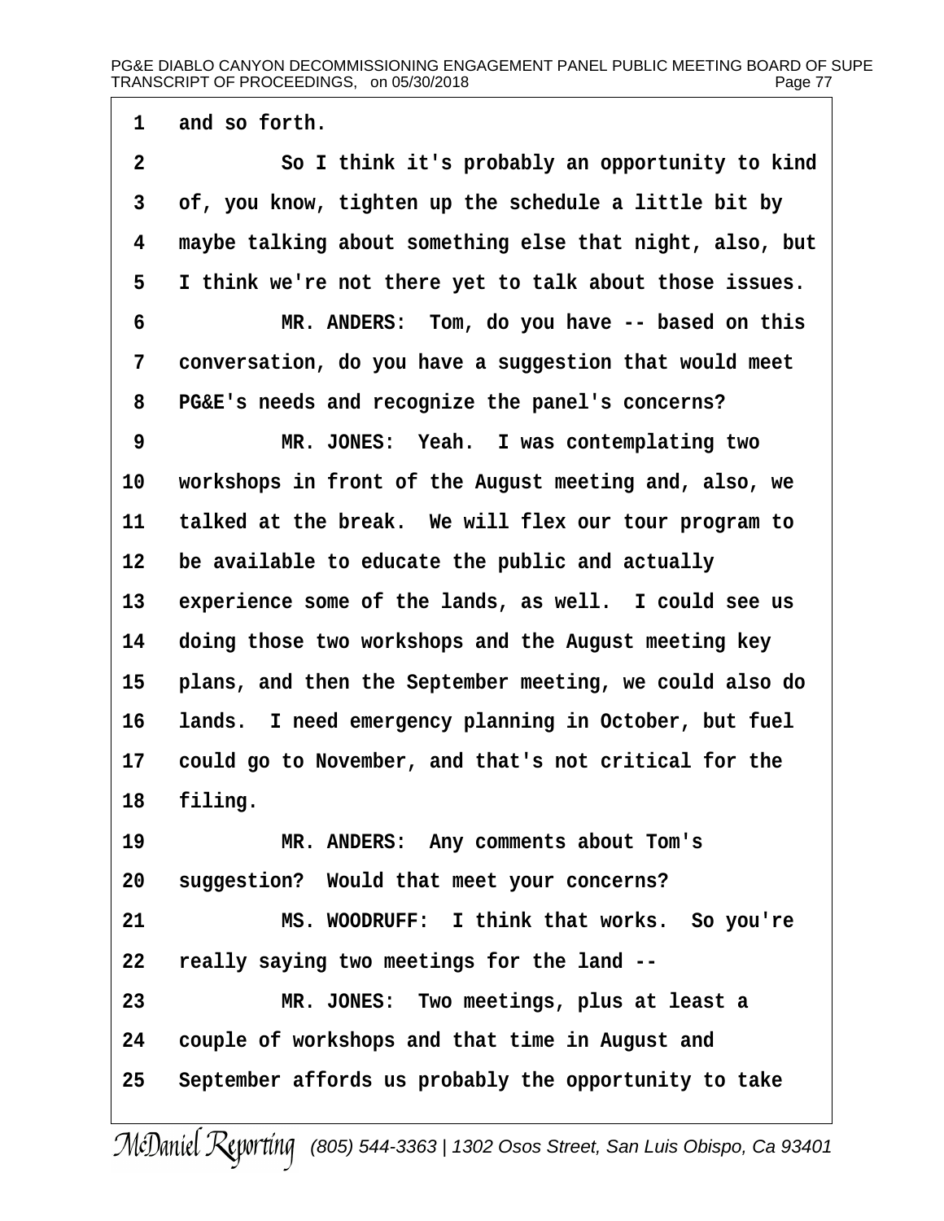1 and so forth.

2 So I think it's probably an opportunity to kind

3 of, you know, tighten up the schedule a little bit by

4 maybe talking about something else that night, also, but

5 I think we're not there yet to talk about those issues.

6 MR. ANDERS: Tom, do you have -- based on this

7 conversation, do you have a suggestion that would meet

8 PG&E's needs and recognize the panel's concerns?

9 MR. JONES: Yeah. I was contemplating two

10 workshops in front of the August meeting and, also, we

11 talked at the break. We will flex our tour program to

12 be available to educate the public and actually

13 experience some of the lands, as well. I could see us

14 doing those two workshops and the August meeting key

15 plans, and then the September meeting, we could also do

16 lands. I need emergency planning in October, but fuel

17 could go to November, and that's not critical for the

18 filing.

19 MR. ANDERS: Any comments about Tom's

20 suggestion? Would that meet your concerns?

21 MS. WOODRUFF: I think that works. So you're

22 really saying two meetings for the land --

23 MR. JONES: Two meetings, plus at least a

24 couple of workshops and that time in August and

25 September affords us probably the opportunity to take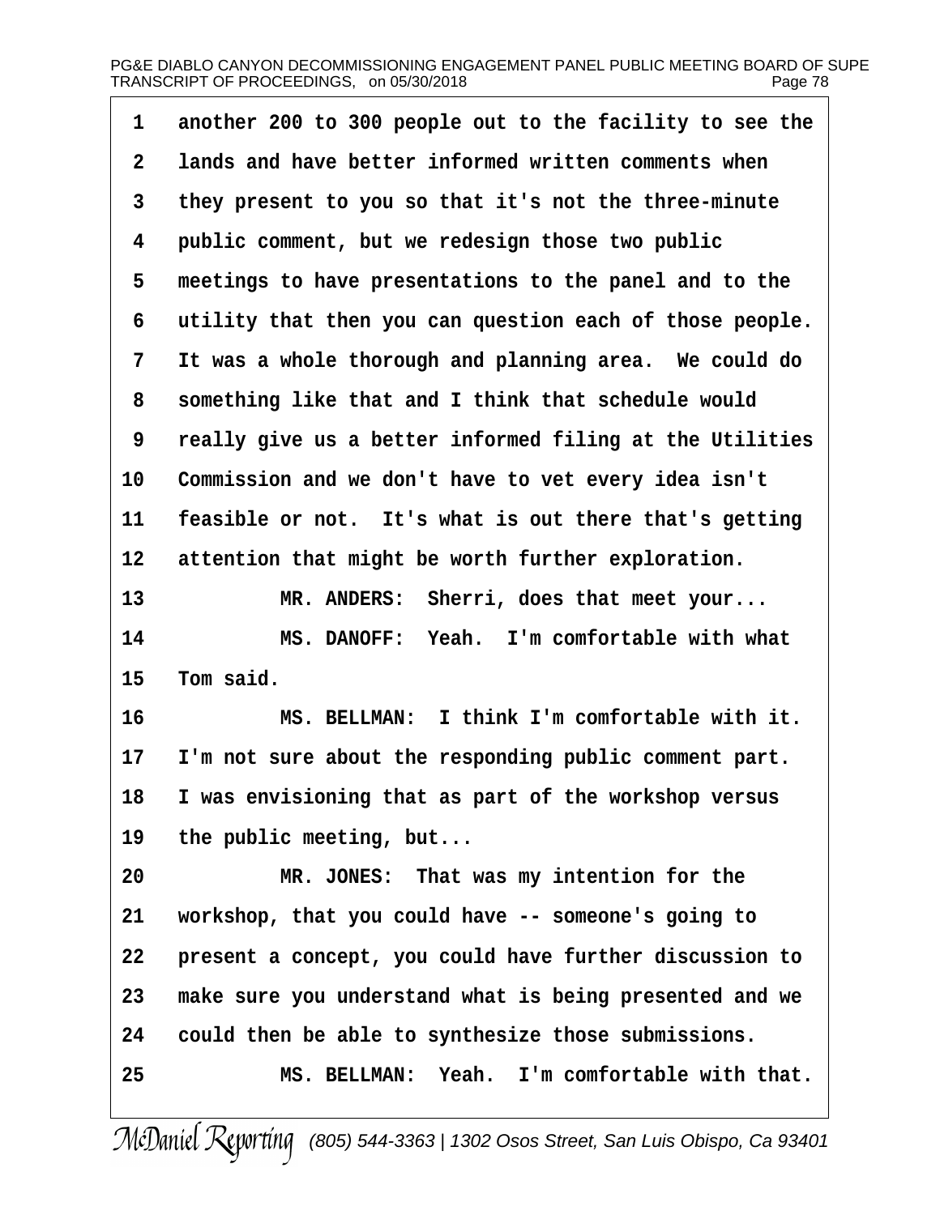another 200 to 300 people out to the facility to see the lands and have better informed written comments when they present to you so that it's not the three-minute public comment, but we redesign those two public meetings to have presentations to the panel and to the utility that then you can question each of those people. It was a whole thorough and planning area. We could do something like that and I think that schedule would really give us a better informed filing at the Utilities Commission and we don't have to vet every idea isn't feasible or not. It's what is out there that's getting attention that might be worth further exploration.

MR. ANDERS: Sherri, does that meet your...

MS. DANOFF: Yeah. I'm comfortable with what Tom said.

MS. BELLMAN: I think I'm comfortable with it. I'm not sure about the responding public comment part. I was envisioning that as part of the workshop versus the public meeting, but...

MR. JONES: That was my intention for the workshop, that you could have -- someone's going to present a concept, you could have further discussion to make sure you understand what is being presented and we could then be able to synthesize those submissions.

MS. BELLMAN: Yeah. I'm comfortable with that.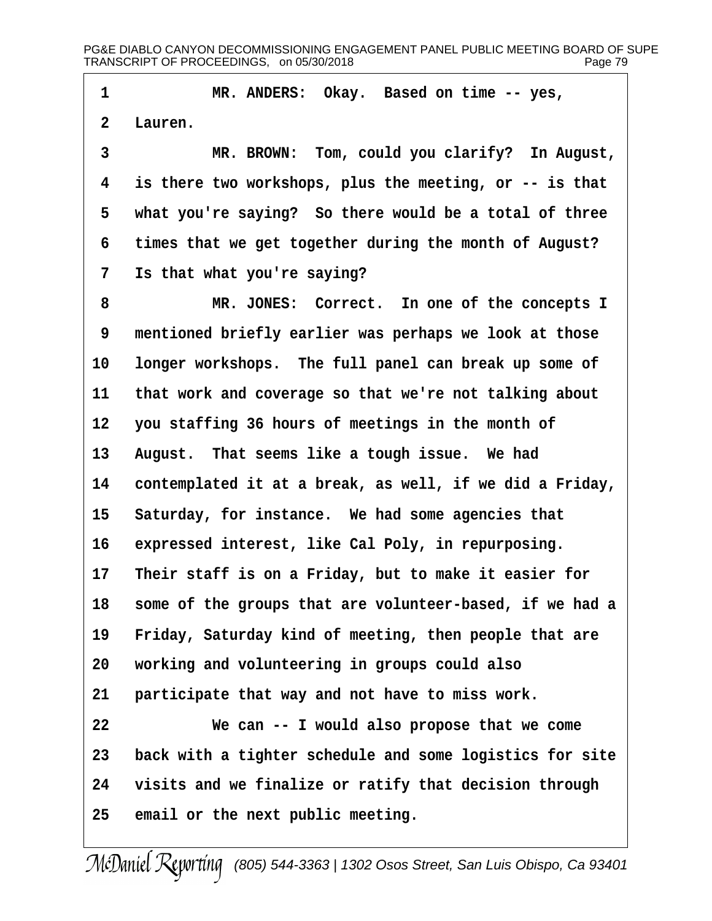MR. ANDERS: Okay. Based on time -- yes, Lauren.

MR. BROWN: Tom, could you clarify? In August, is there two workshops, plus the meeting, or -- is that what you're saying? So there would be a total of three times that we get together during the month of August? Is that what you're saying?

MR. JONES: Correct. In one of the concepts I mentioned briefly earlier was perhaps we look at those longer workshops. The full panel can break up some of that work and coverage so that we're not talking about you staffing 36 hours of meetings in the month of August. That seems like a tough issue. We had contemplated it at a break, as well, if we did a Friday, Saturday, for instance. We had some agencies that expressed interest, like Cal Poly, in repurposing. Their staff is on a Friday, but to make it easier for some of the groups that are volunteer-based, if we had a Friday, Saturday kind of meeting, then people that are working and volunteering in groups could also participate that way and not have to miss work.

We can -- I would also propose that we come back with a tighter schedule and some logistics for site visits and we finalize or ratify that decision through email or the next public meeting.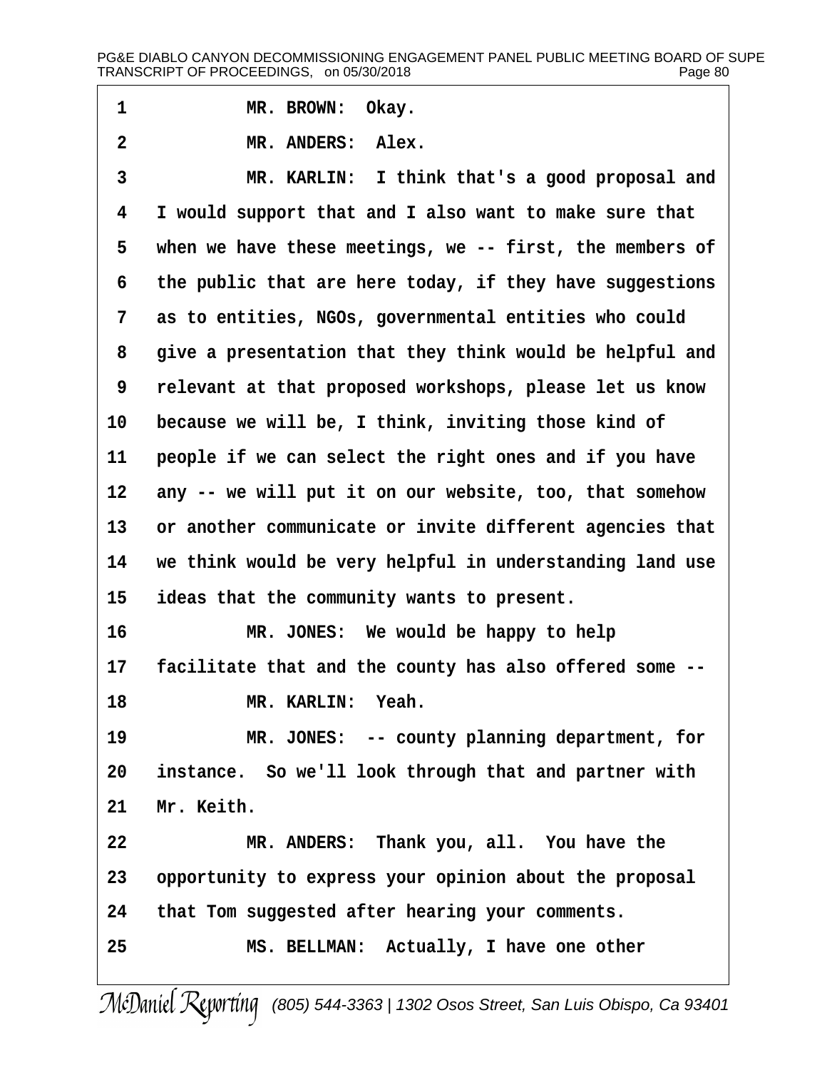MR. BROWN: Okay.

MR. ANDERS: Alex.

MR. KARLIN: I think that's a good proposal and I would support that and I also want to make sure that when we have these meetings, we -- first, the members of the public that are here today, if they have suggestions as to entities, NGOs, governmental entities who could give a presentation that they think would be helpful and relevant at that proposed workshops, please let us know because we will be, I think, inviting those kind of people if we can select the right ones and if you have any -- we will put it on our website, too, that somehow or another communicate or invite different agencies that we think would be very helpful in understanding land use ideas that the community wants to present.

MR. JONES: We would be happy to help facilitate that and the county has also offered some --

MR. KARLIN: Yeah.

MR. JONES: -- county planning department, for instance. So we'll look through that and partner with Mr. Keith.

MR. ANDERS: Thank you, all. You have the opportunity to express your opinion about the proposal that Tom suggested after hearing your comments.

MS. BELLMAN: Actually, I have one other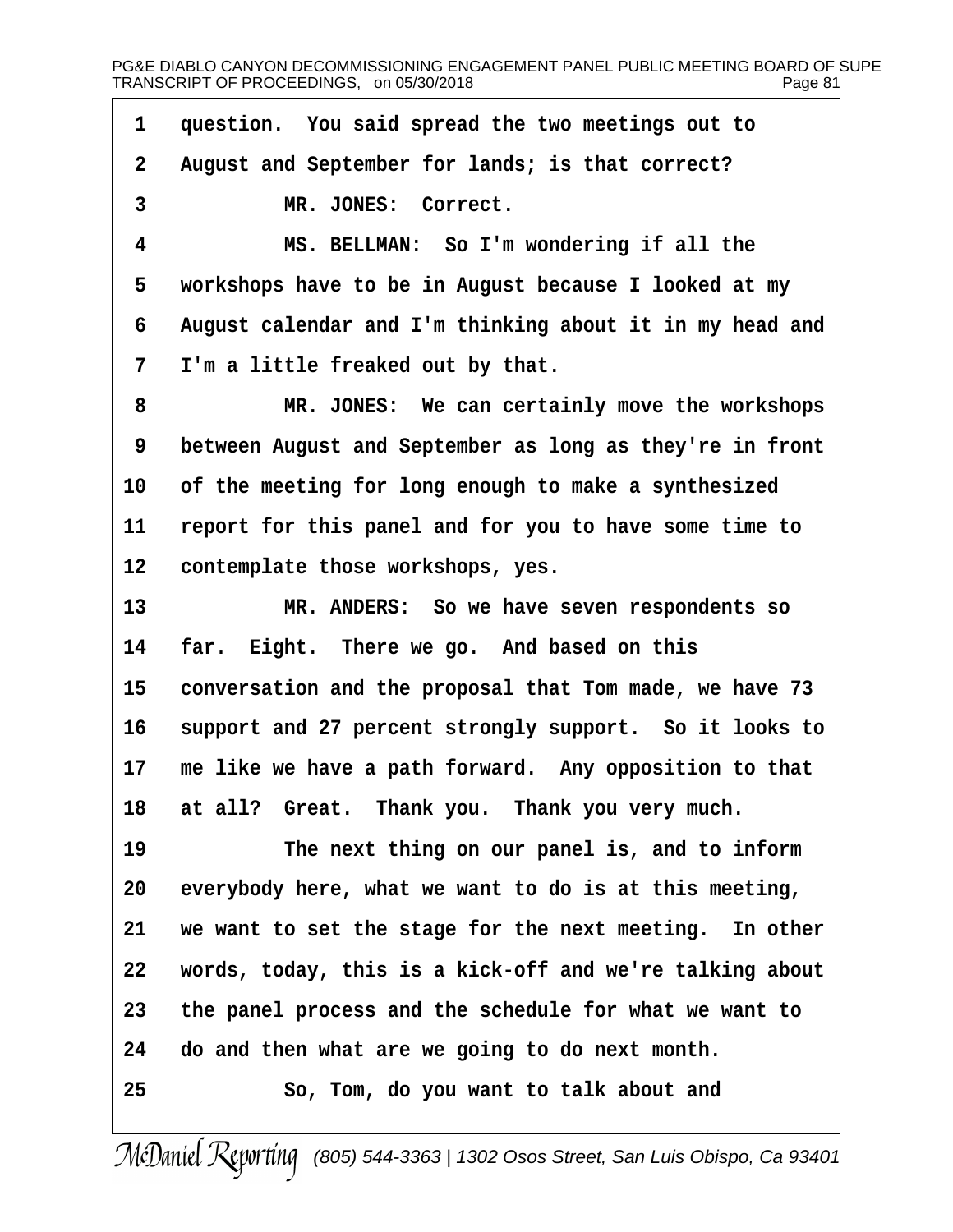1 question. You said spread the two meetings out to
2 August and September for lands; is that correct?
3 MR. JONES: Correct.
4 MS. BELLMAN: So I'm wondering if all the
5 workshops have to be in August because I looked at my
6 August calendar and I'm thinking about it in my head and
7 I'm a little freaked out by that.
8 MR. JONES: We can certainly move the workshops
9 between August and September as long as they're in front
10 of the meeting for long enough to make a synthesized
11 report for this panel and for you to have some time to
12 contemplate those workshops, yes.
13 MR. ANDERS: So we have seven respondents so
14 far. Eight. There we go. And based on this
15 conversation and the proposal that Tom made, we have 73
16 support and 27 percent strongly support. So it looks to
17 me like we have a path forward. Any opposition to that
18 at all? Great. Thank you. Thank you very much.
19 The next thing on our panel is, and to inform
20 everybody here, what we want to do is at this meeting,
21 we want to set the stage for the next meeting. In other
22 words, today, this is a kick-off and we're talking about
23 the panel process and the schedule for what we want to
24 do and then what are we going to do next month.
25 So, Tom, do you want to talk about and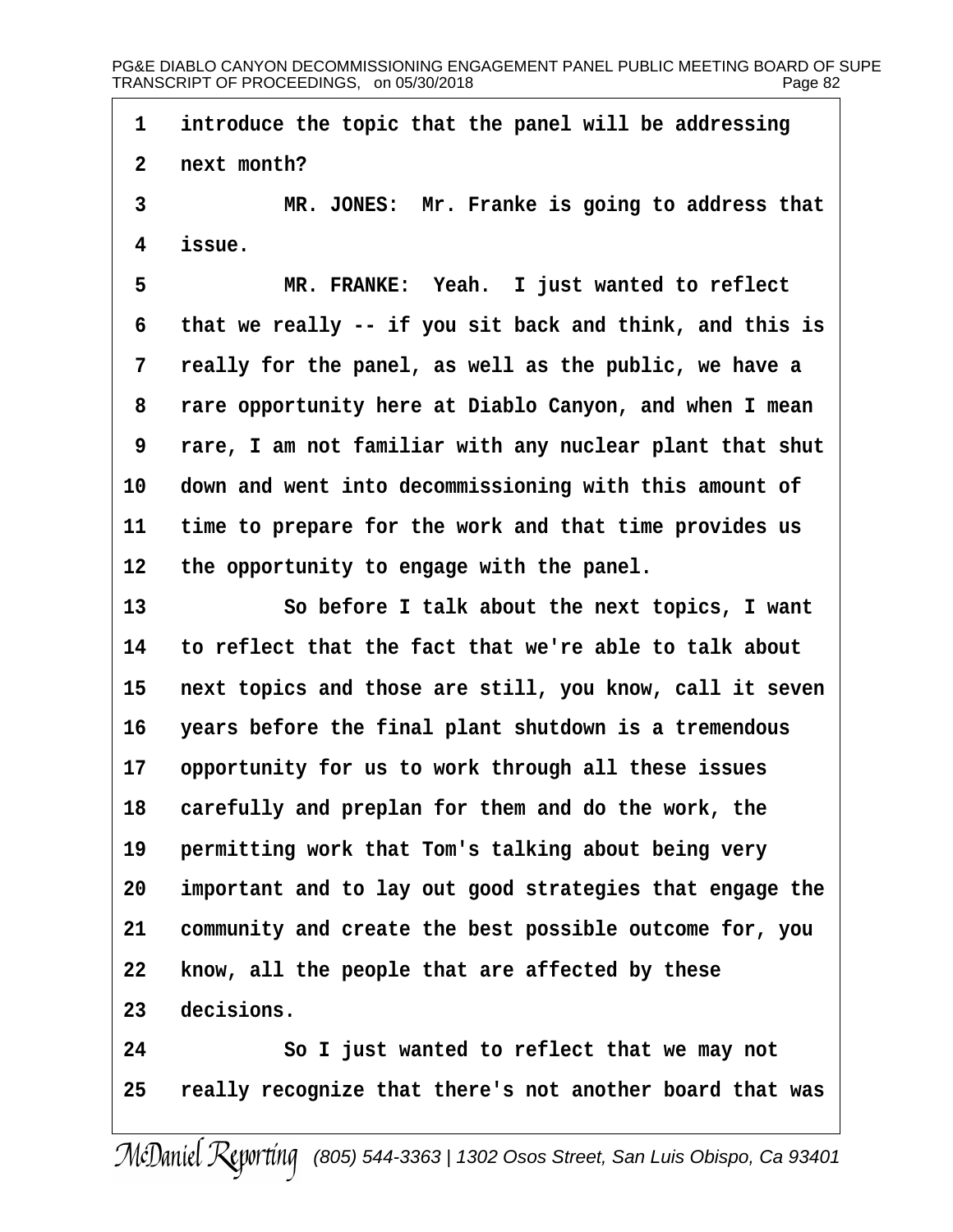1 introduce the topic that the panel will be addressing

2 next month?

3 MR. JONES: Mr. Franke is going to address that

4 issue.

5 MR. FRANKE: Yeah. I just wanted to reflect

6 that we really -- if you sit back and think, and this is

7 really for the panel, as well as the public, we have a

8 rare opportunity here at Diablo Canyon, and when I mean

9 rare, I am not familiar with any nuclear plant that shut

10 down and went into decommissioning with this amount of

11 time to prepare for the work and that time provides us

12 the opportunity to engage with the panel.

13 So before I talk about the next topics, I want

14 to reflect that the fact that we're able to talk about

15 next topics and those are still, you know, call it seven

16 years before the final plant shutdown is a tremendous

17 opportunity for us to work through all these issues

18 carefully and preplan for them and do the work, the

19 permitting work that Tom's talking about being very

20 important and to lay out good strategies that engage the

21 community and create the best possible outcome for, you

22 know, all the people that are affected by these

23 decisions.

24 So I just wanted to reflect that we may not

25 really recognize that there's not another board that was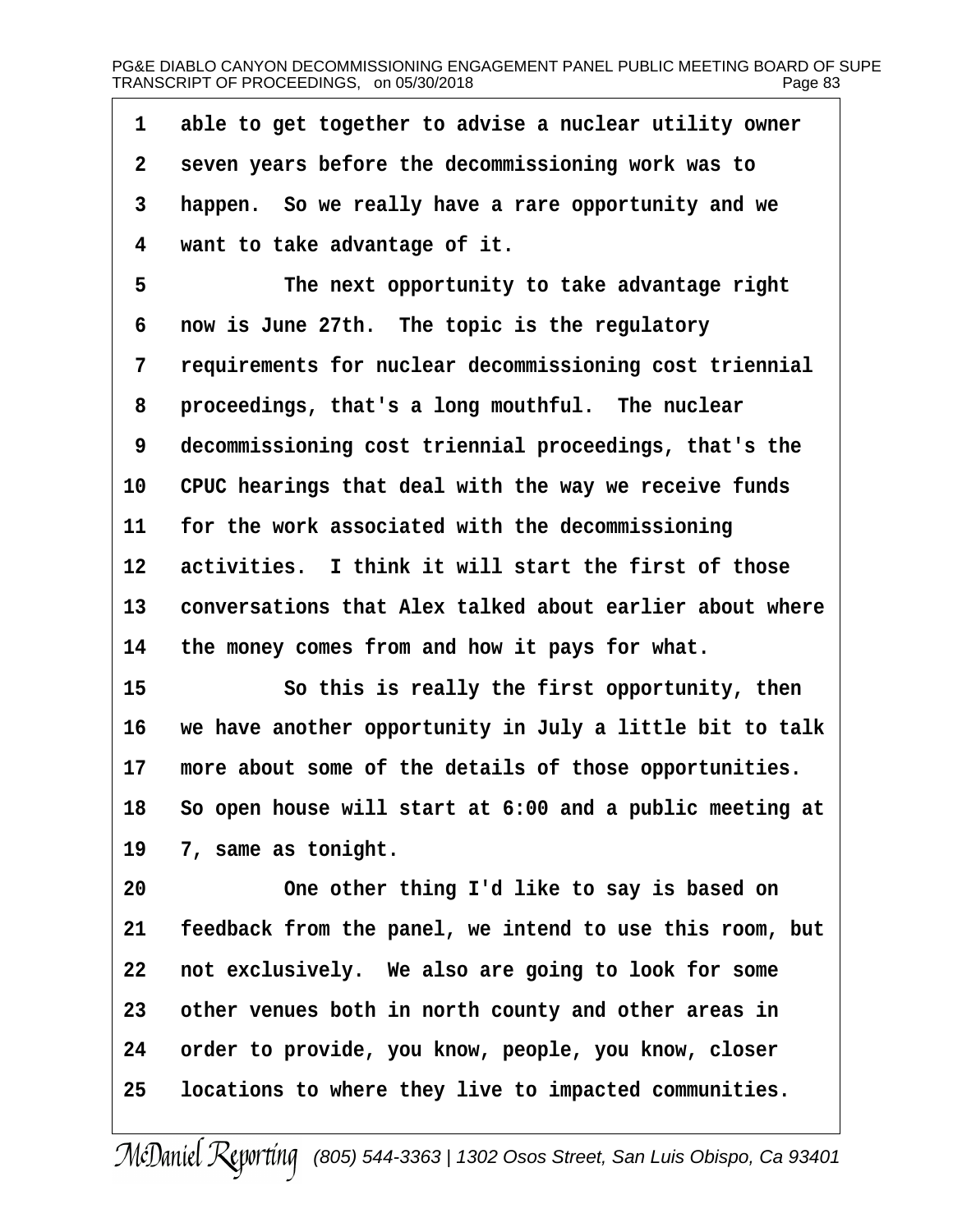1 able to get together to advise a nuclear utility owner
2 seven years before the decommissioning work was to
3 happen. So we really have a rare opportunity and we
4 want to take advantage of it.
5 The next opportunity to take advantage right
6 now is June 27th. The topic is the regulatory
7 requirements for nuclear decommissioning cost triennial
8 proceedings, that's a long mouthful. The nuclear
9 decommissioning cost triennial proceedings, that's the
10 CPUC hearings that deal with the way we receive funds
11 for the work associated with the decommissioning
12 activities. I think it will start the first of those
13 conversations that Alex talked about earlier about where
14 the money comes from and how it pays for what.
15 So this is really the first opportunity, then
16 we have another opportunity in July a little bit to talk
17 more about some of the details of those opportunities.
18 So open house will start at 6:00 and a public meeting at
19 7, same as tonight.
20 One other thing I'd like to say is based on
21 feedback from the panel, we intend to use this room, but
22 not exclusively. We also are going to look for some
23 other venues both in north county and other areas in
24 order to provide, you know, people, you know, closer
25 locations to where they live to impacted communities.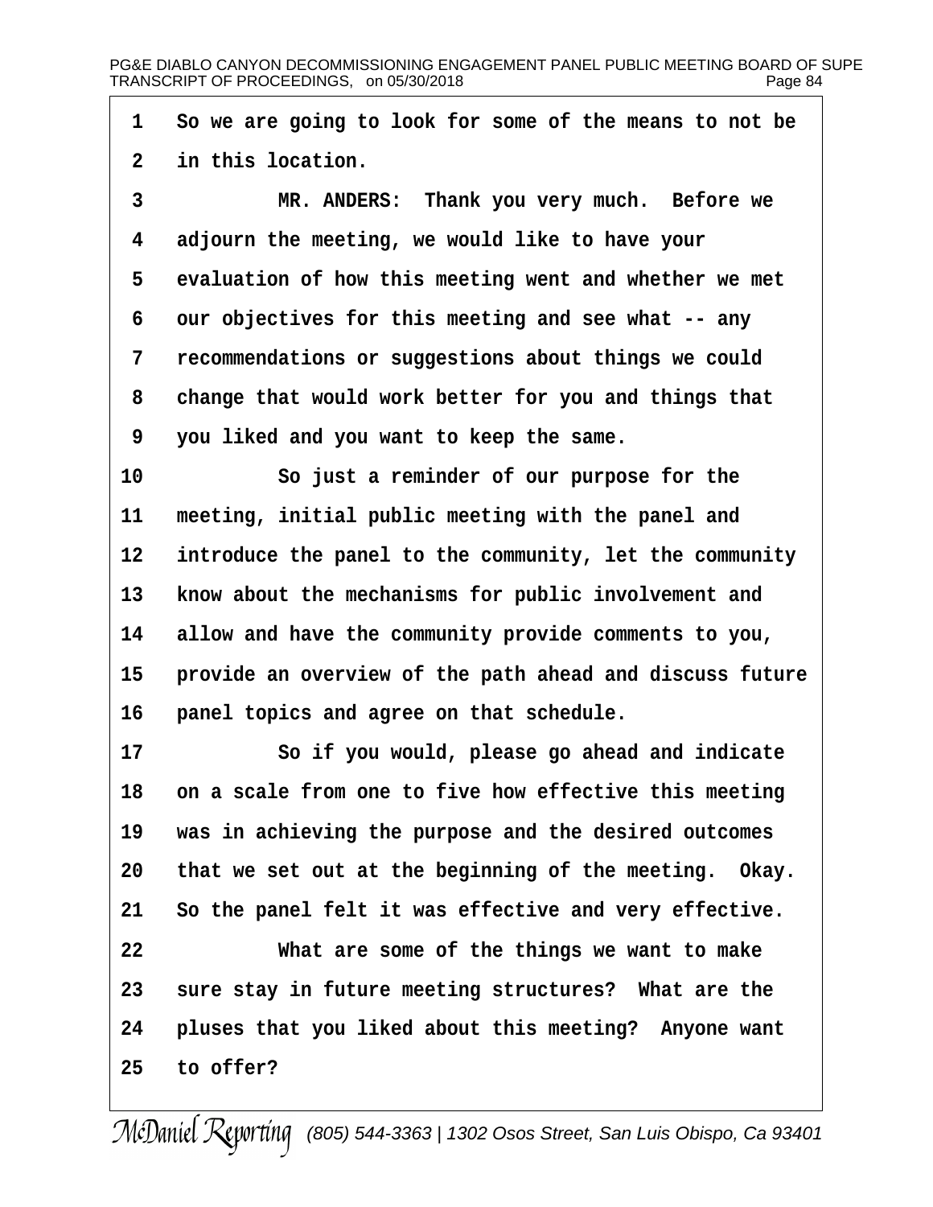1 So we are going to look for some of the means to not be
2 in this location.
3 MR. ANDERS: Thank you very much. Before we
4 adjourn the meeting, we would like to have your
5 evaluation of how this meeting went and whether we met
6 our objectives for this meeting and see what -- any
7 recommendations or suggestions about things we could
8 change that would work better for you and things that
9 you liked and you want to keep the same.
10 So just a reminder of our purpose for the
11 meeting, initial public meeting with the panel and
12 introduce the panel to the community, let the community
13 know about the mechanisms for public involvement and
14 allow and have the community provide comments to you,
15 provide an overview of the path ahead and discuss future
16 panel topics and agree on that schedule.
17 So if you would, please go ahead and indicate
18 on a scale from one to five how effective this meeting
19 was in achieving the purpose and the desired outcomes
20 that we set out at the beginning of the meeting. Okay.
21 So the panel felt it was effective and very effective.
22 What are some of the things we want to make
23 sure stay in future meeting structures? What are the
24 pluses that you liked about this meeting? Anyone want
25 to offer?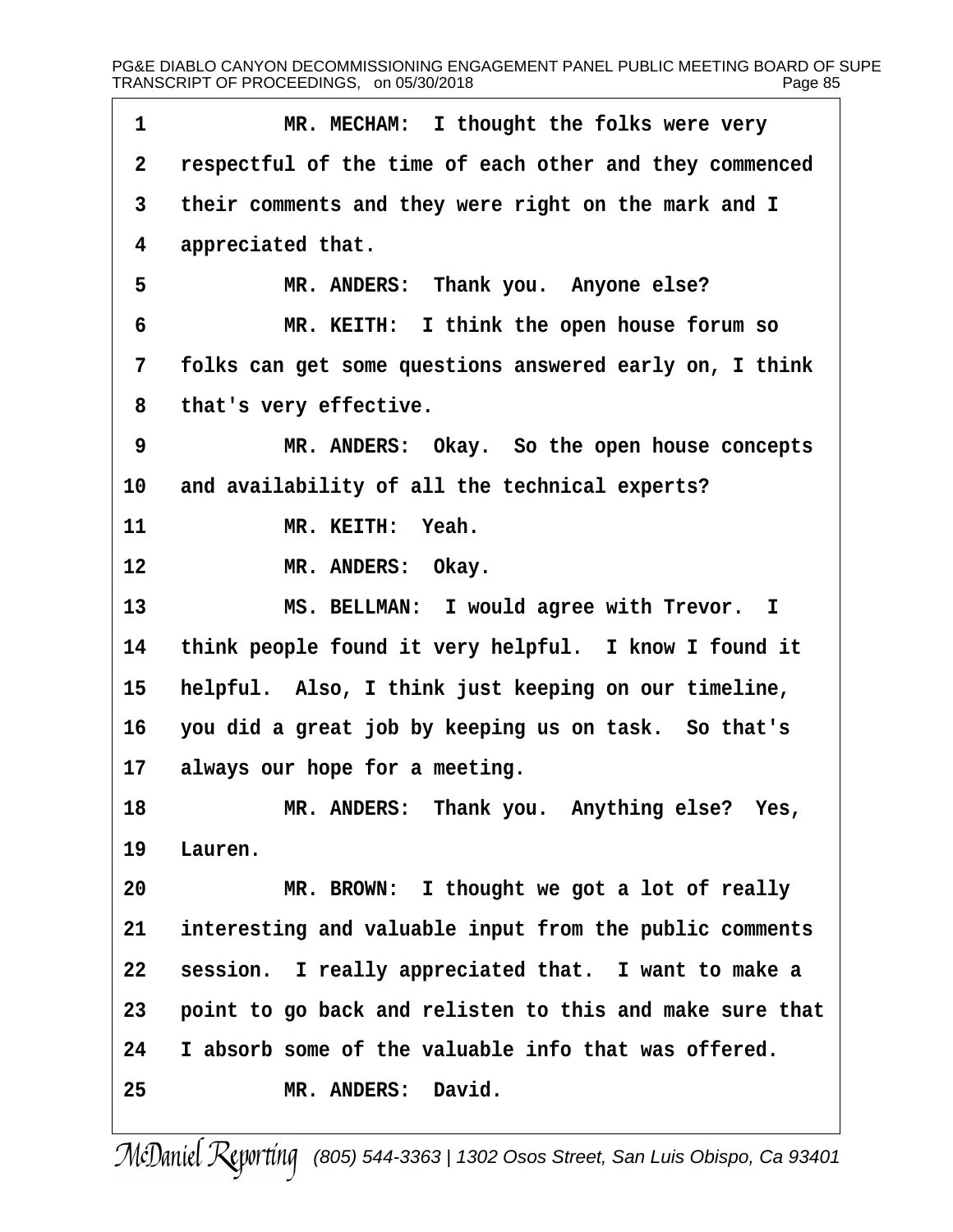1 MR. MECHAM: I thought the folks were very
2 respectful of the time of each other and they commenced
3 their comments and they were right on the mark and I
4 appreciated that.
5 MR. ANDERS: Thank you. Anyone else?
6 MR. KEITH: I think the open house forum so
7 folks can get some questions answered early on, I think
8 that's very effective.
9 MR. ANDERS: Okay. So the open house concepts
10 and availability of all the technical experts?
11 MR. KEITH: Yeah.
12 MR. ANDERS: Okay.
13 MS. BELLMAN: I would agree with Trevor. I
14 think people found it very helpful. I know I found it
15 helpful. Also, I think just keeping on our timeline,
16 you did a great job by keeping us on task. So that's
17 always our hope for a meeting.
18 MR. ANDERS: Thank you. Anything else? Yes,
19 Lauren.
20 MR. BROWN: I thought we got a lot of really
21 interesting and valuable input from the public comments
22 session. I really appreciated that. I want to make a
23 point to go back and relisten to this and make sure that
24 I absorb some of the valuable info that was offered.
25 MR. ANDERS: David.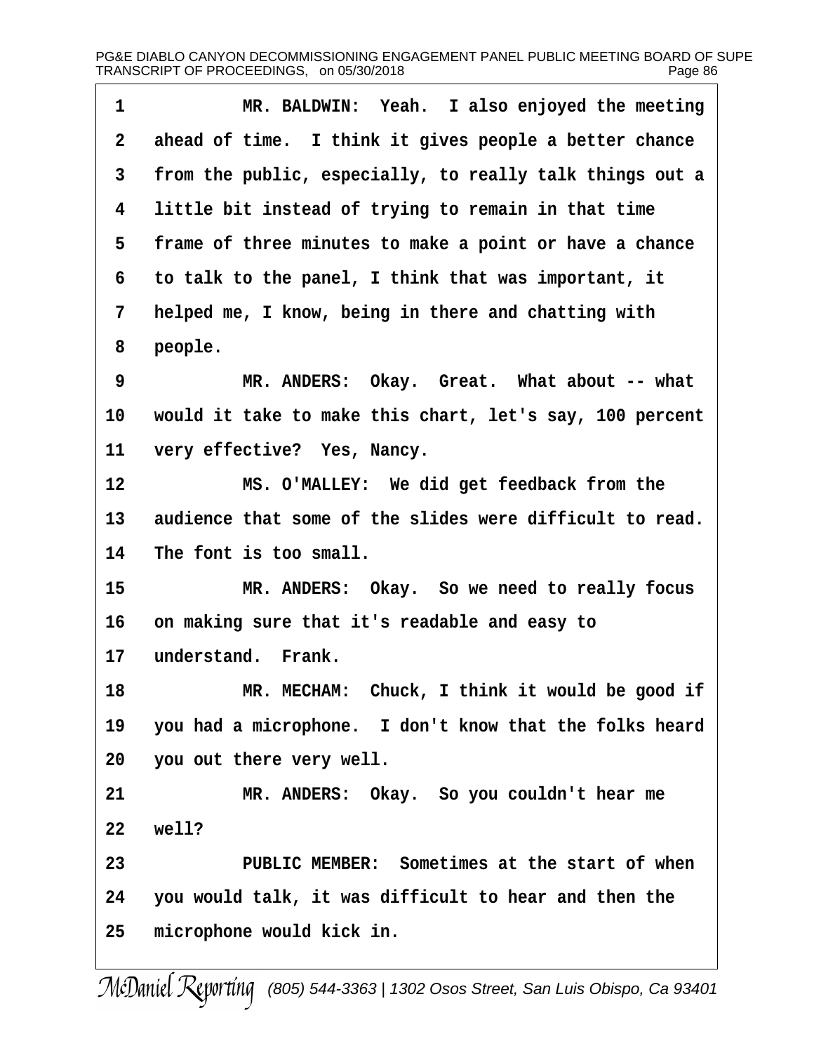MR. BALDWIN: Yeah. I also enjoyed the meeting ahead of time. I think it gives people a better chance from the public, especially, to really talk things out a little bit instead of trying to remain in that time frame of three minutes to make a point or have a chance to talk to the panel, I think that was important, it helped me, I know, being in there and chatting with people.

MR. ANDERS: Okay. Great. What about -- what would it take to make this chart, let's say, 100 percent very effective? Yes, Nancy.

MS. O'MALLEY: We did get feedback from the audience that some of the slides were difficult to read. The font is too small.

MR. ANDERS: Okay. So we need to really focus on making sure that it's readable and easy to understand. Frank.

MR. MECHAM: Chuck, I think it would be good if you had a microphone. I don't know that the folks heard you out there very well.

MR. ANDERS: Okay. So you couldn't hear me well?

PUBLIC MEMBER: Sometimes at the start of when you would talk, it was difficult to hear and then the microphone would kick in.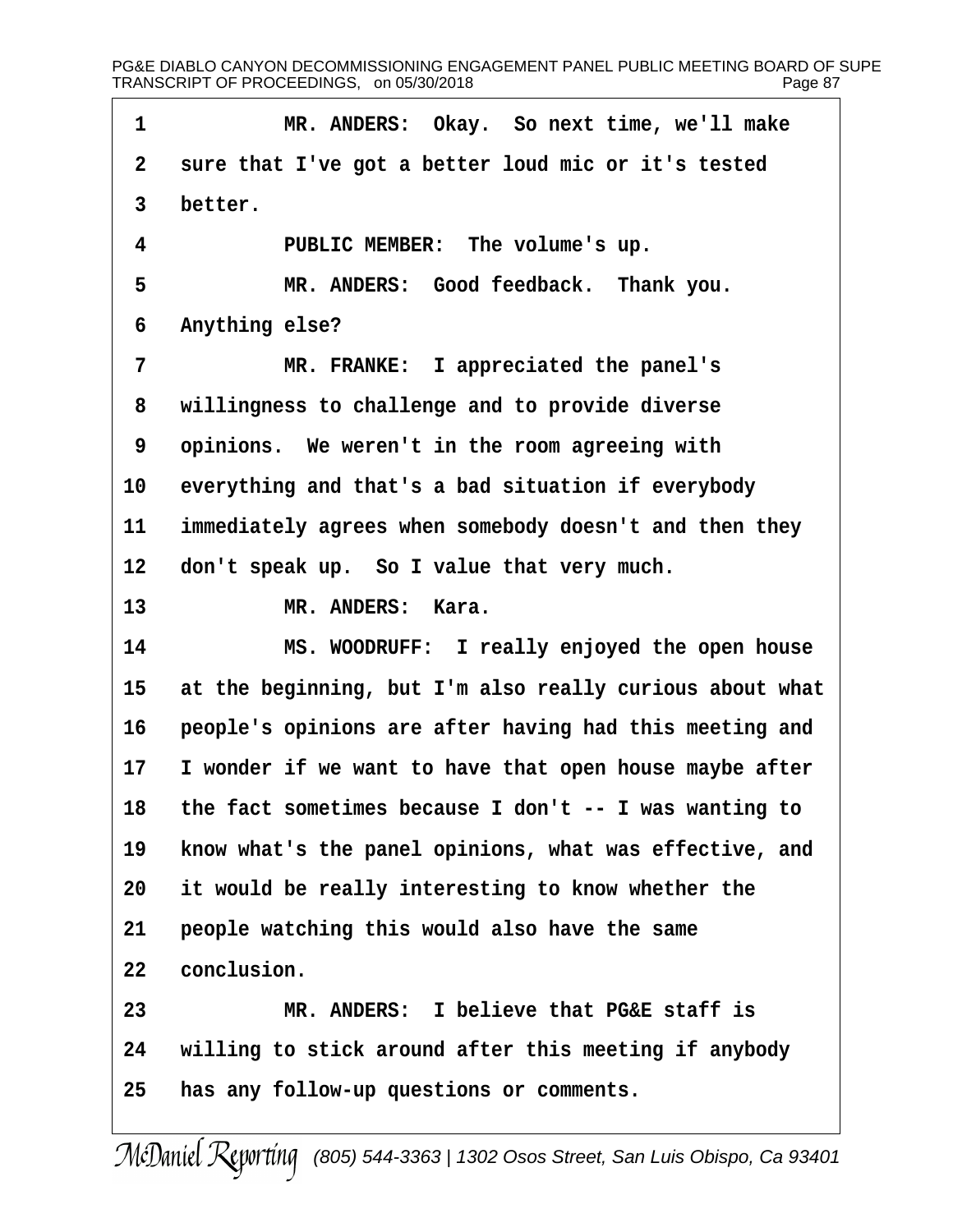MR. ANDERS: Okay. So next time, we'll make sure that I've got a better loud mic or it's tested better.

PUBLIC MEMBER: The volume's up.

MR. ANDERS: Good feedback. Thank you. Anything else?

MR. FRANKE: I appreciated the panel's willingness to challenge and to provide diverse opinions. We weren't in the room agreeing with everything and that's a bad situation if everybody immediately agrees when somebody doesn't and then they don't speak up. So I value that very much.

MR. ANDERS: Kara.

MS. WOODRUFF: I really enjoyed the open house at the beginning, but I'm also really curious about what people's opinions are after having had this meeting and I wonder if we want to have that open house maybe after the fact sometimes because I don't -- I was wanting to know what's the panel opinions, what was effective, and it would be really interesting to know whether the people watching this would also have the same conclusion.

MR. ANDERS: I believe that PG&E staff is willing to stick around after this meeting if anybody has any follow-up questions or comments.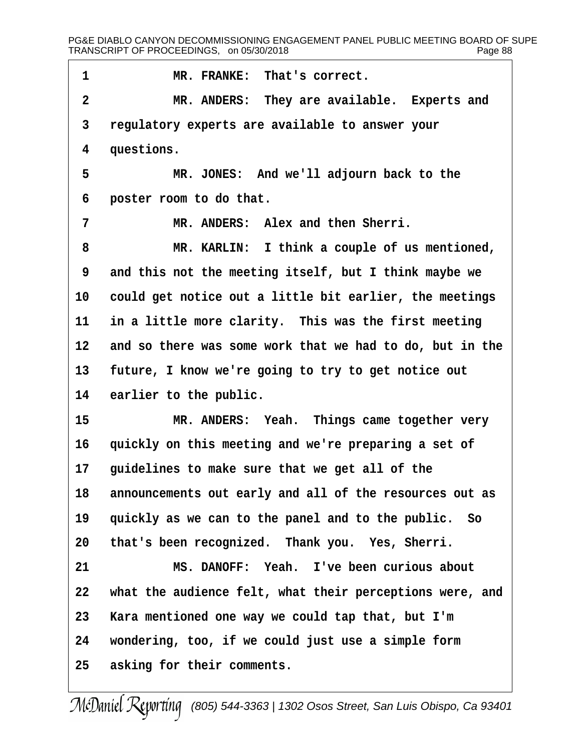MR. FRANKE: That's correct.

MR. ANDERS: They are available. Experts and regulatory experts are available to answer your questions.

MR. JONES: And we'll adjourn back to the poster room to do that.

MR. ANDERS: Alex and then Sherri.

MR. KARLIN: I think a couple of us mentioned, and this not the meeting itself, but I think maybe we could get notice out a little bit earlier, the meetings in a little more clarity. This was the first meeting and so there was some work that we had to do, but in the future, I know we're going to try to get notice out earlier to the public.

MR. ANDERS: Yeah. Things came together very quickly on this meeting and we're preparing a set of guidelines to make sure that we get all of the announcements out early and all of the resources out as quickly as we can to the panel and to the public. So that's been recognized. Thank you. Yes, Sherri.

MS. DANOFF: Yeah. I've been curious about what the audience felt, what their perceptions were, and Kara mentioned one way we could tap that, but I'm wondering, too, if we could just use a simple form asking for their comments.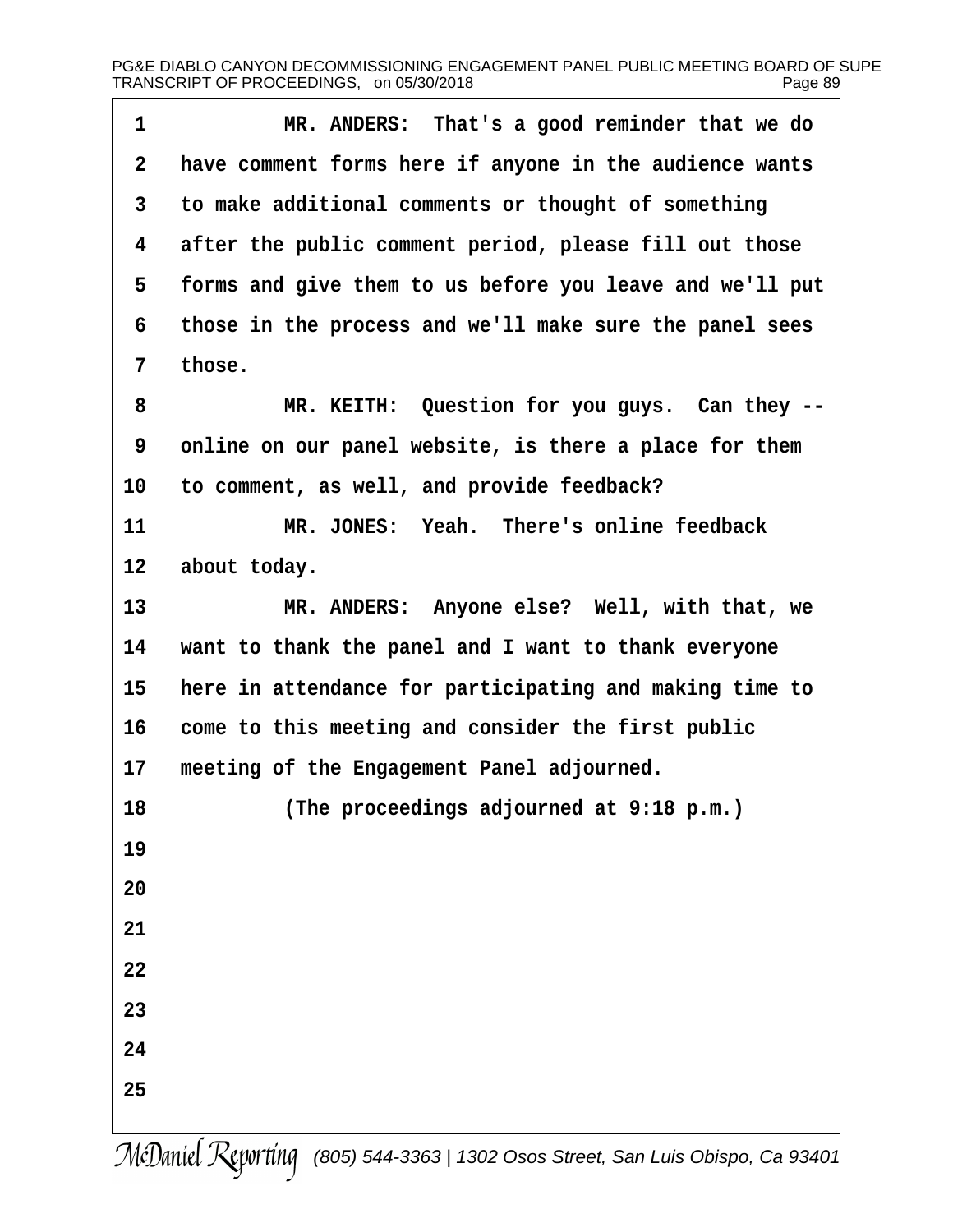MR. ANDERS: That's a good reminder that we do have comment forms here if anyone in the audience wants to make additional comments or thought of something after the public comment period, please fill out those forms and give them to us before you leave and we'll put those in the process and we'll make sure the panel sees those.

MR. KEITH: Question for you guys. Can they -- online on our panel website, is there a place for them to comment, as well, and provide feedback?

MR. JONES: Yeah. There's online feedback about today.

MR. ANDERS: Anyone else? Well, with that, we want to thank the panel and I want to thank everyone here in attendance for participating and making time to come to this meeting and consider the first public meeting of the Engagement Panel adjourned.

(The proceedings adjourned at 9:18 p.m.)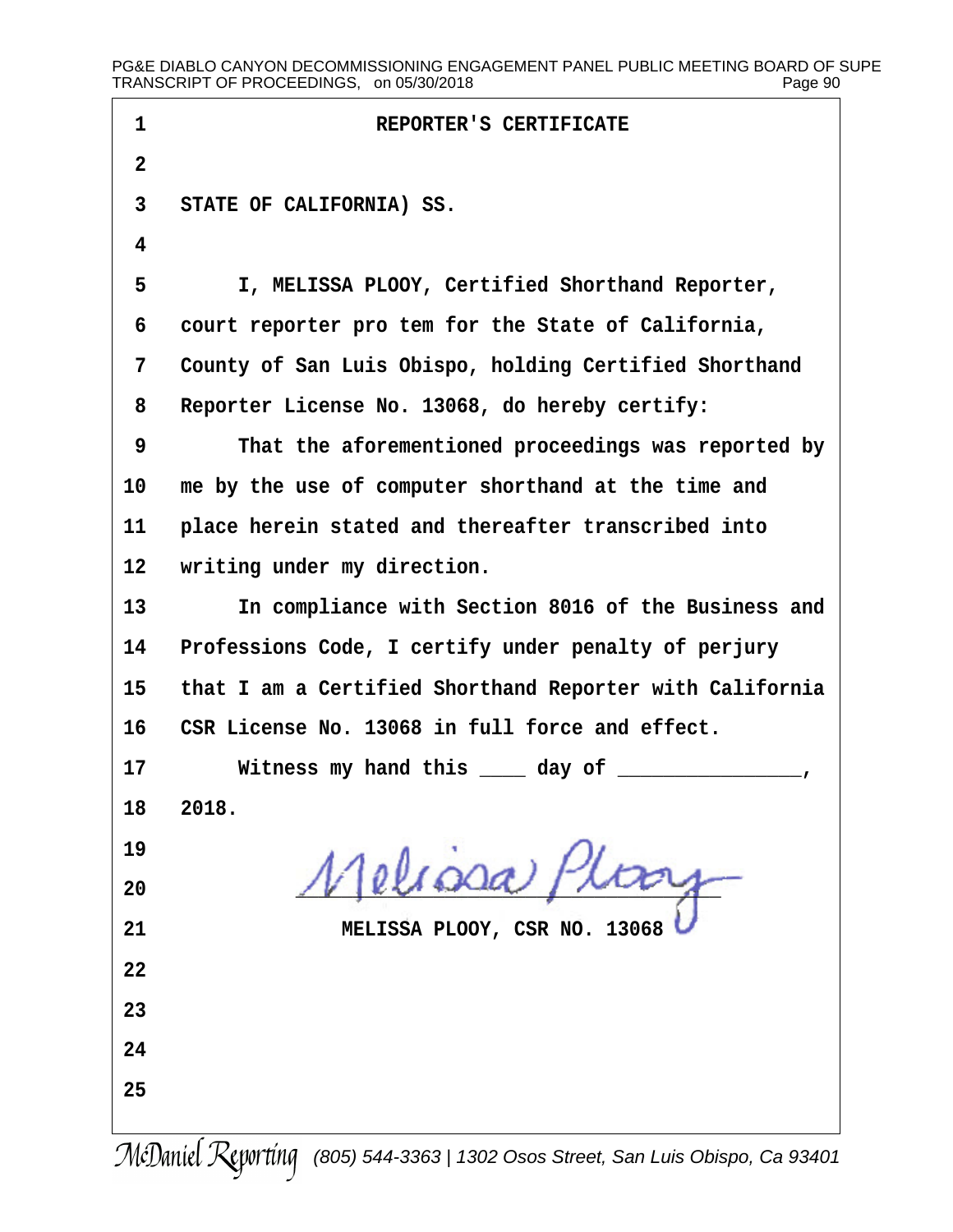# REPORTER'S CERTIFICATE

STATE OF CALIFORNIA) SS.

I, MELISSA PLOOY, Certified Shorthand Reporter, court reporter pro tem for the State of California, County of San Luis Obispo, holding Certified Shorthand Reporter License No. 13068, do hereby certify:

That the aforementioned proceedings was reported by me by the use of computer shorthand at the time and place herein stated and thereafter transcribed into writing under my direction.

In compliance with Section 8016 of the Business and Professions Code, I certify under penalty of perjury that I am a Certified Shorthand Reporter with California CSR License No. 13068 in full force and effect.

Witness my hand this ____ day of _______________, 2018.

Melissa Plooy

MELISSA PLOOY, CSR NO. 13068